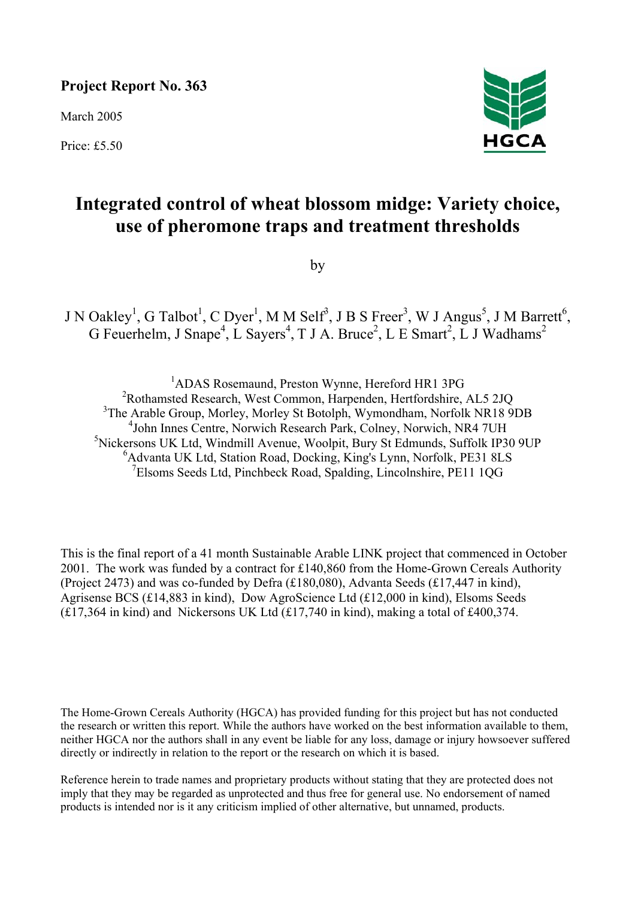**Project Report No. 363**

March 2005

Price: £5.50

HGCA

# Integrated control of wheat blossom midge: Variety choice, use of pheromone traps and treatment thresholds

by

J N Oakley[1], G Talbot[1], C Dyer[1], M M Self[3], J B S Freer[3], W J Angus[5], J M Barrett[6], G Feuerhelm, J Snape[4], L Sayers[4], T J A. Bruce[2], L E Smart[2], L J Wadhams[2]

[1]ADAS Rosemaund, Preston Wynne, Hereford HR1 3PG
[2]Rothamsted Research, West Common, Harpenden, Hertfordshire, AL5 2JQ
[3]The Arable Group, Morley, Morley St Botolph, Wymondham, Norfolk NR18 9DB
[4]John Innes Centre, Norwich Research Park, Colney, Norwich, NR4 7UH
[5]Nickersons UK Ltd, Windmill Avenue, Woolpit, Bury St Edmunds, Suffolk IP30 9UP
[6]Advanta UK Ltd, Station Road, Docking, King's Lynn, Norfolk, PE31 8LS
[7]Elsoms Seeds Ltd, Pinchbeck Road, Spalding, Lincolnshire, PE11 1QG

This is the final report of a 41 month Sustainable Arable LINK project that commenced in October 2001. The work was funded by a contract for £140,860 from the Home-Grown Cereals Authority (Project 2473) and was co-funded by Defra (£180,080), Advanta Seeds (£17,447 in kind), Agrisense BCS (£14,883 in kind), Dow AgroScience Ltd (£12,000 in kind), Elsoms Seeds (£17,364 in kind) and Nickersons UK Ltd (£17,740 in kind), making a total of £400,374.

The Home-Grown Cereals Authority (HGCA) has provided funding for this project but has not conducted the research or written this report. While the authors have worked on the best information available to them, neither HGCA nor the authors shall in any event be liable for any loss, damage or injury howsoever suffered directly or indirectly in relation to the report or the research on which it is based.

Reference herein to trade names and proprietary products without stating that they are protected does not imply that they may be regarded as unprotected and thus free for general use. No endorsement of named products is intended nor is it any criticism implied of other alternative, but unnamed, products.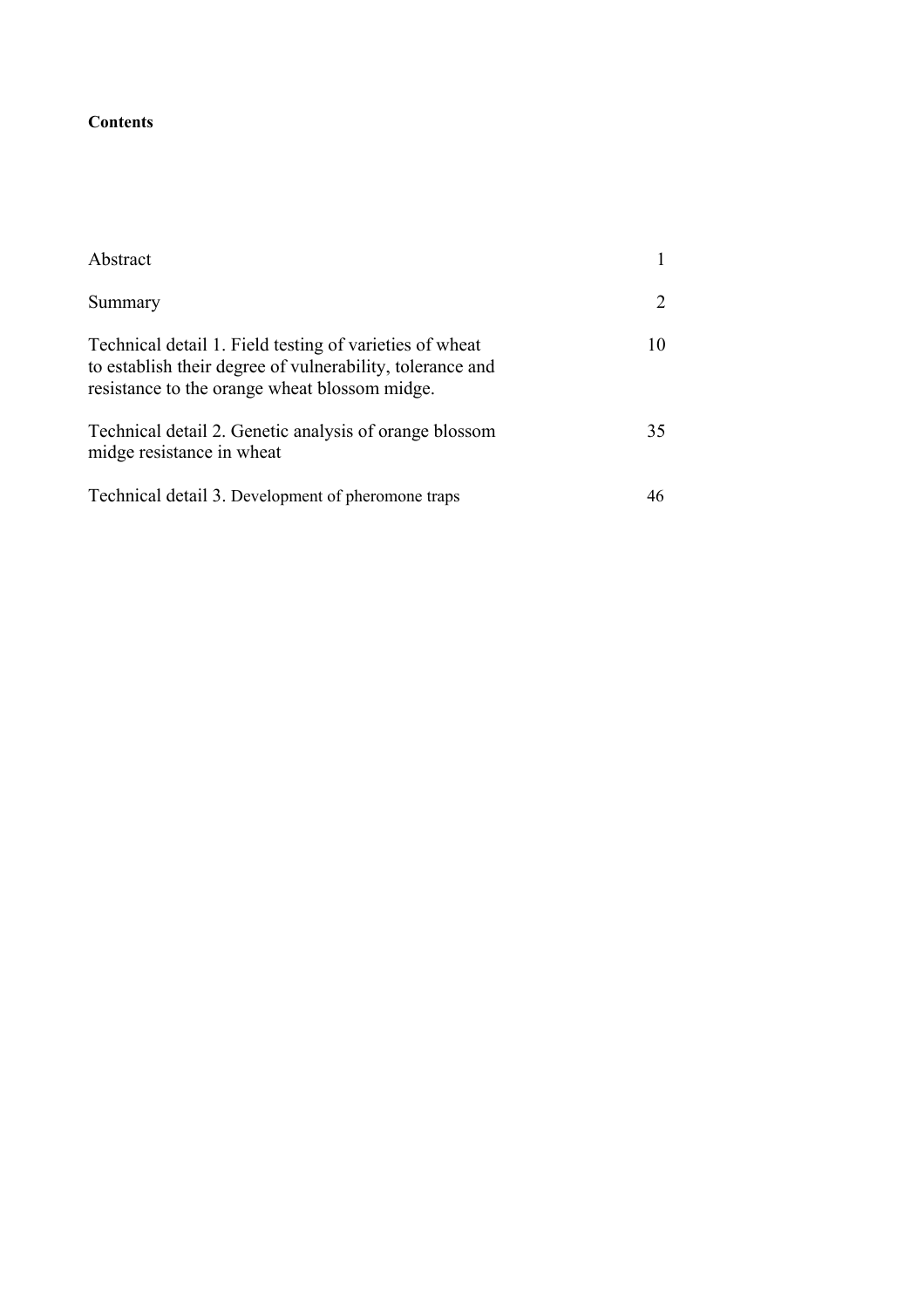**Contents**

| | |
|---|---|
| Abstract | 1 |
| Summary | 2 |
| Technical detail 1. Field testing of varieties of wheat to establish their degree of vulnerability, tolerance and resistance to the orange wheat blossom midge. | 10 |
| Technical detail 2. Genetic analysis of orange blossom midge resistance in wheat | 35 |
| Technical detail 3. Development of pheromone traps | 46 |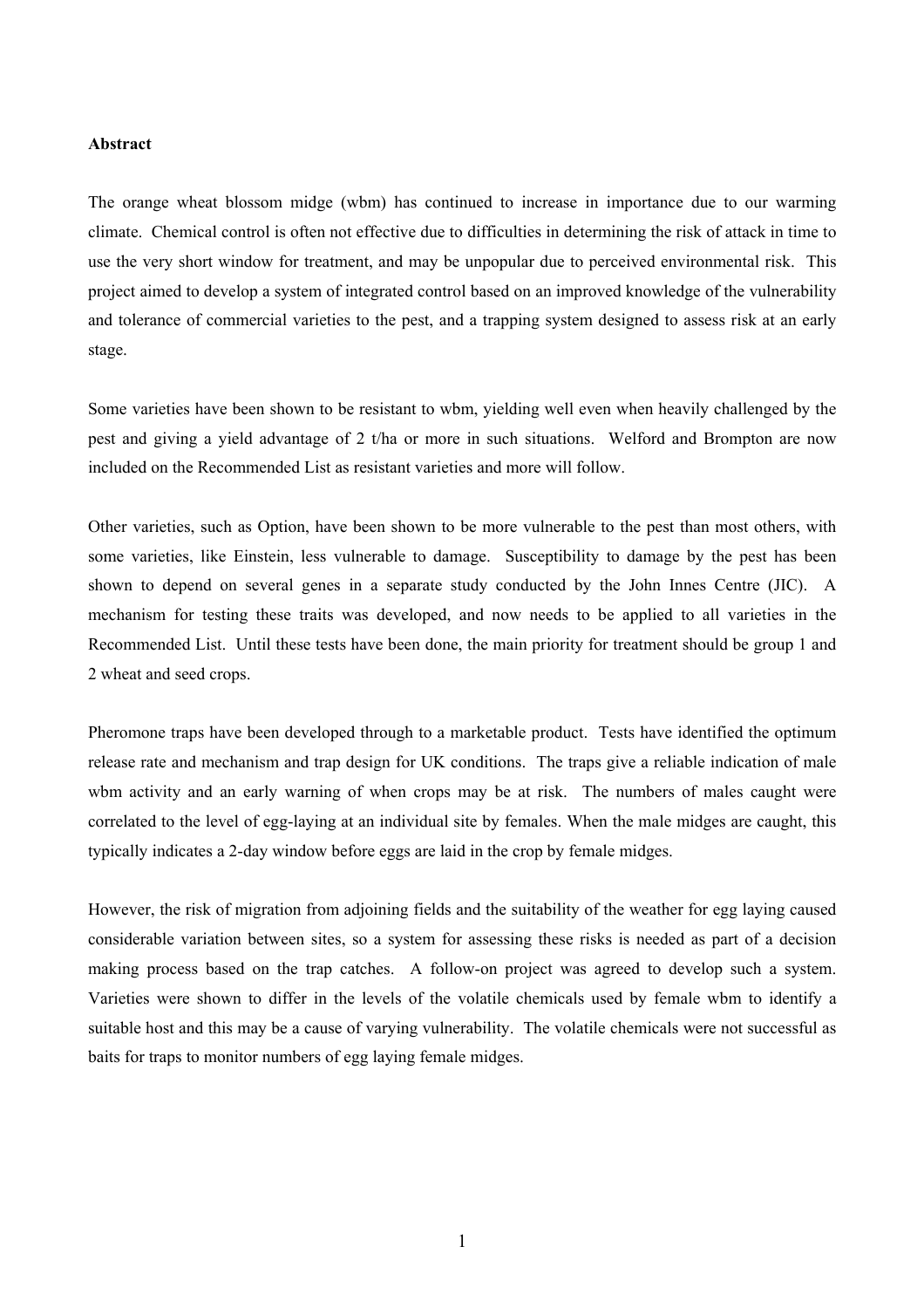**Abstract**

The orange wheat blossom midge (wbm) has continued to increase in importance due to our warming climate. Chemical control is often not effective due to difficulties in determining the risk of attack in time to use the very short window for treatment, and may be unpopular due to perceived environmental risk. This project aimed to develop a system of integrated control based on an improved knowledge of the vulnerability and tolerance of commercial varieties to the pest, and a trapping system designed to assess risk at an early stage.

Some varieties have been shown to be resistant to wbm, yielding well even when heavily challenged by the pest and giving a yield advantage of 2 t/ha or more in such situations. Welford and Brompton are now included on the Recommended List as resistant varieties and more will follow.

Other varieties, such as Option, have been shown to be more vulnerable to the pest than most others, with some varieties, like Einstein, less vulnerable to damage. Susceptibility to damage by the pest has been shown to depend on several genes in a separate study conducted by the John Innes Centre (JIC). A mechanism for testing these traits was developed, and now needs to be applied to all varieties in the Recommended List. Until these tests have been done, the main priority for treatment should be group 1 and 2 wheat and seed crops.

Pheromone traps have been developed through to a marketable product. Tests have identified the optimum release rate and mechanism and trap design for UK conditions. The traps give a reliable indication of male wbm activity and an early warning of when crops may be at risk. The numbers of males caught were correlated to the level of egg-laying at an individual site by females. When the male midges are caught, this typically indicates a 2-day window before eggs are laid in the crop by female midges.

However, the risk of migration from adjoining fields and the suitability of the weather for egg laying caused considerable variation between sites, so a system for assessing these risks is needed as part of a decision making process based on the trap catches. A follow-on project was agreed to develop such a system. Varieties were shown to differ in the levels of the volatile chemicals used by female wbm to identify a suitable host and this may be a cause of varying vulnerability. The volatile chemicals were not successful as baits for traps to monitor numbers of egg laying female midges.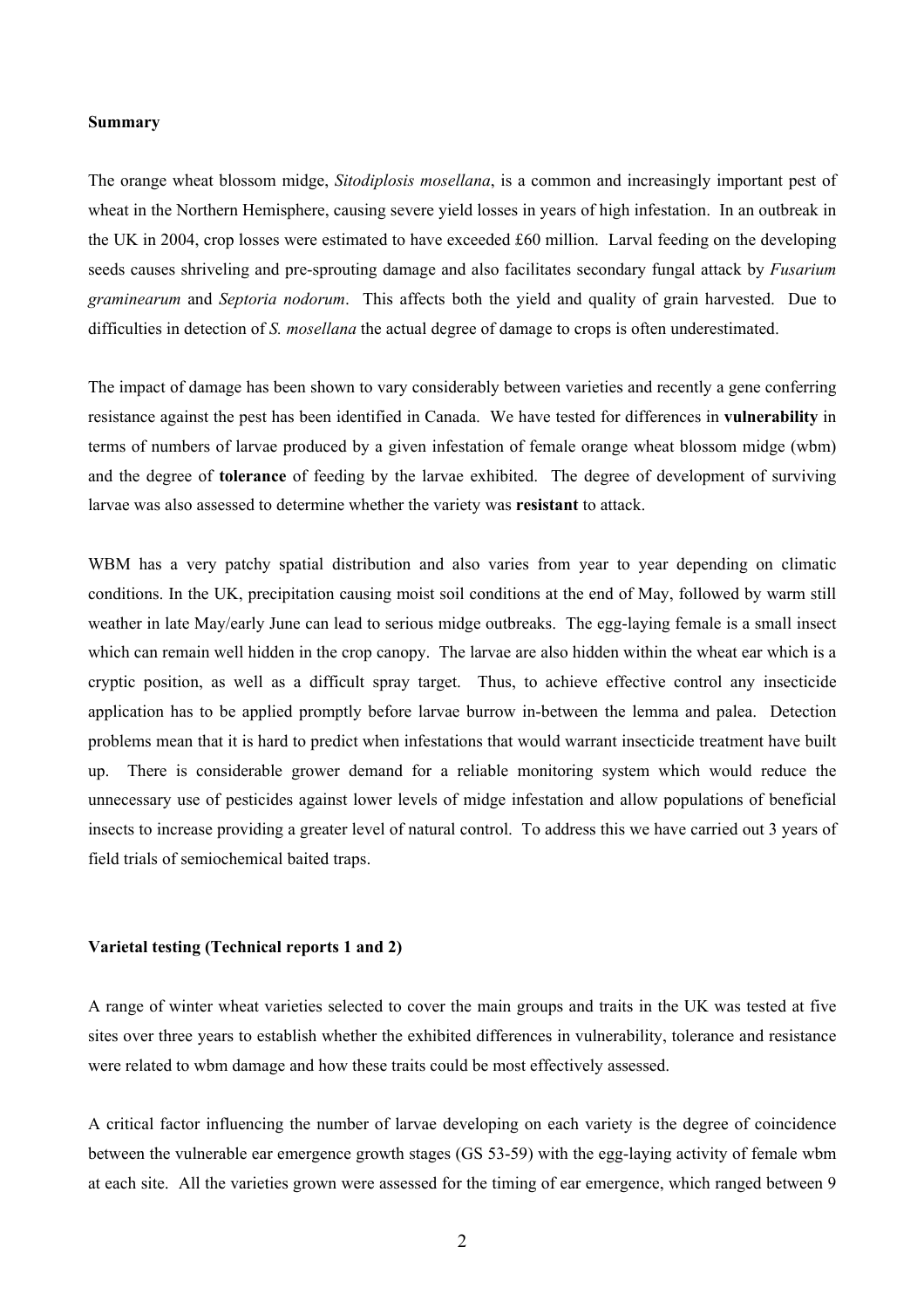**Summary**

The orange wheat blossom midge, *Sitodiplosis mosellana*, is a common and increasingly important pest of wheat in the Northern Hemisphere, causing severe yield losses in years of high infestation. In an outbreak in the UK in 2004, crop losses were estimated to have exceeded £60 million. Larval feeding on the developing seeds causes shriveling and pre-sprouting damage and also facilitates secondary fungal attack by *Fusarium graminearum* and *Septoria nodorum*. This affects both the yield and quality of grain harvested. Due to difficulties in detection of *S. mosellana* the actual degree of damage to crops is often underestimated.

The impact of damage has been shown to vary considerably between varieties and recently a gene conferring resistance against the pest has been identified in Canada. We have tested for differences in **vulnerability** in terms of numbers of larvae produced by a given infestation of female orange wheat blossom midge (wbm) and the degree of **tolerance** of feeding by the larvae exhibited. The degree of development of surviving larvae was also assessed to determine whether the variety was **resistant** to attack.

WBM has a very patchy spatial distribution and also varies from year to year depending on climatic conditions. In the UK, precipitation causing moist soil conditions at the end of May, followed by warm still weather in late May/early June can lead to serious midge outbreaks. The egg-laying female is a small insect which can remain well hidden in the crop canopy. The larvae are also hidden within the wheat ear which is a cryptic position, as well as a difficult spray target. Thus, to achieve effective control any insecticide application has to be applied promptly before larvae burrow in-between the lemma and palea. Detection problems mean that it is hard to predict when infestations that would warrant insecticide treatment have built up. There is considerable grower demand for a reliable monitoring system which would reduce the unnecessary use of pesticides against lower levels of midge infestation and allow populations of beneficial insects to increase providing a greater level of natural control. To address this we have carried out 3 years of field trials of semiochemical baited traps.

**Varietal testing (Technical reports 1 and 2)**

A range of winter wheat varieties selected to cover the main groups and traits in the UK was tested at five sites over three years to establish whether the exhibited differences in vulnerability, tolerance and resistance were related to wbm damage and how these traits could be most effectively assessed.

A critical factor influencing the number of larvae developing on each variety is the degree of coincidence between the vulnerable ear emergence growth stages (GS 53-59) with the egg-laying activity of female wbm at each site. All the varieties grown were assessed for the timing of ear emergence, which ranged between 9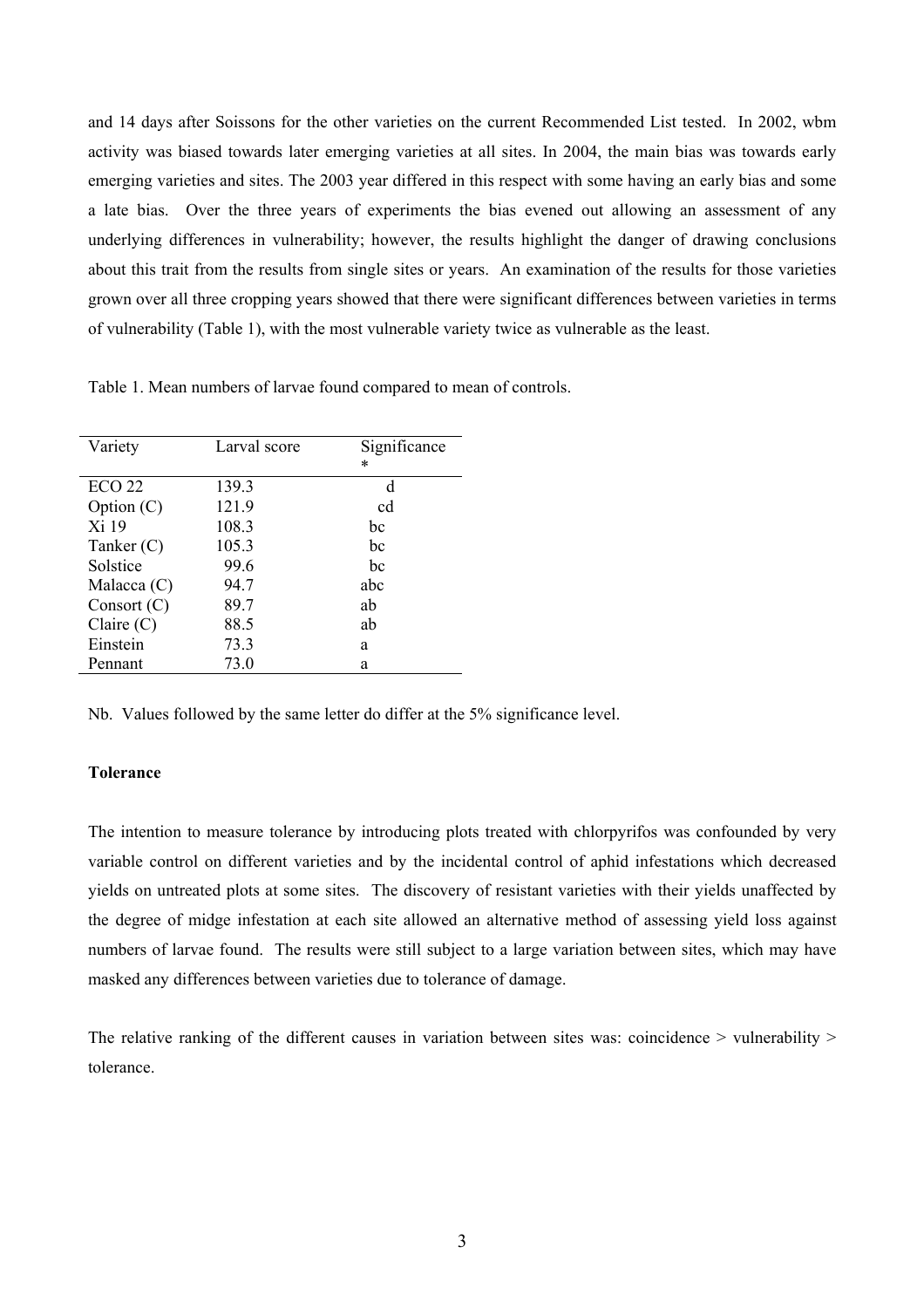and 14 days after Soissons for the other varieties on the current Recommended List tested. In 2002, wbm activity was biased towards later emerging varieties at all sites. In 2004, the main bias was towards early emerging varieties and sites. The 2003 year differed in this respect with some having an early bias and some a late bias. Over the three years of experiments the bias evened out allowing an assessment of any underlying differences in vulnerability; however, the results highlight the danger of drawing conclusions about this trait from the results from single sites or years. An examination of the results for those varieties grown over all three cropping years showed that there were significant differences between varieties in terms of vulnerability (Table 1), with the most vulnerable variety twice as vulnerable as the least.

Table 1. Mean numbers of larvae found compared to mean of controls.

| Variety | Larval score | Significance * |
|---|---|---|
| ECO 22 | 139.3 | d |
| Option (C) | 121.9 | cd |
| Xi 19 | 108.3 | bc |
| Tanker (C) | 105.3 | bc |
| Solstice | 99.6 | bc |
| Malacca (C) | 94.7 | abc |
| Consort (C) | 89.7 | ab |
| Claire (C) | 88.5 | ab |
| Einstein | 73.3 | a |
| Pennant | 73.0 | a |

Nb. Values followed by the same letter do differ at the 5% significance level.

**Tolerance**

The intention to measure tolerance by introducing plots treated with chlorpyrifos was confounded by very variable control on different varieties and by the incidental control of aphid infestations which decreased yields on untreated plots at some sites. The discovery of resistant varieties with their yields unaffected by the degree of midge infestation at each site allowed an alternative method of assessing yield loss against numbers of larvae found. The results were still subject to a large variation between sites, which may have masked any differences between varieties due to tolerance of damage.

The relative ranking of the different causes in variation between sites was: coincidence > vulnerability > tolerance.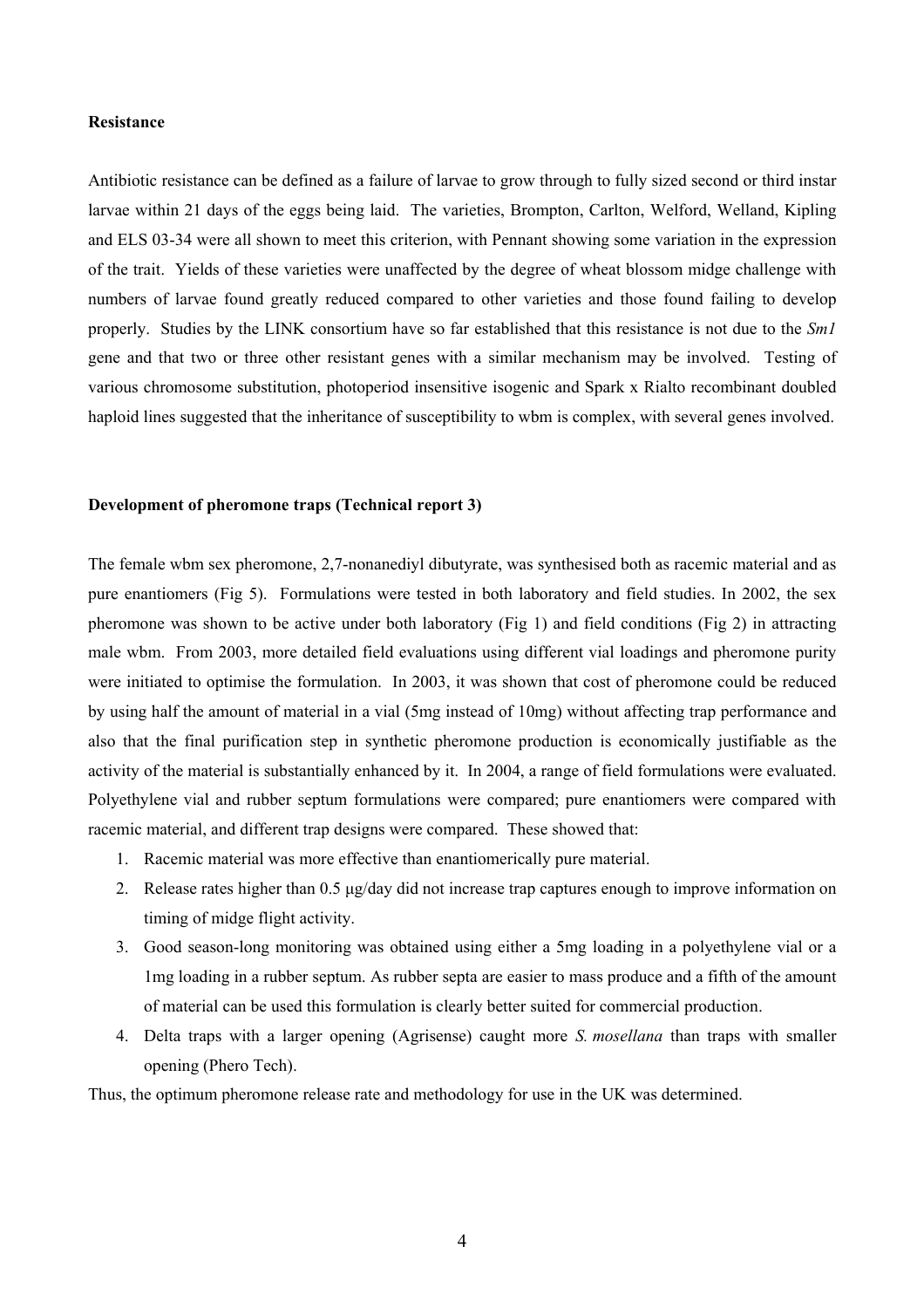**Resistance**

Antibiotic resistance can be defined as a failure of larvae to grow through to fully sized second or third instar larvae within 21 days of the eggs being laid. The varieties, Brompton, Carlton, Welford, Welland, Kipling and ELS 03-34 were all shown to meet this criterion, with Pennant showing some variation in the expression of the trait. Yields of these varieties were unaffected by the degree of wheat blossom midge challenge with numbers of larvae found greatly reduced compared to other varieties and those found failing to develop properly. Studies by the LINK consortium have so far established that this resistance is not due to the *Sm1* gene and that two or three other resistant genes with a similar mechanism may be involved. Testing of various chromosome substitution, photoperiod insensitive isogenic and Spark x Rialto recombinant doubled haploid lines suggested that the inheritance of susceptibility to wbm is complex, with several genes involved.

**Development of pheromone traps (Technical report 3)**

The female wbm sex pheromone, 2,7-nonanediyl dibutyrate, was synthesised both as racemic material and as pure enantiomers (Fig 5). Formulations were tested in both laboratory and field studies. In 2002, the sex pheromone was shown to be active under both laboratory (Fig 1) and field conditions (Fig 2) in attracting male wbm. From 2003, more detailed field evaluations using different vial loadings and pheromone purity were initiated to optimise the formulation. In 2003, it was shown that cost of pheromone could be reduced by using half the amount of material in a vial (5mg instead of 10mg) without affecting trap performance and also that the final purification step in synthetic pheromone production is economically justifiable as the activity of the material is substantially enhanced by it. In 2004, a range of field formulations were evaluated. Polyethylene vial and rubber septum formulations were compared; pure enantiomers were compared with racemic material, and different trap designs were compared. These showed that:

1. Racemic material was more effective than enantiomerically pure material.
2. Release rates higher than 0.5 µg/day did not increase trap captures enough to improve information on timing of midge flight activity.
3. Good season-long monitoring was obtained using either a 5mg loading in a polyethylene vial or a 1mg loading in a rubber septum. As rubber septa are easier to mass produce and a fifth of the amount of material can be used this formulation is clearly better suited for commercial production.
4. Delta traps with a larger opening (Agrisense) caught more *S. mosellana* than traps with smaller opening (Phero Tech).

Thus, the optimum pheromone release rate and methodology for use in the UK was determined.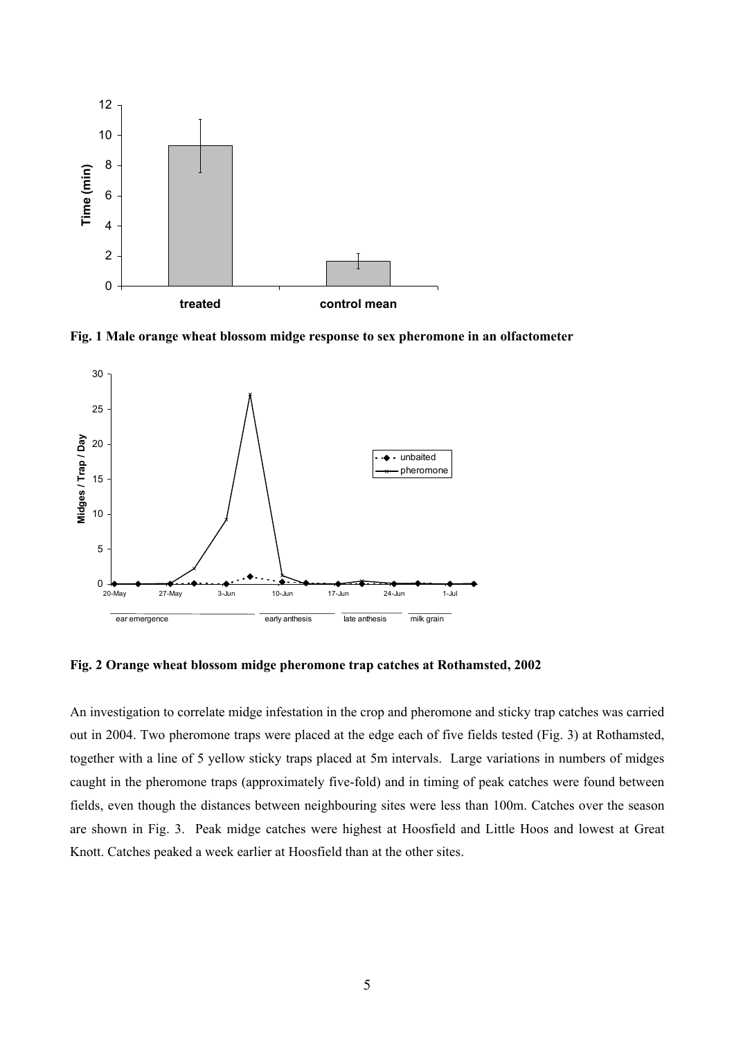**Fig. 1 Male orange wheat blossom midge response to sex pheromone in an olfactometer**

**Fig. 2 Orange wheat blossom midge pheromone trap catches at Rothamsted, 2002**

An investigation to correlate midge infestation in the crop and pheromone and sticky trap catches was carried out in 2004. Two pheromone traps were placed at the edge each of five fields tested (Fig. 3) at Rothamsted, together with a line of 5 yellow sticky traps placed at 5m intervals. Large variations in numbers of midges caught in the pheromone traps (approximately five-fold) and in timing of peak catches were found between fields, even though the distances between neighbouring sites were less than 100m. Catches over the season are shown in Fig. 3. Peak midge catches were highest at Hoosfield and Little Hoos and lowest at Great Knott. Catches peaked a week earlier at Hoosfield than at the other sites.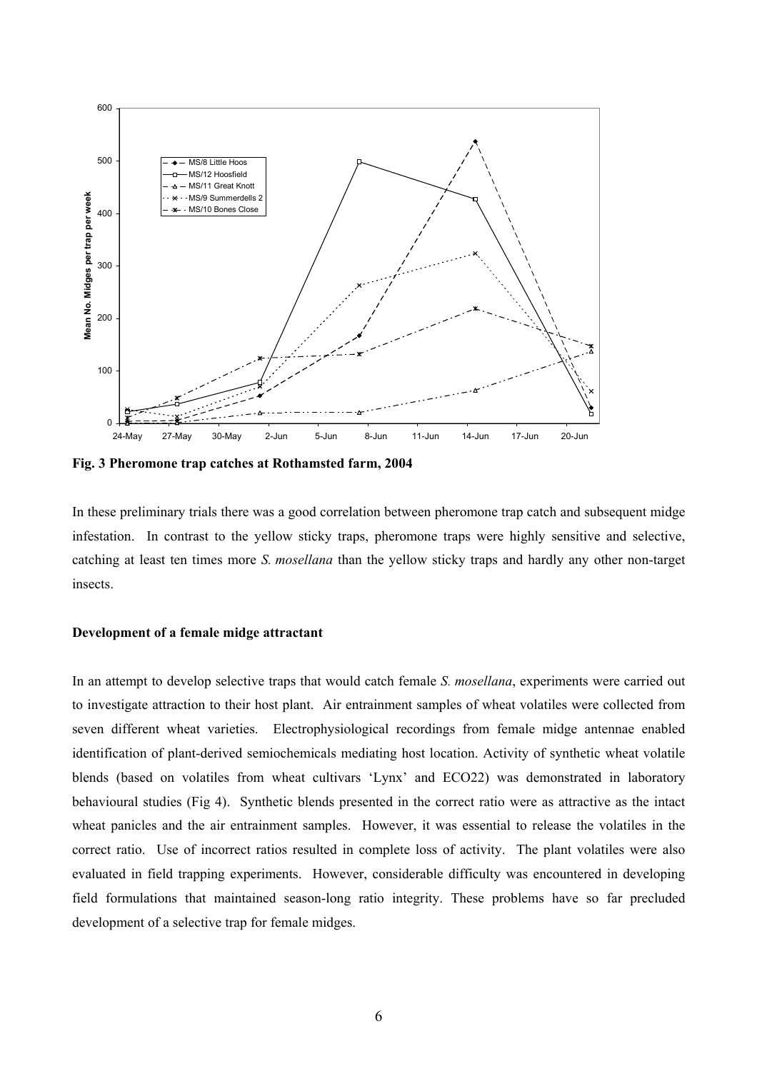**Fig. 3 Pheromone trap catches at Rothamsted farm, 2004**

In these preliminary trials there was a good correlation between pheromone trap catch and subsequent midge infestation. In contrast to the yellow sticky traps, pheromone traps were highly sensitive and selective, catching at least ten times more *S. mosellana* than the yellow sticky traps and hardly any other non-target insects.

**Development of a female midge attractant**

In an attempt to develop selective traps that would catch female *S. mosellana*, experiments were carried out to investigate attraction to their host plant. Air entrainment samples of wheat volatiles were collected from seven different wheat varieties. Electrophysiological recordings from female midge antennae enabled identification of plant-derived semiochemicals mediating host location. Activity of synthetic wheat volatile blends (based on volatiles from wheat cultivars 'Lynx' and ECO22) was demonstrated in laboratory behavioural studies (Fig 4). Synthetic blends presented in the correct ratio were as attractive as the intact wheat panicles and the air entrainment samples. However, it was essential to release the volatiles in the correct ratio. Use of incorrect ratios resulted in complete loss of activity. The plant volatiles were also evaluated in field trapping experiments. However, considerable difficulty was encountered in developing field formulations that maintained season-long ratio integrity. These problems have so far precluded development of a selective trap for female midges.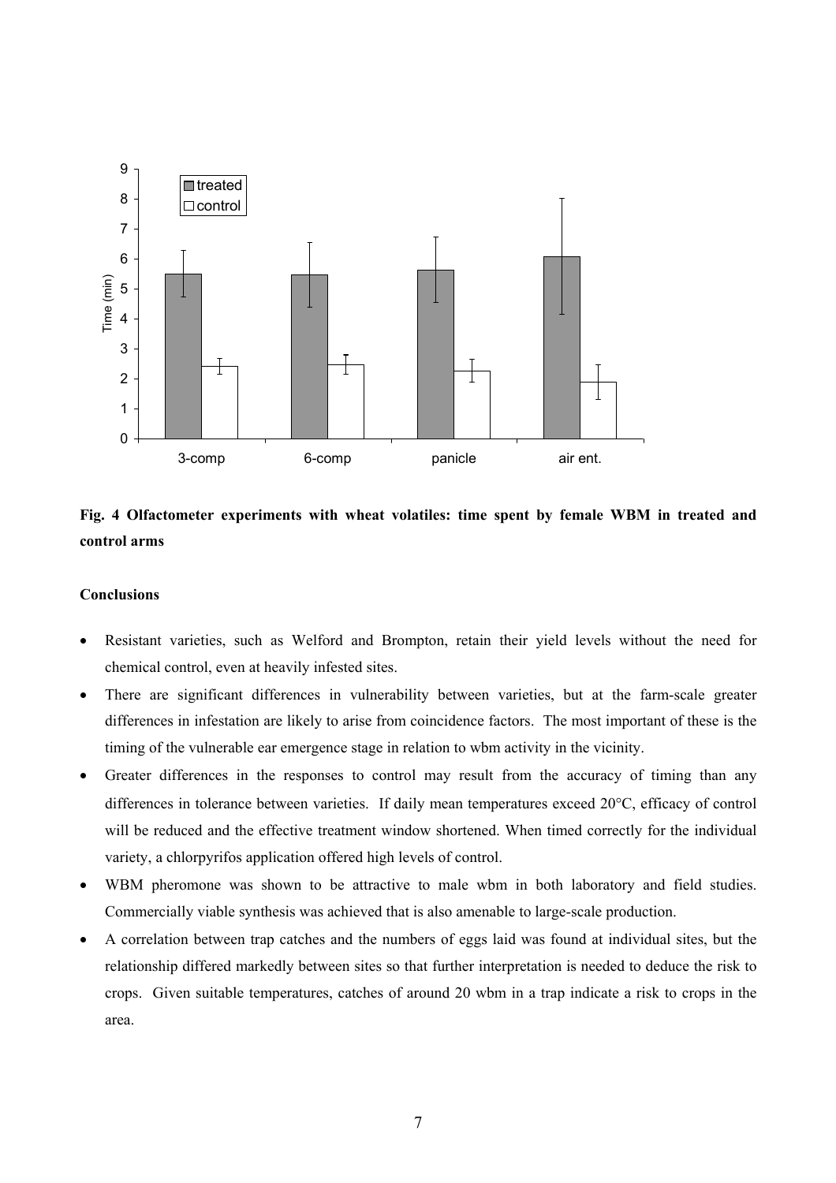**Fig. 4 Olfactometer experiments with wheat volatiles: time spent by female WBM in treated and control arms**

**Conclusions**

- Resistant varieties, such as Welford and Brompton, retain their yield levels without the need for chemical control, even at heavily infested sites.
- There are significant differences in vulnerability between varieties, but at the farm-scale greater differences in infestation are likely to arise from coincidence factors. The most important of these is the timing of the vulnerable ear emergence stage in relation to wbm activity in the vicinity.
- Greater differences in the responses to control may result from the accuracy of timing than any differences in tolerance between varieties. If daily mean temperatures exceed 20°C, efficacy of control will be reduced and the effective treatment window shortened. When timed correctly for the individual variety, a chlorpyrifos application offered high levels of control.
- WBM pheromone was shown to be attractive to male wbm in both laboratory and field studies. Commercially viable synthesis was achieved that is also amenable to large-scale production.
- A correlation between trap catches and the numbers of eggs laid was found at individual sites, but the relationship differed markedly between sites so that further interpretation is needed to deduce the risk to crops. Given suitable temperatures, catches of around 20 wbm in a trap indicate a risk to crops in the area.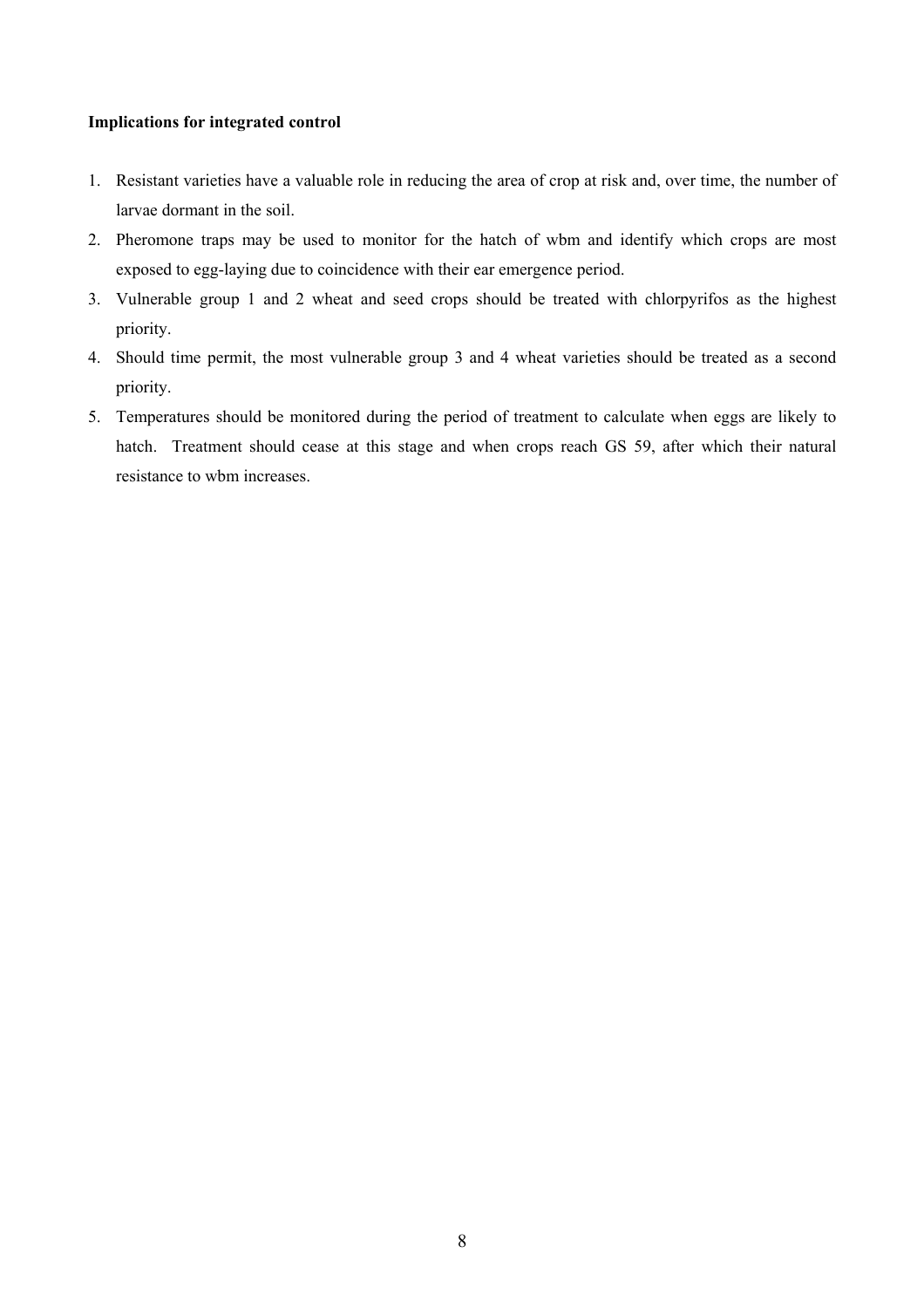**Implications for integrated control**

1. Resistant varieties have a valuable role in reducing the area of crop at risk and, over time, the number of larvae dormant in the soil.
2. Pheromone traps may be used to monitor for the hatch of wbm and identify which crops are most exposed to egg-laying due to coincidence with their ear emergence period.
3. Vulnerable group 1 and 2 wheat and seed crops should be treated with chlorpyrifos as the highest priority.
4. Should time permit, the most vulnerable group 3 and 4 wheat varieties should be treated as a second priority.
5. Temperatures should be monitored during the period of treatment to calculate when eggs are likely to hatch. Treatment should cease at this stage and when crops reach GS 59, after which their natural resistance to wbm increases.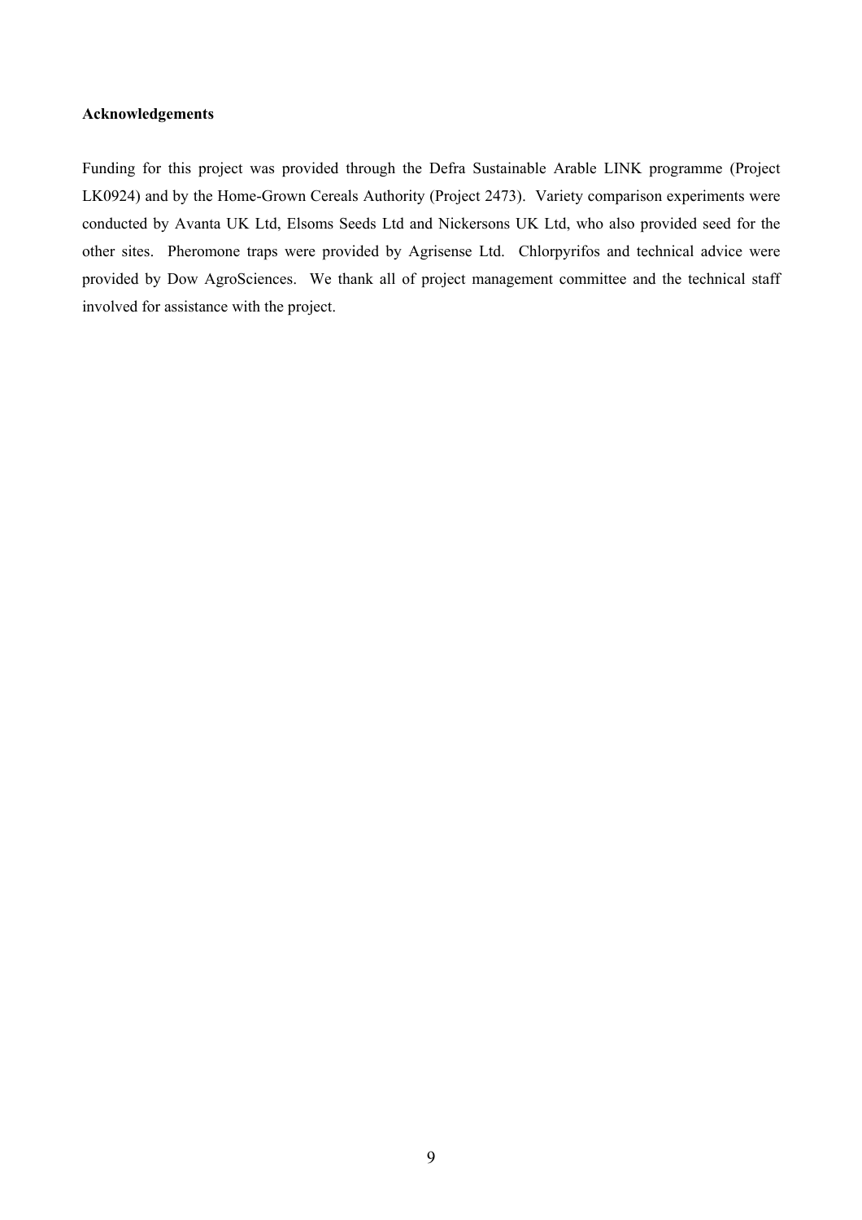**Acknowledgements**

Funding for this project was provided through the Defra Sustainable Arable LINK programme (Project LK0924) and by the Home-Grown Cereals Authority (Project 2473). Variety comparison experiments were conducted by Avanta UK Ltd, Elsoms Seeds Ltd and Nickersons UK Ltd, who also provided seed for the other sites. Pheromone traps were provided by Agrisense Ltd. Chlorpyrifos and technical advice were provided by Dow AgroSciences. We thank all of project management committee and the technical staff involved for assistance with the project.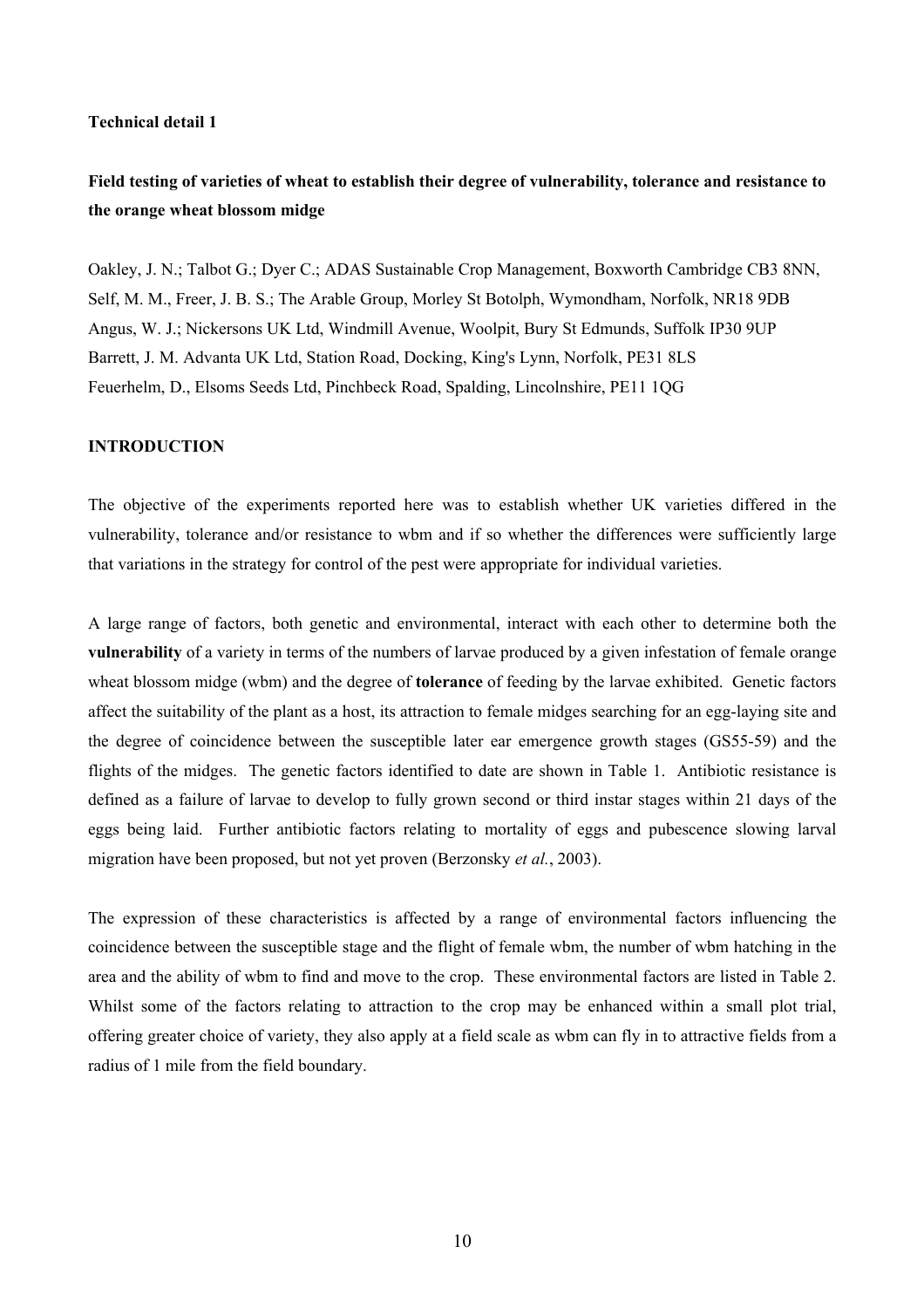**Technical detail 1**

**Field testing of varieties of wheat to establish their degree of vulnerability, tolerance and resistance to the orange wheat blossom midge**

Oakley, J. N.; Talbot G.; Dyer C.; ADAS Sustainable Crop Management, Boxworth Cambridge CB3 8NN,
Self, M. M., Freer, J. B. S.; The Arable Group, Morley St Botolph, Wymondham, Norfolk, NR18 9DB
Angus, W. J.; Nickersons UK Ltd, Windmill Avenue, Woolpit, Bury St Edmunds, Suffolk IP30 9UP
Barrett, J. M. Advanta UK Ltd, Station Road, Docking, King's Lynn, Norfolk, PE31 8LS
Feuerhelm, D., Elsoms Seeds Ltd, Pinchbeck Road, Spalding, Lincolnshire, PE11 1QG

**INTRODUCTION**

The objective of the experiments reported here was to establish whether UK varieties differed in the vulnerability, tolerance and/or resistance to wbm and if so whether the differences were sufficiently large that variations in the strategy for control of the pest were appropriate for individual varieties.

A large range of factors, both genetic and environmental, interact with each other to determine both the **vulnerability** of a variety in terms of the numbers of larvae produced by a given infestation of female orange wheat blossom midge (wbm) and the degree of **tolerance** of feeding by the larvae exhibited. Genetic factors affect the suitability of the plant as a host, its attraction to female midges searching for an egg-laying site and the degree of coincidence between the susceptible later ear emergence growth stages (GS55-59) and the flights of the midges. The genetic factors identified to date are shown in Table 1. Antibiotic resistance is defined as a failure of larvae to develop to fully grown second or third instar stages within 21 days of the eggs being laid. Further antibiotic factors relating to mortality of eggs and pubescence slowing larval migration have been proposed, but not yet proven (Berzonsky *et al.*, 2003).

The expression of these characteristics is affected by a range of environmental factors influencing the coincidence between the susceptible stage and the flight of female wbm, the number of wbm hatching in the area and the ability of wbm to find and move to the crop. These environmental factors are listed in Table 2. Whilst some of the factors relating to attraction to the crop may be enhanced within a small plot trial, offering greater choice of variety, they also apply at a field scale as wbm can fly in to attractive fields from a radius of 1 mile from the field boundary.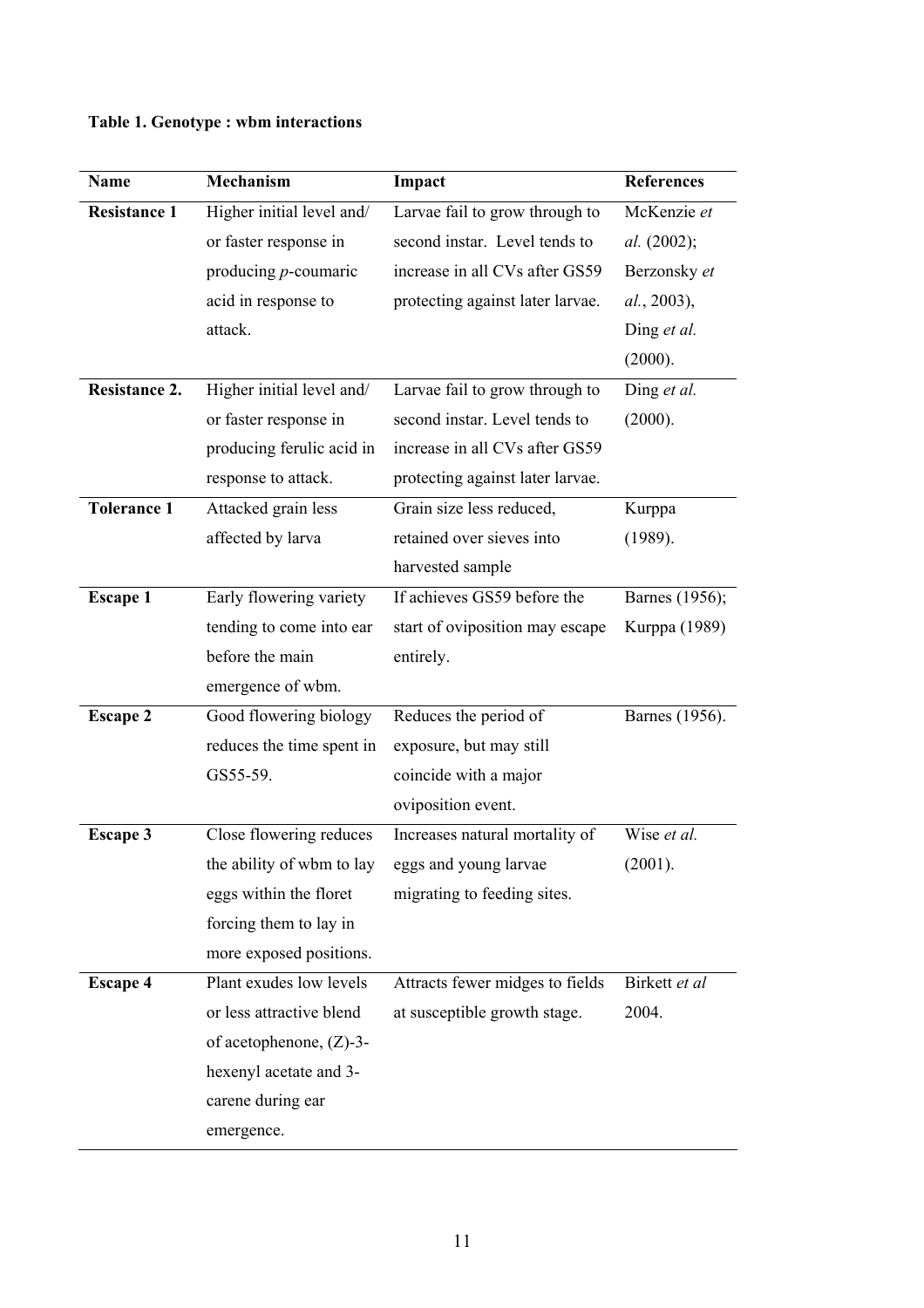**Table 1. Genotype : wbm interactions**

| Name | Mechanism | Impact | References |
|---|---|---|---|
| **Resistance 1** | Higher initial level and/ or faster response in producing *p*-coumaric acid in response to attack. | Larvae fail to grow through to second instar. Level tends to increase in all CVs after GS59 protecting against later larvae. | McKenzie *et al.* (2002); Berzonsky *et al.*, 2003), Ding *et al.* (2000). |
| **Resistance 2.** | Higher initial level and/ or faster response in producing ferulic acid in response to attack. | Larvae fail to grow through to second instar. Level tends to increase in all CVs after GS59 protecting against later larvae. | Ding *et al.* (2000). |
| **Tolerance 1** | Attacked grain less affected by larva | Grain size less reduced, retained over sieves into harvested sample | Kurppa (1989). |
| **Escape 1** | Early flowering variety tending to come into ear before the main emergence of wbm. | If achieves GS59 before the start of oviposition may escape entirely. | Barnes (1956); Kurppa (1989) |
| **Escape 2** | Good flowering biology reduces the time spent in GS55-59. | Reduces the period of exposure, but may still coincide with a major oviposition event. | Barnes (1956). |
| **Escape 3** | Close flowering reduces the ability of wbm to lay eggs within the floret forcing them to lay in more exposed positions. | Increases natural mortality of eggs and young larvae migrating to feeding sites. | Wise *et al.* (2001). |
| **Escape 4** | Plant exudes low levels or less attractive blend of acetophenone, (Z)-3-hexenyl acetate and 3-carene during ear emergence. | Attracts fewer midges to fields at susceptible growth stage. | Birkett *et al* 2004. |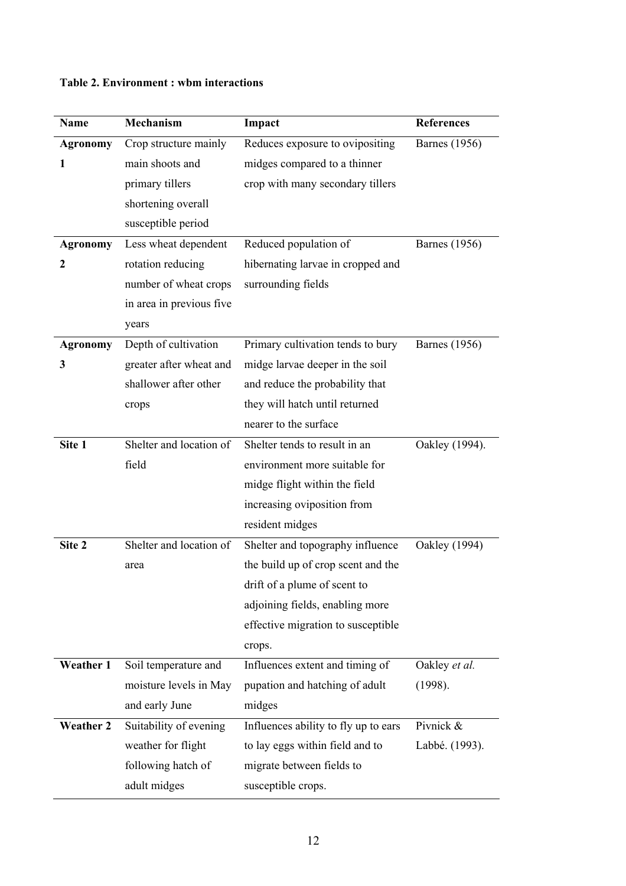**Table 2. Environment : wbm interactions**

| Name | Mechanism | Impact | References |
|---|---|---|---|
| **Agronomy 1** | Crop structure mainly main shoots and primary tillers shortening overall susceptible period | Reduces exposure to ovipositing midges compared to a thinner crop with many secondary tillers | Barnes (1956) |
| **Agronomy 2** | Less wheat dependent rotation reducing number of wheat crops in area in previous five years | Reduced population of hibernating larvae in cropped and surrounding fields | Barnes (1956) |
| **Agronomy 3** | Depth of cultivation greater after wheat and shallower after other crops | Primary cultivation tends to bury midge larvae deeper in the soil and reduce the probability that they will hatch until returned nearer to the surface | Barnes (1956) |
| **Site 1** | Shelter and location of field | Shelter tends to result in an environment more suitable for midge flight within the field increasing oviposition from resident midges | Oakley (1994). |
| **Site 2** | Shelter and location of area | Shelter and topography influence the build up of crop scent and the drift of a plume of scent to adjoining fields, enabling more effective migration to susceptible crops. | Oakley (1994) |
| **Weather 1** | Soil temperature and moisture levels in May and early June | Influences extent and timing of pupation and hatching of adult midges | Oakley *et al.* (1998). |
| **Weather 2** | Suitability of evening weather for flight following hatch of adult midges | Influences ability to fly up to ears to lay eggs within field and to migrate between fields to susceptible crops. | Pivnick & Labbé. (1993). |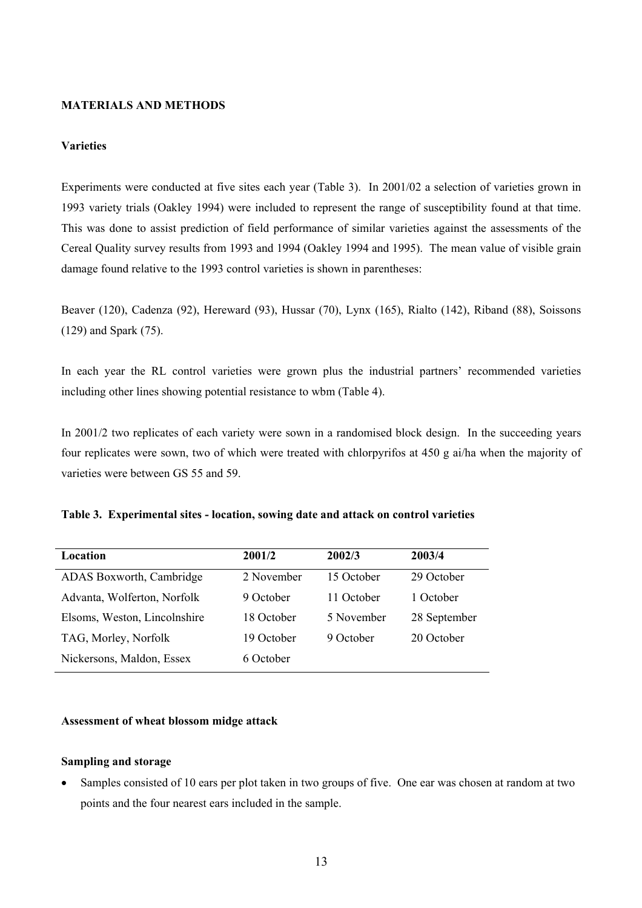## MATERIALS AND METHODS

### Varieties

Experiments were conducted at five sites each year (Table 3). In 2001/02 a selection of varieties grown in 1993 variety trials (Oakley 1994) were included to represent the range of susceptibility found at that time. This was done to assist prediction of field performance of similar varieties against the assessments of the Cereal Quality survey results from 1993 and 1994 (Oakley 1994 and 1995). The mean value of visible grain damage found relative to the 1993 control varieties is shown in parentheses:

Beaver (120), Cadenza (92), Hereward (93), Hussar (70), Lynx (165), Rialto (142), Riband (88), Soissons (129) and Spark (75).

In each year the RL control varieties were grown plus the industrial partners' recommended varieties including other lines showing potential resistance to wbm (Table 4).

In 2001/2 two replicates of each variety were sown in a randomised block design. In the succeeding years four replicates were sown, two of which were treated with chlorpyrifos at 450 g ai/ha when the majority of varieties were between GS 55 and 59.

**Table 3. Experimental sites - location, sowing date and attack on control varieties**

| Location | 2001/2 | 2002/3 | 2003/4 |
|---|---|---|---|
| ADAS Boxworth, Cambridge | 2 November | 15 October | 29 October |
| Advanta, Wolferton, Norfolk | 9 October | 11 October | 1 October |
| Elsoms, Weston, Lincolnshire | 18 October | 5 November | 28 September |
| TAG, Morley, Norfolk | 19 October | 9 October | 20 October |
| Nickersons, Maldon, Essex | 6 October | | |

### Assessment of wheat blossom midge attack

### Sampling and storage

- Samples consisted of 10 ears per plot taken in two groups of five. One ear was chosen at random at two points and the four nearest ears included in the sample.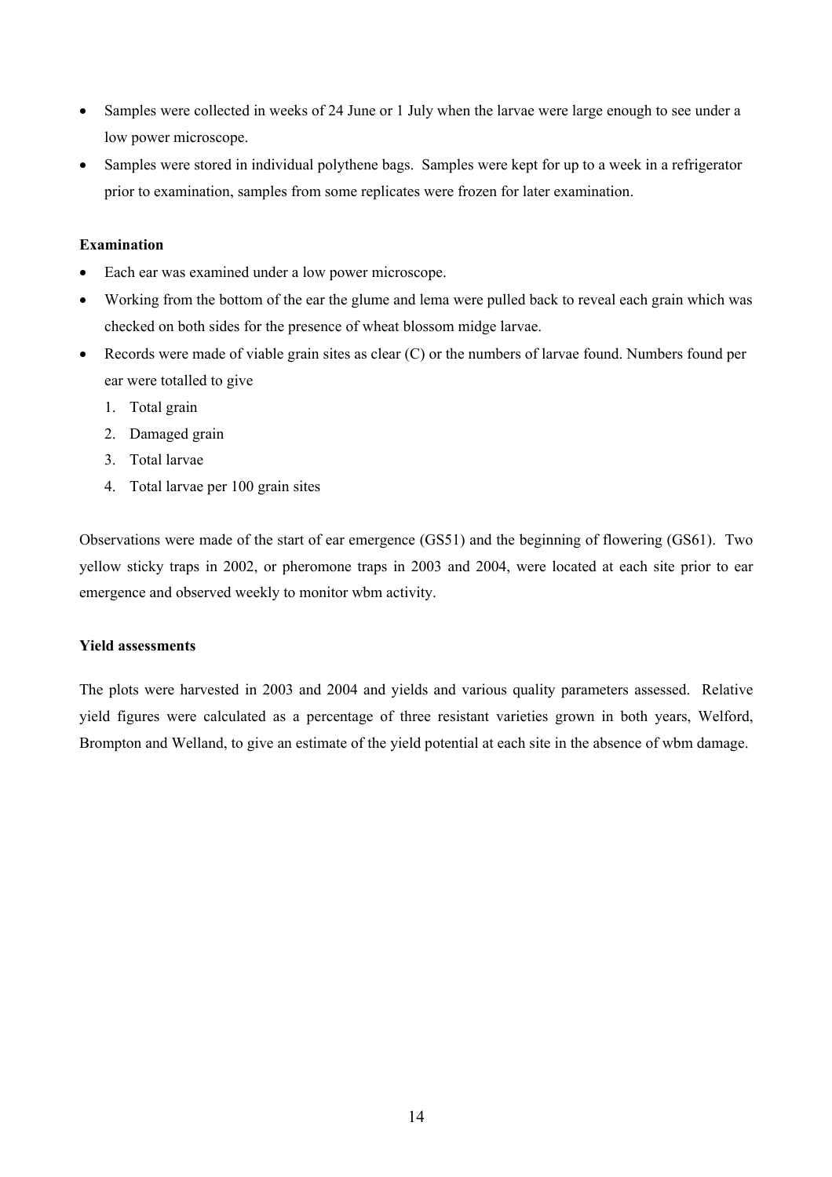- Samples were collected in weeks of 24 June or 1 July when the larvae were large enough to see under a low power microscope.
- Samples were stored in individual polythene bags. Samples were kept for up to a week in a refrigerator prior to examination, samples from some replicates were frozen for later examination.

**Examination**

- Each ear was examined under a low power microscope.
- Working from the bottom of the ear the glume and lema were pulled back to reveal each grain which was checked on both sides for the presence of wheat blossom midge larvae.
- Records were made of viable grain sites as clear (C) or the numbers of larvae found. Numbers found per ear were totalled to give
  1. Total grain
  2. Damaged grain
  3. Total larvae
  4. Total larvae per 100 grain sites

Observations were made of the start of ear emergence (GS51) and the beginning of flowering (GS61). Two yellow sticky traps in 2002, or pheromone traps in 2003 and 2004, were located at each site prior to ear emergence and observed weekly to monitor wbm activity.

**Yield assessments**

The plots were harvested in 2003 and 2004 and yields and various quality parameters assessed. Relative yield figures were calculated as a percentage of three resistant varieties grown in both years, Welford, Brompton and Welland, to give an estimate of the yield potential at each site in the absence of wbm damage.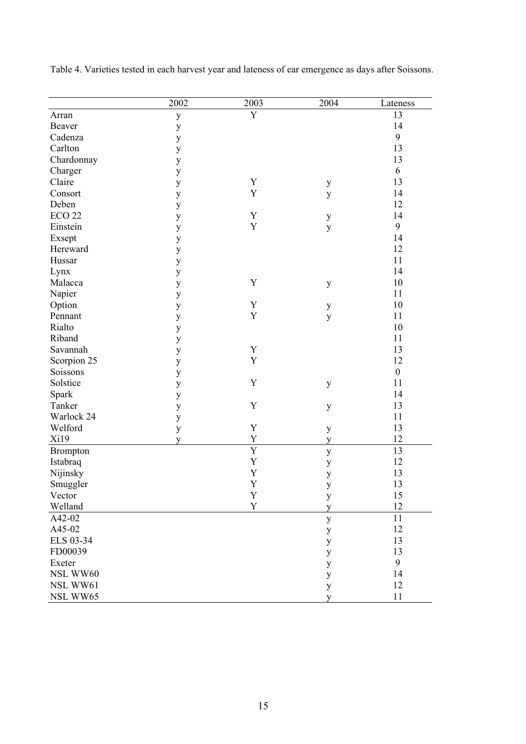Table 4. Varieties tested in each harvest year and lateness of ear emergence as days after Soissons.

| | 2002 | 2003 | 2004 | Lateness |
|---|---|---|---|---|
| Arran | y | Y | | 13 |
| Beaver | y | | | 14 |
| Cadenza | y | | | 9 |
| Carlton | y | | | 13 |
| Chardonnay | y | | | 13 |
| Charger | y | | | 6 |
| Claire | y | Y | y | 13 |
| Consort | y | Y | y | 14 |
| Deben | y | | | 12 |
| ECO 22 | y | Y | y | 14 |
| Einstein | y | Y | y | 9 |
| Exsept | y | | | 14 |
| Hereward | y | | | 12 |
| Hussar | y | | | 11 |
| Lynx | y | | | 14 |
| Malacca | y | Y | y | 10 |
| Napier | y | | | 11 |
| Option | y | Y | y | 10 |
| Pennant | y | Y | y | 11 |
| Rialto | y | | | 10 |
| Riband | y | | | 11 |
| Savannah | y | Y | | 13 |
| Scorpion 25 | y | Y | | 12 |
| Soissons | y | | | 0 |
| Solstice | y | Y | y | 11 |
| Spark | y | | | 14 |
| Tanker | y | Y | y | 13 |
| Warlock 24 | y | | | 11 |
| Welford | y | Y | y | 13 |
| Xi19 | y | Y | y | 12 |
| Brompton | | Y | y | 13 |
| Istabraq | | Y | y | 12 |
| Nijinsky | | Y | y | 13 |
| Smuggler | | Y | y | 13 |
| Vector | | Y | y | 15 |
| Welland | | Y | y | 12 |
| A42-02 | | | y | 11 |
| A45-02 | | | y | 12 |
| ELS 03-34 | | | y | 13 |
| FD00039 | | | y | 13 |
| Exeter | | | y | 9 |
| NSL WW60 | | | y | 14 |
| NSL WW61 | | | y | 12 |
| NSL WW65 | | | y | 11 |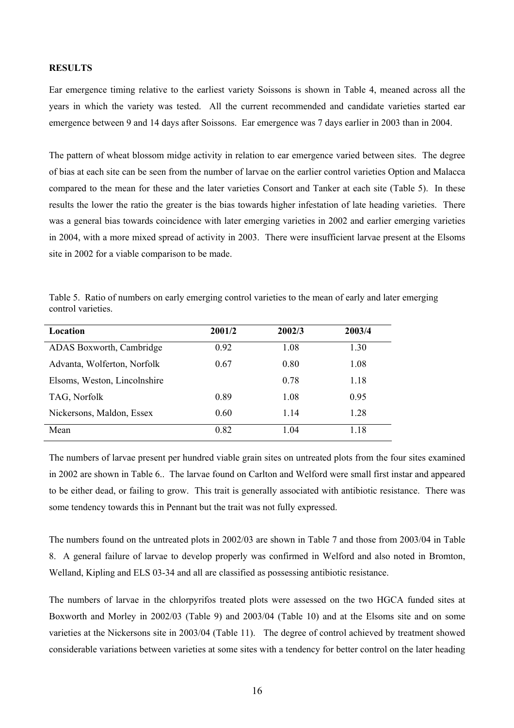**RESULTS**

Ear emergence timing relative to the earliest variety Soissons is shown in Table 4, meaned across all the years in which the variety was tested. All the current recommended and candidate varieties started ear emergence between 9 and 14 days after Soissons. Ear emergence was 7 days earlier in 2003 than in 2004.

The pattern of wheat blossom midge activity in relation to ear emergence varied between sites. The degree of bias at each site can be seen from the number of larvae on the earlier control varieties Option and Malacca compared to the mean for these and the later varieties Consort and Tanker at each site (Table 5). In these results the lower the ratio the greater is the bias towards higher infestation of late heading varieties. There was a general bias towards coincidence with later emerging varieties in 2002 and earlier emerging varieties in 2004, with a more mixed spread of activity in 2003. There were insufficient larvae present at the Elsoms site in 2002 for a viable comparison to be made.

Table 5. Ratio of numbers on early emerging control varieties to the mean of early and later emerging control varieties.

| Location | 2001/2 | 2002/3 | 2003/4 |
|---|---|---|---|
| ADAS Boxworth, Cambridge | 0.92 | 1.08 | 1.30 |
| Advanta, Wolferton, Norfolk | 0.67 | 0.80 | 1.08 |
| Elsoms, Weston, Lincolnshire | | 0.78 | 1.18 |
| TAG, Norfolk | 0.89 | 1.08 | 0.95 |
| Nickersons, Maldon, Essex | 0.60 | 1.14 | 1.28 |
| Mean | 0.82 | 1.04 | 1.18 |

The numbers of larvae present per hundred viable grain sites on untreated plots from the four sites examined in 2002 are shown in Table 6.. The larvae found on Carlton and Welford were small first instar and appeared to be either dead, or failing to grow. This trait is generally associated with antibiotic resistance. There was some tendency towards this in Pennant but the trait was not fully expressed.

The numbers found on the untreated plots in 2002/03 are shown in Table 7 and those from 2003/04 in Table 8. A general failure of larvae to develop properly was confirmed in Welford and also noted in Bromton, Welland, Kipling and ELS 03-34 and all are classified as possessing antibiotic resistance.

The numbers of larvae in the chlorpyrifos treated plots were assessed on the two HGCA funded sites at Boxworth and Morley in 2002/03 (Table 9) and 2003/04 (Table 10) and at the Elsoms site and on some varieties at the Nickersons site in 2003/04 (Table 11). The degree of control achieved by treatment showed considerable variations between varieties at some sites with a tendency for better control on the later heading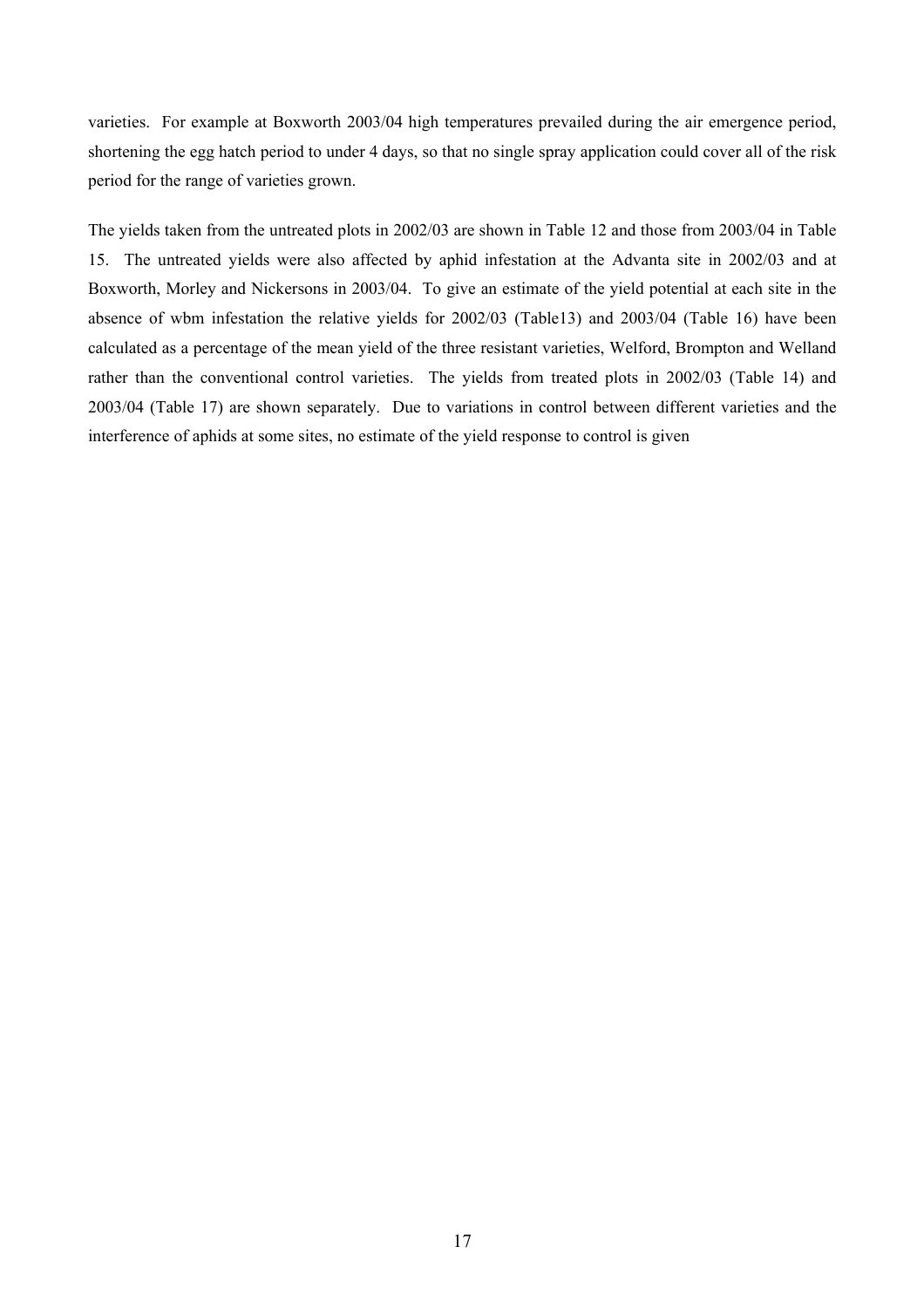varieties. For example at Boxworth 2003/04 high temperatures prevailed during the air emergence period, shortening the egg hatch period to under 4 days, so that no single spray application could cover all of the risk period for the range of varieties grown.

The yields taken from the untreated plots in 2002/03 are shown in Table 12 and those from 2003/04 in Table 15. The untreated yields were also affected by aphid infestation at the Advanta site in 2002/03 and at Boxworth, Morley and Nickersons in 2003/04. To give an estimate of the yield potential at each site in the absence of wbm infestation the relative yields for 2002/03 (Table13) and 2003/04 (Table 16) have been calculated as a percentage of the mean yield of the three resistant varieties, Welford, Brompton and Welland rather than the conventional control varieties. The yields from treated plots in 2002/03 (Table 14) and 2003/04 (Table 17) are shown separately. Due to variations in control between different varieties and the interference of aphids at some sites, no estimate of the yield response to control is given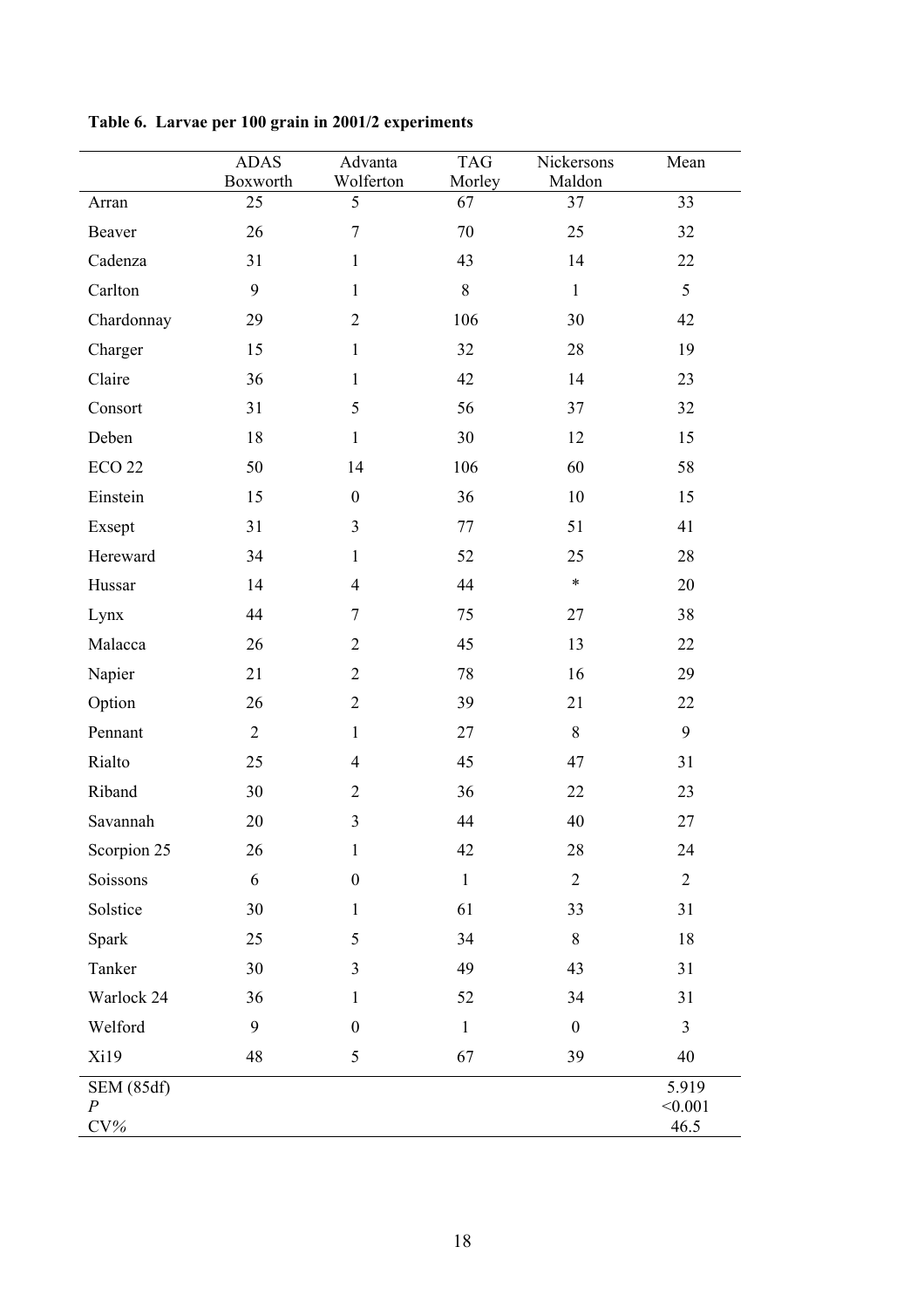**Table 6. Larvae per 100 grain in 2001/2 experiments**

| | ADAS Boxworth | Advanta Wolferton | TAG Morley | Nickersons Maldon | Mean |
|---|---|---|---|---|---|
| Arran | 25 | 5 | 67 | 37 | 33 |
| Beaver | 26 | 7 | 70 | 25 | 32 |
| Cadenza | 31 | 1 | 43 | 14 | 22 |
| Carlton | 9 | 1 | 8 | 1 | 5 |
| Chardonnay | 29 | 2 | 106 | 30 | 42 |
| Charger | 15 | 1 | 32 | 28 | 19 |
| Claire | 36 | 1 | 42 | 14 | 23 |
| Consort | 31 | 5 | 56 | 37 | 32 |
| Deben | 18 | 1 | 30 | 12 | 15 |
| ECO 22 | 50 | 14 | 106 | 60 | 58 |
| Einstein | 15 | 0 | 36 | 10 | 15 |
| Exsept | 31 | 3 | 77 | 51 | 41 |
| Hereward | 34 | 1 | 52 | 25 | 28 |
| Hussar | 14 | 4 | 44 | * | 20 |
| Lynx | 44 | 7 | 75 | 27 | 38 |
| Malacca | 26 | 2 | 45 | 13 | 22 |
| Napier | 21 | 2 | 78 | 16 | 29 |
| Option | 26 | 2 | 39 | 21 | 22 |
| Pennant | 2 | 1 | 27 | 8 | 9 |
| Rialto | 25 | 4 | 45 | 47 | 31 |
| Riband | 30 | 2 | 36 | 22 | 23 |
| Savannah | 20 | 3 | 44 | 40 | 27 |
| Scorpion 25 | 26 | 1 | 42 | 28 | 24 |
| Soissons | 6 | 0 | 1 | 2 | 2 |
| Solstice | 30 | 1 | 61 | 33 | 31 |
| Spark | 25 | 5 | 34 | 8 | 18 |
| Tanker | 30 | 3 | 49 | 43 | 31 |
| Warlock 24 | 36 | 1 | 52 | 34 | 31 |
| Welford | 9 | 0 | 1 | 0 | 3 |
| Xi19 | 48 | 5 | 67 | 39 | 40 |
| SEM (85df) | | | | | 5.919 |
| *P* | | | | | <0.001 |
| CV% | | | | | 46.5 |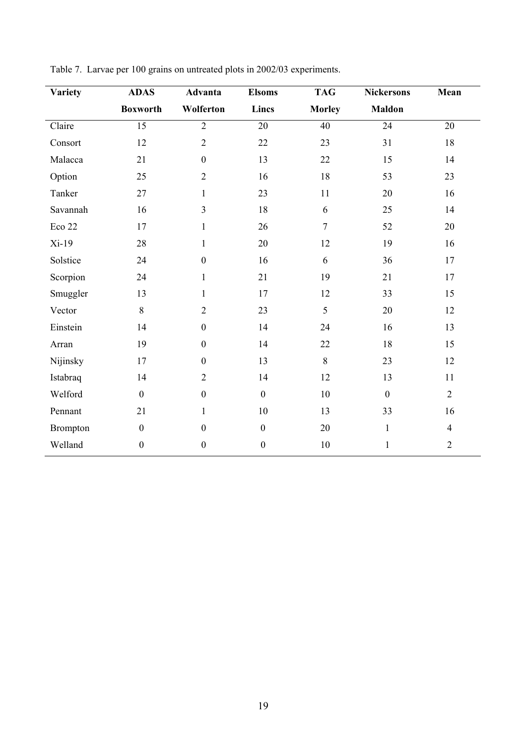Table 7. Larvae per 100 grains on untreated plots in 2002/03 experiments.

| Variety | ADAS | Advanta | Elsoms | TAG | Nickersons | Mean |
|---|---|---|---|---|---|---|
| | Boxworth | Wolferton | Lincs | Morley | Maldon | |
| Claire | 15 | 2 | 20 | 40 | 24 | 20 |
| Consort | 12 | 2 | 22 | 23 | 31 | 18 |
| Malacca | 21 | 0 | 13 | 22 | 15 | 14 |
| Option | 25 | 2 | 16 | 18 | 53 | 23 |
| Tanker | 27 | 1 | 23 | 11 | 20 | 16 |
| Savannah | 16 | 3 | 18 | 6 | 25 | 14 |
| Eco 22 | 17 | 1 | 26 | 7 | 52 | 20 |
| Xi-19 | 28 | 1 | 20 | 12 | 19 | 16 |
| Solstice | 24 | 0 | 16 | 6 | 36 | 17 |
| Scorpion | 24 | 1 | 21 | 19 | 21 | 17 |
| Smuggler | 13 | 1 | 17 | 12 | 33 | 15 |
| Vector | 8 | 2 | 23 | 5 | 20 | 12 |
| Einstein | 14 | 0 | 14 | 24 | 16 | 13 |
| Arran | 19 | 0 | 14 | 22 | 18 | 15 |
| Nijinsky | 17 | 0 | 13 | 8 | 23 | 12 |
| Istabraq | 14 | 2 | 14 | 12 | 13 | 11 |
| Welford | 0 | 0 | 0 | 10 | 0 | 2 |
| Pennant | 21 | 1 | 10 | 13 | 33 | 16 |
| Brompton | 0 | 0 | 0 | 20 | 1 | 4 |
| Welland | 0 | 0 | 0 | 10 | 1 | 2 |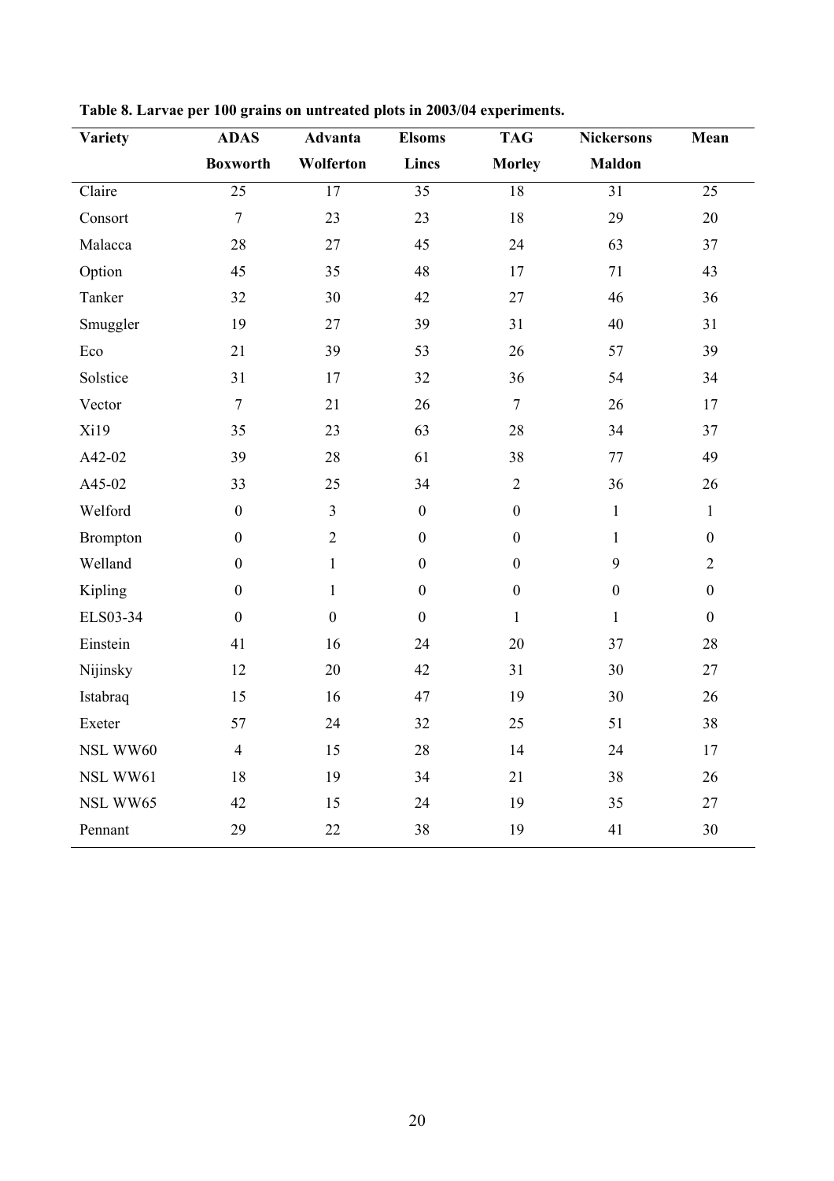**Table 8. Larvae per 100 grains on untreated plots in 2003/04 experiments.**

| Variety | ADAS | Advanta | Elsoms | TAG | Nickersons | Mean |
|---|---|---|---|---|---|---|
| | Boxworth | Wolferton | Lincs | Morley | Maldon | |
| Claire | 25 | 17 | 35 | 18 | 31 | 25 |
| Consort | 7 | 23 | 23 | 18 | 29 | 20 |
| Malacca | 28 | 27 | 45 | 24 | 63 | 37 |
| Option | 45 | 35 | 48 | 17 | 71 | 43 |
| Tanker | 32 | 30 | 42 | 27 | 46 | 36 |
| Smuggler | 19 | 27 | 39 | 31 | 40 | 31 |
| Eco | 21 | 39 | 53 | 26 | 57 | 39 |
| Solstice | 31 | 17 | 32 | 36 | 54 | 34 |
| Vector | 7 | 21 | 26 | 7 | 26 | 17 |
| Xi19 | 35 | 23 | 63 | 28 | 34 | 37 |
| A42-02 | 39 | 28 | 61 | 38 | 77 | 49 |
| A45-02 | 33 | 25 | 34 | 2 | 36 | 26 |
| Welford | 0 | 3 | 0 | 0 | 1 | 1 |
| Brompton | 0 | 2 | 0 | 0 | 1 | 0 |
| Welland | 0 | 1 | 0 | 0 | 9 | 2 |
| Kipling | 0 | 1 | 0 | 0 | 0 | 0 |
| ELS03-34 | 0 | 0 | 0 | 1 | 1 | 0 |
| Einstein | 41 | 16 | 24 | 20 | 37 | 28 |
| Nijinsky | 12 | 20 | 42 | 31 | 30 | 27 |
| Istabraq | 15 | 16 | 47 | 19 | 30 | 26 |
| Exeter | 57 | 24 | 32 | 25 | 51 | 38 |
| NSL WW60 | 4 | 15 | 28 | 14 | 24 | 17 |
| NSL WW61 | 18 | 19 | 34 | 21 | 38 | 26 |
| NSL WW65 | 42 | 15 | 24 | 19 | 35 | 27 |
| Pennant | 29 | 22 | 38 | 19 | 41 | 30 |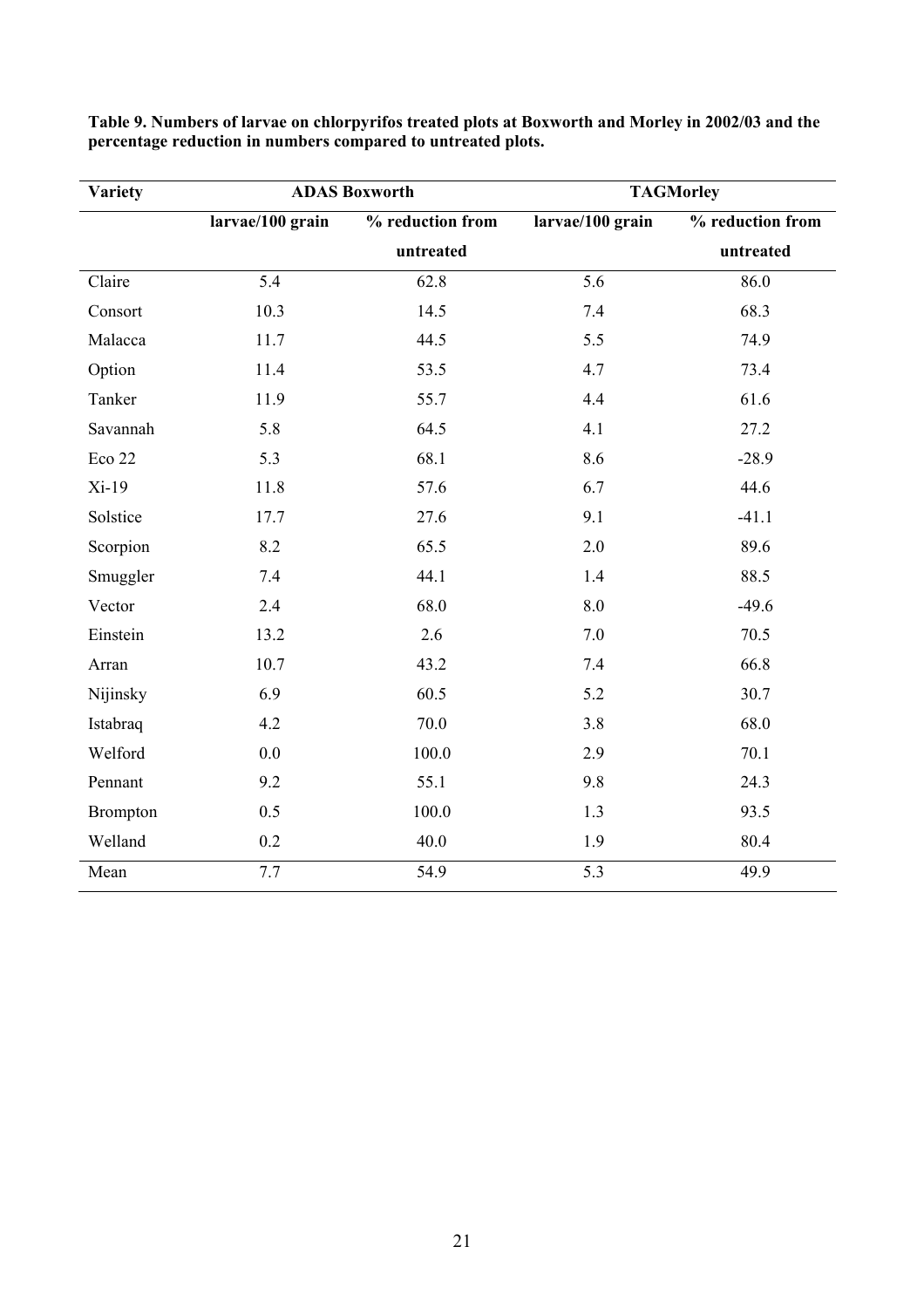**Table 9. Numbers of larvae on chlorpyrifos treated plots at Boxworth and Morley in 2002/03 and the percentage reduction in numbers compared to untreated plots.**

| Variety | ADAS Boxworth | | TAGMorley | |
|---|---|---|---|---|
| | larvae/100 grain | % reduction from untreated | larvae/100 grain | % reduction from untreated |
| Claire | 5.4 | 62.8 | 5.6 | 86.0 |
| Consort | 10.3 | 14.5 | 7.4 | 68.3 |
| Malacca | 11.7 | 44.5 | 5.5 | 74.9 |
| Option | 11.4 | 53.5 | 4.7 | 73.4 |
| Tanker | 11.9 | 55.7 | 4.4 | 61.6 |
| Savannah | 5.8 | 64.5 | 4.1 | 27.2 |
| Eco 22 | 5.3 | 68.1 | 8.6 | -28.9 |
| Xi-19 | 11.8 | 57.6 | 6.7 | 44.6 |
| Solstice | 17.7 | 27.6 | 9.1 | -41.1 |
| Scorpion | 8.2 | 65.5 | 2.0 | 89.6 |
| Smuggler | 7.4 | 44.1 | 1.4 | 88.5 |
| Vector | 2.4 | 68.0 | 8.0 | -49.6 |
| Einstein | 13.2 | 2.6 | 7.0 | 70.5 |
| Arran | 10.7 | 43.2 | 7.4 | 66.8 |
| Nijinsky | 6.9 | 60.5 | 5.2 | 30.7 |
| Istabraq | 4.2 | 70.0 | 3.8 | 68.0 |
| Welford | 0.0 | 100.0 | 2.9 | 70.1 |
| Pennant | 9.2 | 55.1 | 9.8 | 24.3 |
| Brompton | 0.5 | 100.0 | 1.3 | 93.5 |
| Welland | 0.2 | 40.0 | 1.9 | 80.4 |
| Mean | 7.7 | 54.9 | 5.3 | 49.9 |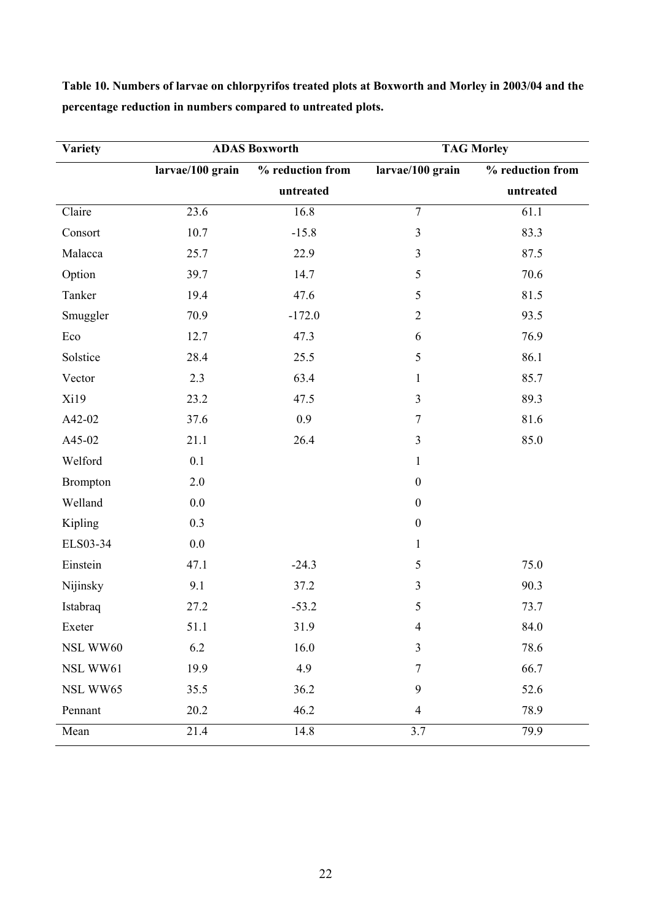**Table 10. Numbers of larvae on chlorpyrifos treated plots at Boxworth and Morley in 2003/04 and the percentage reduction in numbers compared to untreated plots.**

| Variety | ADAS Boxworth | | TAG Morley | |
|---|---|---|---|---|
| | larvae/100 grain | % reduction from untreated | larvae/100 grain | % reduction from untreated |
| Claire | 23.6 | 16.8 | 7 | 61.1 |
| Consort | 10.7 | -15.8 | 3 | 83.3 |
| Malacca | 25.7 | 22.9 | 3 | 87.5 |
| Option | 39.7 | 14.7 | 5 | 70.6 |
| Tanker | 19.4 | 47.6 | 5 | 81.5 |
| Smuggler | 70.9 | -172.0 | 2 | 93.5 |
| Eco | 12.7 | 47.3 | 6 | 76.9 |
| Solstice | 28.4 | 25.5 | 5 | 86.1 |
| Vector | 2.3 | 63.4 | 1 | 85.7 |
| Xi19 | 23.2 | 47.5 | 3 | 89.3 |
| A42-02 | 37.6 | 0.9 | 7 | 81.6 |
| A45-02 | 21.1 | 26.4 | 3 | 85.0 |
| Welford | 0.1 | | 1 | |
| Brompton | 2.0 | | 0 | |
| Welland | 0.0 | | 0 | |
| Kipling | 0.3 | | 0 | |
| ELS03-34 | 0.0 | | 1 | |
| Einstein | 47.1 | -24.3 | 5 | 75.0 |
| Nijinsky | 9.1 | 37.2 | 3 | 90.3 |
| Istabraq | 27.2 | -53.2 | 5 | 73.7 |
| Exeter | 51.1 | 31.9 | 4 | 84.0 |
| NSL WW60 | 6.2 | 16.0 | 3 | 78.6 |
| NSL WW61 | 19.9 | 4.9 | 7 | 66.7 |
| NSL WW65 | 35.5 | 36.2 | 9 | 52.6 |
| Pennant | 20.2 | 46.2 | 4 | 78.9 |
| Mean | 21.4 | 14.8 | 3.7 | 79.9 |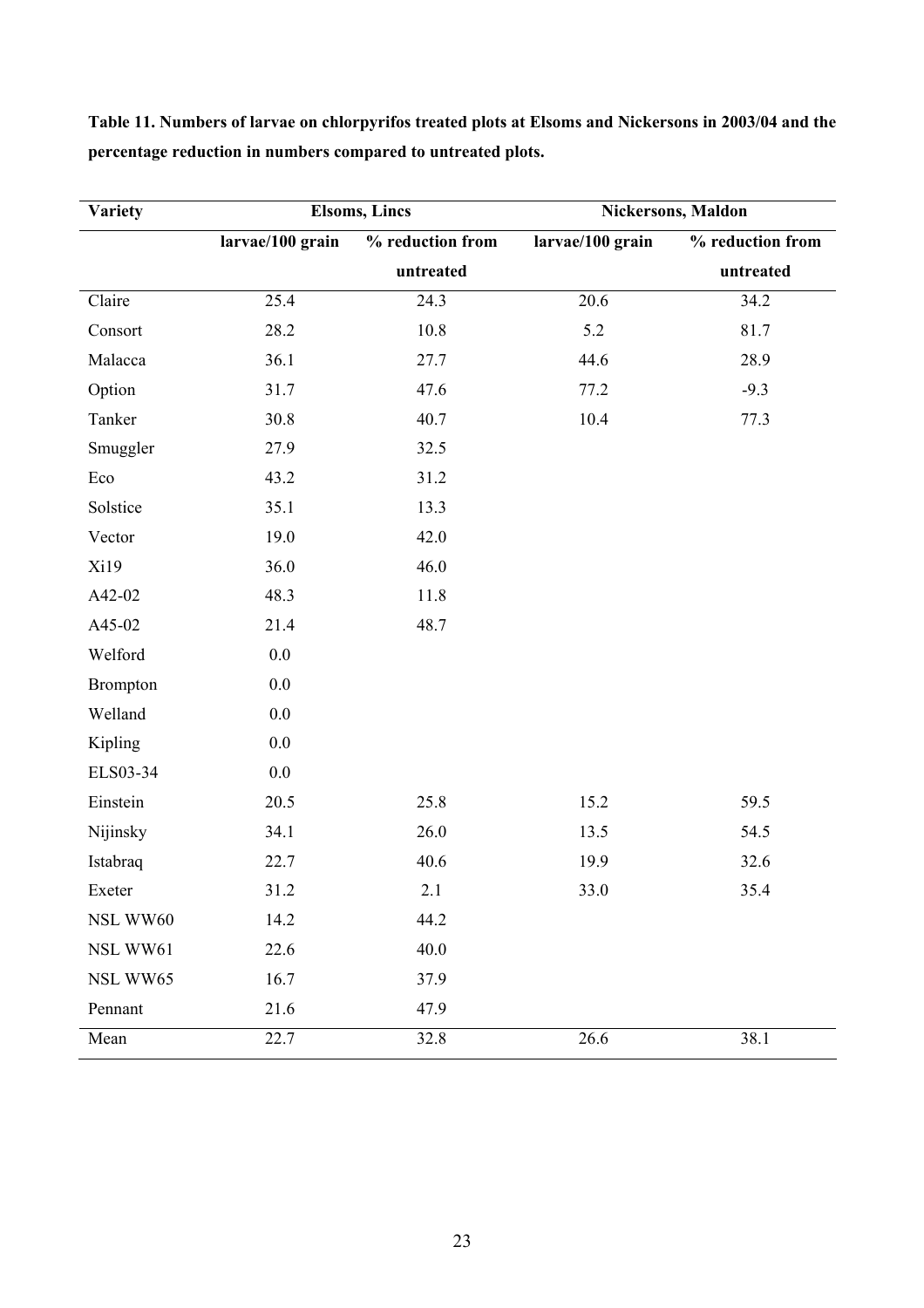**Table 11. Numbers of larvae on chlorpyrifos treated plots at Elsoms and Nickersons in 2003/04 and the percentage reduction in numbers compared to untreated plots.**

| Variety | Elsoms, Lincs | | Nickersons, Maldon | |
|---|---|---|---|---|
| | larvae/100 grain | % reduction from untreated | larvae/100 grain | % reduction from untreated |
| Claire | 25.4 | 24.3 | 20.6 | 34.2 |
| Consort | 28.2 | 10.8 | 5.2 | 81.7 |
| Malacca | 36.1 | 27.7 | 44.6 | 28.9 |
| Option | 31.7 | 47.6 | 77.2 | -9.3 |
| Tanker | 30.8 | 40.7 | 10.4 | 77.3 |
| Smuggler | 27.9 | 32.5 | | |
| Eco | 43.2 | 31.2 | | |
| Solstice | 35.1 | 13.3 | | |
| Vector | 19.0 | 42.0 | | |
| Xi19 | 36.0 | 46.0 | | |
| A42-02 | 48.3 | 11.8 | | |
| A45-02 | 21.4 | 48.7 | | |
| Welford | 0.0 | | | |
| Brompton | 0.0 | | | |
| Welland | 0.0 | | | |
| Kipling | 0.0 | | | |
| ELS03-34 | 0.0 | | | |
| Einstein | 20.5 | 25.8 | 15.2 | 59.5 |
| Nijinsky | 34.1 | 26.0 | 13.5 | 54.5 |
| Istabraq | 22.7 | 40.6 | 19.9 | 32.6 |
| Exeter | 31.2 | 2.1 | 33.0 | 35.4 |
| NSL WW60 | 14.2 | 44.2 | | |
| NSL WW61 | 22.6 | 40.0 | | |
| NSL WW65 | 16.7 | 37.9 | | |
| Pennant | 21.6 | 47.9 | | |
| Mean | 22.7 | 32.8 | 26.6 | 38.1 |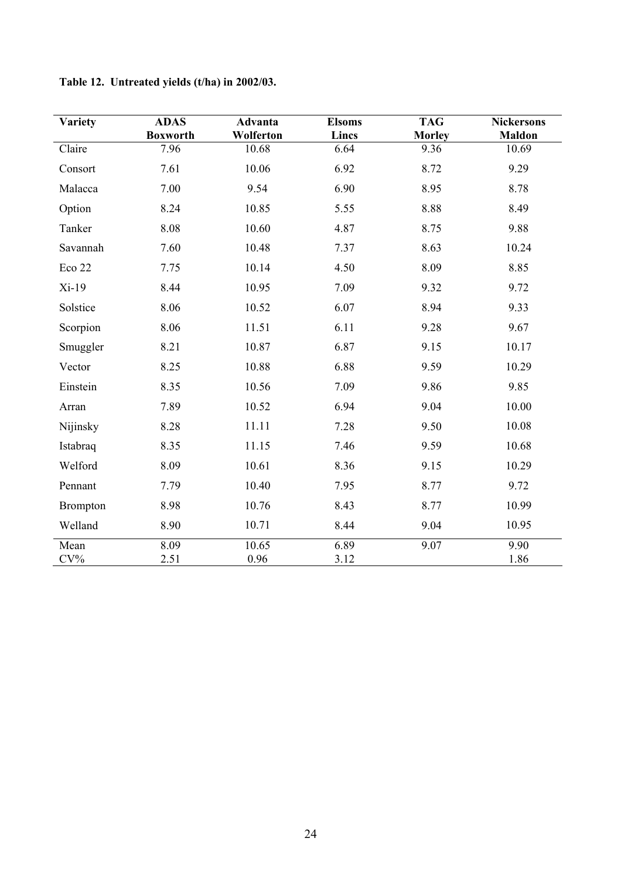**Table 12. Untreated yields (t/ha) in 2002/03.**

| Variety | ADAS Boxworth | Advanta Wolferton | Elsoms Lincs | TAG Morley | Nickersons Maldon |
|---|---|---|---|---|---|
| Claire | 7.96 | 10.68 | 6.64 | 9.36 | 10.69 |
| Consort | 7.61 | 10.06 | 6.92 | 8.72 | 9.29 |
| Malacca | 7.00 | 9.54 | 6.90 | 8.95 | 8.78 |
| Option | 8.24 | 10.85 | 5.55 | 8.88 | 8.49 |
| Tanker | 8.08 | 10.60 | 4.87 | 8.75 | 9.88 |
| Savannah | 7.60 | 10.48 | 7.37 | 8.63 | 10.24 |
| Eco 22 | 7.75 | 10.14 | 4.50 | 8.09 | 8.85 |
| Xi-19 | 8.44 | 10.95 | 7.09 | 9.32 | 9.72 |
| Solstice | 8.06 | 10.52 | 6.07 | 8.94 | 9.33 |
| Scorpion | 8.06 | 11.51 | 6.11 | 9.28 | 9.67 |
| Smuggler | 8.21 | 10.87 | 6.87 | 9.15 | 10.17 |
| Vector | 8.25 | 10.88 | 6.88 | 9.59 | 10.29 |
| Einstein | 8.35 | 10.56 | 7.09 | 9.86 | 9.85 |
| Arran | 7.89 | 10.52 | 6.94 | 9.04 | 10.00 |
| Nijinsky | 8.28 | 11.11 | 7.28 | 9.50 | 10.08 |
| Istabraq | 8.35 | 11.15 | 7.46 | 9.59 | 10.68 |
| Welford | 8.09 | 10.61 | 8.36 | 9.15 | 10.29 |
| Pennant | 7.79 | 10.40 | 7.95 | 8.77 | 9.72 |
| Brompton | 8.98 | 10.76 | 8.43 | 8.77 | 10.99 |
| Welland | 8.90 | 10.71 | 8.44 | 9.04 | 10.95 |
| Mean | 8.09 | 10.65 | 6.89 | 9.07 | 9.90 |
| CV% | 2.51 | 0.96 | 3.12 | | 1.86 |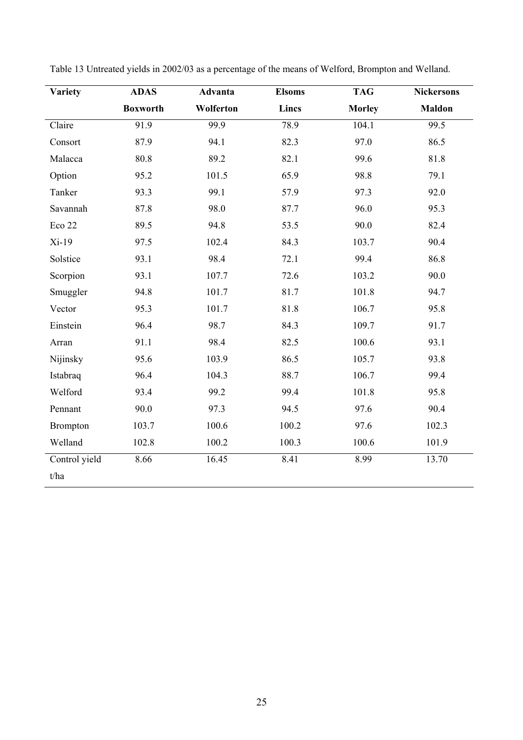Table 13 Untreated yields in 2002/03 as a percentage of the means of Welford, Brompton and Welland.

| Variety | ADAS Boxworth | Advanta Wolferton | Elsoms Lincs | TAG Morley | Nickersons Maldon |
|---|---|---|---|---|---|
| Claire | 91.9 | 99.9 | 78.9 | 104.1 | 99.5 |
| Consort | 87.9 | 94.1 | 82.3 | 97.0 | 86.5 |
| Malacca | 80.8 | 89.2 | 82.1 | 99.6 | 81.8 |
| Option | 95.2 | 101.5 | 65.9 | 98.8 | 79.1 |
| Tanker | 93.3 | 99.1 | 57.9 | 97.3 | 92.0 |
| Savannah | 87.8 | 98.0 | 87.7 | 96.0 | 95.3 |
| Eco 22 | 89.5 | 94.8 | 53.5 | 90.0 | 82.4 |
| Xi-19 | 97.5 | 102.4 | 84.3 | 103.7 | 90.4 |
| Solstice | 93.1 | 98.4 | 72.1 | 99.4 | 86.8 |
| Scorpion | 93.1 | 107.7 | 72.6 | 103.2 | 90.0 |
| Smuggler | 94.8 | 101.7 | 81.7 | 101.8 | 94.7 |
| Vector | 95.3 | 101.7 | 81.8 | 106.7 | 95.8 |
| Einstein | 96.4 | 98.7 | 84.3 | 109.7 | 91.7 |
| Arran | 91.1 | 98.4 | 82.5 | 100.6 | 93.1 |
| Nijinsky | 95.6 | 103.9 | 86.5 | 105.7 | 93.8 |
| Istabraq | 96.4 | 104.3 | 88.7 | 106.7 | 99.4 |
| Welford | 93.4 | 99.2 | 99.4 | 101.8 | 95.8 |
| Pennant | 90.0 | 97.3 | 94.5 | 97.6 | 90.4 |
| Brompton | 103.7 | 100.6 | 100.2 | 97.6 | 102.3 |
| Welland | 102.8 | 100.2 | 100.3 | 100.6 | 101.9 |
| Control yield t/ha | 8.66 | 16.45 | 8.41 | 8.99 | 13.70 |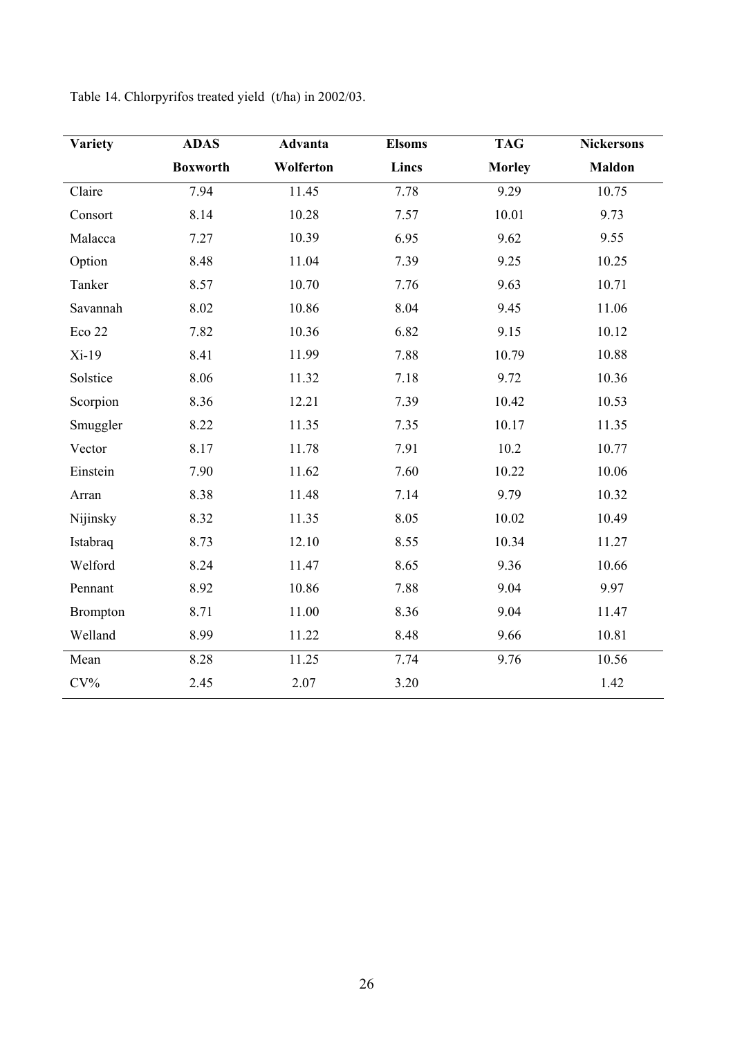Table 14. Chlorpyrifos treated yield (t/ha) in 2002/03.

| Variety | ADAS Boxworth | Advanta Wolferton | Elsoms Lincs | TAG Morley | Nickersons Maldon |
|---|---|---|---|---|---|
| Claire | 7.94 | 11.45 | 7.78 | 9.29 | 10.75 |
| Consort | 8.14 | 10.28 | 7.57 | 10.01 | 9.73 |
| Malacca | 7.27 | 10.39 | 6.95 | 9.62 | 9.55 |
| Option | 8.48 | 11.04 | 7.39 | 9.25 | 10.25 |
| Tanker | 8.57 | 10.70 | 7.76 | 9.63 | 10.71 |
| Savannah | 8.02 | 10.86 | 8.04 | 9.45 | 11.06 |
| Eco 22 | 7.82 | 10.36 | 6.82 | 9.15 | 10.12 |
| Xi-19 | 8.41 | 11.99 | 7.88 | 10.79 | 10.88 |
| Solstice | 8.06 | 11.32 | 7.18 | 9.72 | 10.36 |
| Scorpion | 8.36 | 12.21 | 7.39 | 10.42 | 10.53 |
| Smuggler | 8.22 | 11.35 | 7.35 | 10.17 | 11.35 |
| Vector | 8.17 | 11.78 | 7.91 | 10.2 | 10.77 |
| Einstein | 7.90 | 11.62 | 7.60 | 10.22 | 10.06 |
| Arran | 8.38 | 11.48 | 7.14 | 9.79 | 10.32 |
| Nijinsky | 8.32 | 11.35 | 8.05 | 10.02 | 10.49 |
| Istabraq | 8.73 | 12.10 | 8.55 | 10.34 | 11.27 |
| Welford | 8.24 | 11.47 | 8.65 | 9.36 | 10.66 |
| Pennant | 8.92 | 10.86 | 7.88 | 9.04 | 9.97 |
| Brompton | 8.71 | 11.00 | 8.36 | 9.04 | 11.47 |
| Welland | 8.99 | 11.22 | 8.48 | 9.66 | 10.81 |
| Mean | 8.28 | 11.25 | 7.74 | 9.76 | 10.56 |
| CV% | 2.45 | 2.07 | 3.20 | | 1.42 |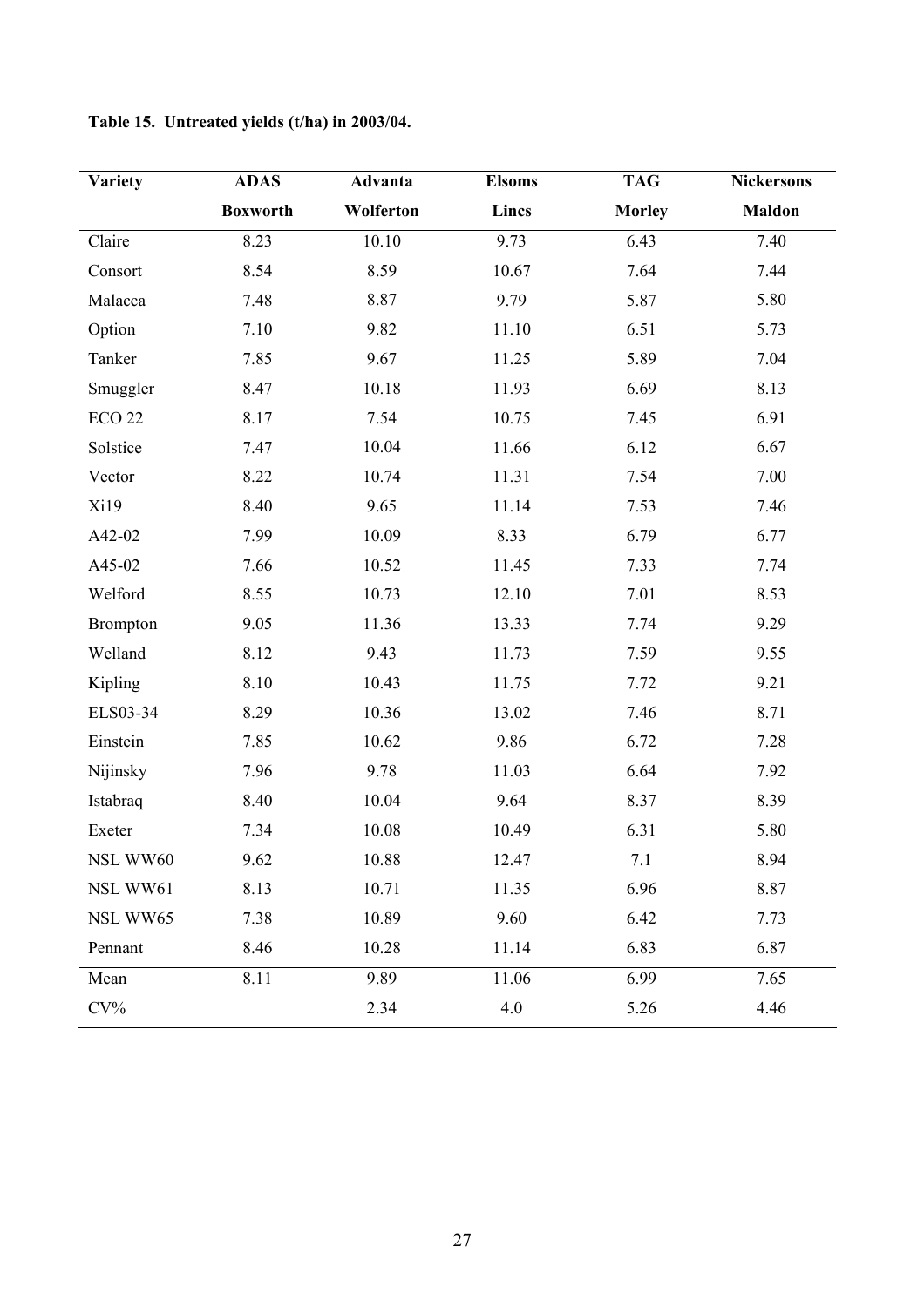**Table 15. Untreated yields (t/ha) in 2003/04.**

| Variety | ADAS Boxworth | Advanta Wolferton | Elsoms Lincs | TAG Morley | Nickersons Maldon |
|---|---|---|---|---|---|
| Claire | 8.23 | 10.10 | 9.73 | 6.43 | 7.40 |
| Consort | 8.54 | 8.59 | 10.67 | 7.64 | 7.44 |
| Malacca | 7.48 | 8.87 | 9.79 | 5.87 | 5.80 |
| Option | 7.10 | 9.82 | 11.10 | 6.51 | 5.73 |
| Tanker | 7.85 | 9.67 | 11.25 | 5.89 | 7.04 |
| Smuggler | 8.47 | 10.18 | 11.93 | 6.69 | 8.13 |
| ECO 22 | 8.17 | 7.54 | 10.75 | 7.45 | 6.91 |
| Solstice | 7.47 | 10.04 | 11.66 | 6.12 | 6.67 |
| Vector | 8.22 | 10.74 | 11.31 | 7.54 | 7.00 |
| Xi19 | 8.40 | 9.65 | 11.14 | 7.53 | 7.46 |
| A42-02 | 7.99 | 10.09 | 8.33 | 6.79 | 6.77 |
| A45-02 | 7.66 | 10.52 | 11.45 | 7.33 | 7.74 |
| Welford | 8.55 | 10.73 | 12.10 | 7.01 | 8.53 |
| Brompton | 9.05 | 11.36 | 13.33 | 7.74 | 9.29 |
| Welland | 8.12 | 9.43 | 11.73 | 7.59 | 9.55 |
| Kipling | 8.10 | 10.43 | 11.75 | 7.72 | 9.21 |
| ELS03-34 | 8.29 | 10.36 | 13.02 | 7.46 | 8.71 |
| Einstein | 7.85 | 10.62 | 9.86 | 6.72 | 7.28 |
| Nijinsky | 7.96 | 9.78 | 11.03 | 6.64 | 7.92 |
| Istabraq | 8.40 | 10.04 | 9.64 | 8.37 | 8.39 |
| Exeter | 7.34 | 10.08 | 10.49 | 6.31 | 5.80 |
| NSL WW60 | 9.62 | 10.88 | 12.47 | 7.1 | 8.94 |
| NSL WW61 | 8.13 | 10.71 | 11.35 | 6.96 | 8.87 |
| NSL WW65 | 7.38 | 10.89 | 9.60 | 6.42 | 7.73 |
| Pennant | 8.46 | 10.28 | 11.14 | 6.83 | 6.87 |
| Mean | 8.11 | 9.89 | 11.06 | 6.99 | 7.65 |
| CV% | | 2.34 | 4.0 | 5.26 | 4.46 |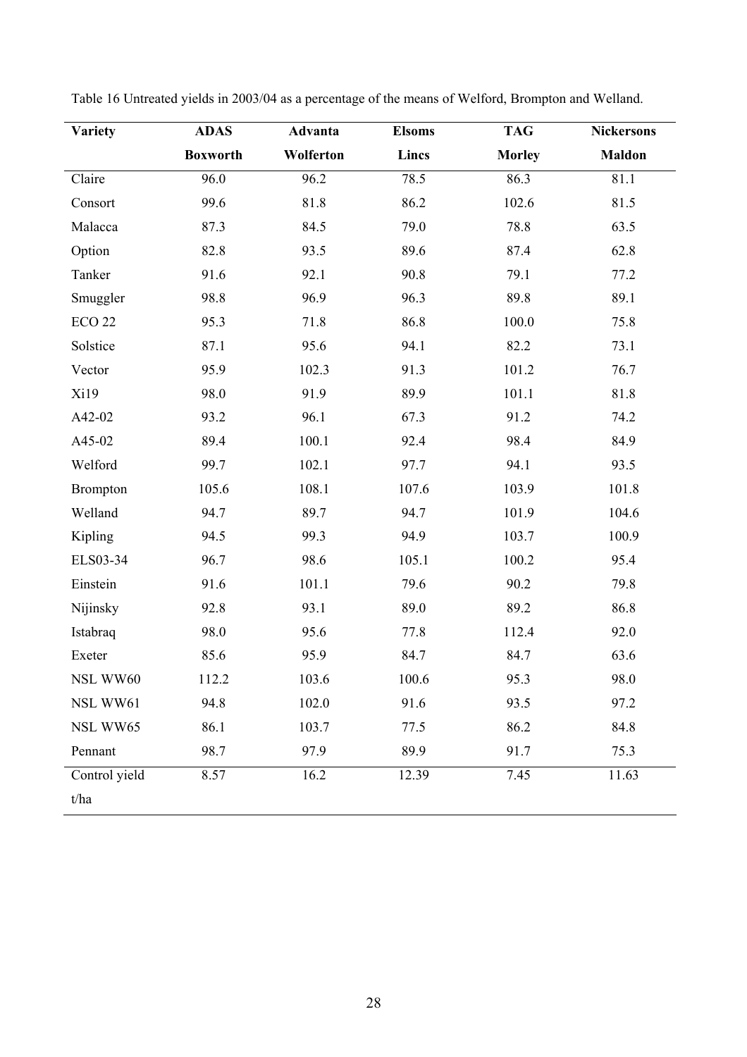Table 16 Untreated yields in 2003/04 as a percentage of the means of Welford, Brompton and Welland.

| Variety | ADAS Boxworth | Advanta Wolferton | Elsoms Lincs | TAG Morley | Nickersons Maldon |
|---|---|---|---|---|---|
| Claire | 96.0 | 96.2 | 78.5 | 86.3 | 81.1 |
| Consort | 99.6 | 81.8 | 86.2 | 102.6 | 81.5 |
| Malacca | 87.3 | 84.5 | 79.0 | 78.8 | 63.5 |
| Option | 82.8 | 93.5 | 89.6 | 87.4 | 62.8 |
| Tanker | 91.6 | 92.1 | 90.8 | 79.1 | 77.2 |
| Smuggler | 98.8 | 96.9 | 96.3 | 89.8 | 89.1 |
| ECO 22 | 95.3 | 71.8 | 86.8 | 100.0 | 75.8 |
| Solstice | 87.1 | 95.6 | 94.1 | 82.2 | 73.1 |
| Vector | 95.9 | 102.3 | 91.3 | 101.2 | 76.7 |
| Xi19 | 98.0 | 91.9 | 89.9 | 101.1 | 81.8 |
| A42-02 | 93.2 | 96.1 | 67.3 | 91.2 | 74.2 |
| A45-02 | 89.4 | 100.1 | 92.4 | 98.4 | 84.9 |
| Welford | 99.7 | 102.1 | 97.7 | 94.1 | 93.5 |
| Brompton | 105.6 | 108.1 | 107.6 | 103.9 | 101.8 |
| Welland | 94.7 | 89.7 | 94.7 | 101.9 | 104.6 |
| Kipling | 94.5 | 99.3 | 94.9 | 103.7 | 100.9 |
| ELS03-34 | 96.7 | 98.6 | 105.1 | 100.2 | 95.4 |
| Einstein | 91.6 | 101.1 | 79.6 | 90.2 | 79.8 |
| Nijinsky | 92.8 | 93.1 | 89.0 | 89.2 | 86.8 |
| Istabraq | 98.0 | 95.6 | 77.8 | 112.4 | 92.0 |
| Exeter | 85.6 | 95.9 | 84.7 | 84.7 | 63.6 |
| NSL WW60 | 112.2 | 103.6 | 100.6 | 95.3 | 98.0 |
| NSL WW61 | 94.8 | 102.0 | 91.6 | 93.5 | 97.2 |
| NSL WW65 | 86.1 | 103.7 | 77.5 | 86.2 | 84.8 |
| Pennant | 98.7 | 97.9 | 89.9 | 91.7 | 75.3 |
| Control yield t/ha | 8.57 | 16.2 | 12.39 | 7.45 | 11.63 |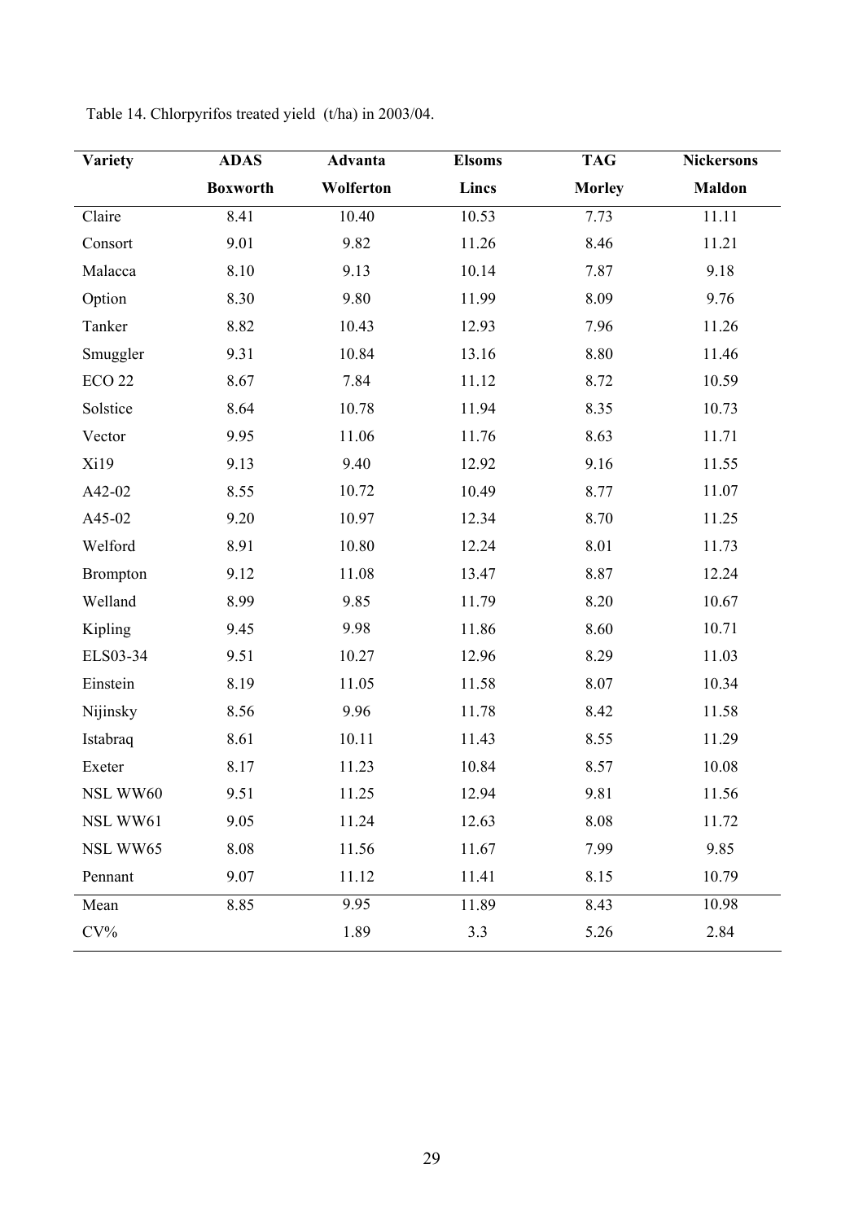Table 14. Chlorpyrifos treated yield (t/ha) in 2003/04.

| Variety | ADAS Boxworth | Advanta Wolferton | Elsoms Lincs | TAG Morley | Nickersons Maldon |
|---|---|---|---|---|---|
| Claire | 8.41 | 10.40 | 10.53 | 7.73 | 11.11 |
| Consort | 9.01 | 9.82 | 11.26 | 8.46 | 11.21 |
| Malacca | 8.10 | 9.13 | 10.14 | 7.87 | 9.18 |
| Option | 8.30 | 9.80 | 11.99 | 8.09 | 9.76 |
| Tanker | 8.82 | 10.43 | 12.93 | 7.96 | 11.26 |
| Smuggler | 9.31 | 10.84 | 13.16 | 8.80 | 11.46 |
| ECO 22 | 8.67 | 7.84 | 11.12 | 8.72 | 10.59 |
| Solstice | 8.64 | 10.78 | 11.94 | 8.35 | 10.73 |
| Vector | 9.95 | 11.06 | 11.76 | 8.63 | 11.71 |
| Xi19 | 9.13 | 9.40 | 12.92 | 9.16 | 11.55 |
| A42-02 | 8.55 | 10.72 | 10.49 | 8.77 | 11.07 |
| A45-02 | 9.20 | 10.97 | 12.34 | 8.70 | 11.25 |
| Welford | 8.91 | 10.80 | 12.24 | 8.01 | 11.73 |
| Brompton | 9.12 | 11.08 | 13.47 | 8.87 | 12.24 |
| Welland | 8.99 | 9.85 | 11.79 | 8.20 | 10.67 |
| Kipling | 9.45 | 9.98 | 11.86 | 8.60 | 10.71 |
| ELS03-34 | 9.51 | 10.27 | 12.96 | 8.29 | 11.03 |
| Einstein | 8.19 | 11.05 | 11.58 | 8.07 | 10.34 |
| Nijinsky | 8.56 | 9.96 | 11.78 | 8.42 | 11.58 |
| Istabraq | 8.61 | 10.11 | 11.43 | 8.55 | 11.29 |
| Exeter | 8.17 | 11.23 | 10.84 | 8.57 | 10.08 |
| NSL WW60 | 9.51 | 11.25 | 12.94 | 9.81 | 11.56 |
| NSL WW61 | 9.05 | 11.24 | 12.63 | 8.08 | 11.72 |
| NSL WW65 | 8.08 | 11.56 | 11.67 | 7.99 | 9.85 |
| Pennant | 9.07 | 11.12 | 11.41 | 8.15 | 10.79 |
| Mean | 8.85 | 9.95 | 11.89 | 8.43 | 10.98 |
| CV% | | 1.89 | 3.3 | 5.26 | 2.84 |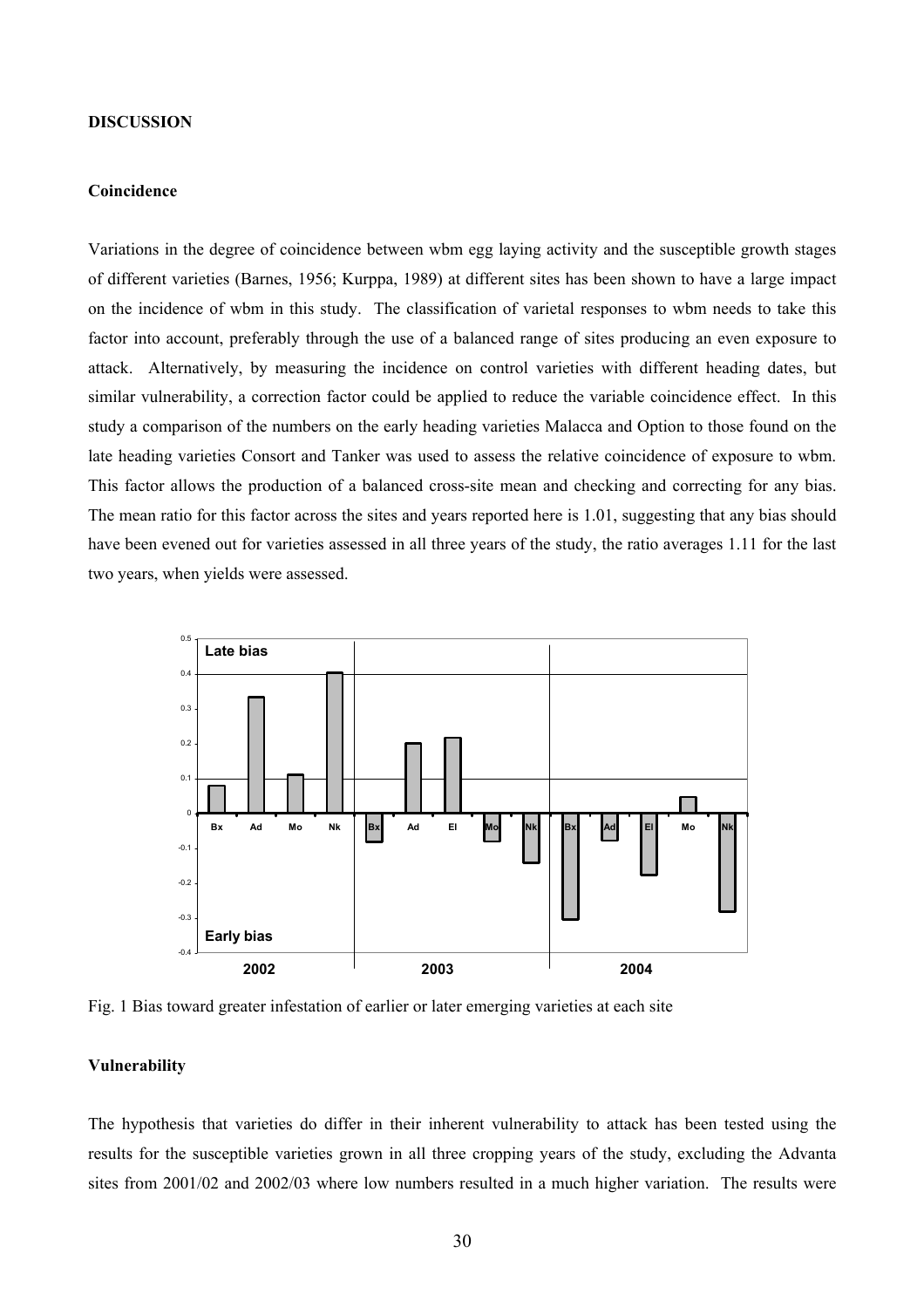**DISCUSSION**

**Coincidence**

Variations in the degree of coincidence between wbm egg laying activity and the susceptible growth stages of different varieties (Barnes, 1956; Kurppa, 1989) at different sites has been shown to have a large impact on the incidence of wbm in this study. The classification of varietal responses to wbm needs to take this factor into account, preferably through the use of a balanced range of sites producing an even exposure to attack. Alternatively, by measuring the incidence on control varieties with different heading dates, but similar vulnerability, a correction factor could be applied to reduce the variable coincidence effect. In this study a comparison of the numbers on the early heading varieties Malacca and Option to those found on the late heading varieties Consort and Tanker was used to assess the relative coincidence of exposure to wbm. This factor allows the production of a balanced cross-site mean and checking and correcting for any bias. The mean ratio for this factor across the sites and years reported here is 1.01, suggesting that any bias should have been evened out for varieties assessed in all three years of the study, the ratio averages 1.11 for the last two years, when yields were assessed.

Fig. 1 Bias toward greater infestation of earlier or later emerging varieties at each site

**Vulnerability**

The hypothesis that varieties do differ in their inherent vulnerability to attack has been tested using the results for the susceptible varieties grown in all three cropping years of the study, excluding the Advanta sites from 2001/02 and 2002/03 where low numbers resulted in a much higher variation. The results were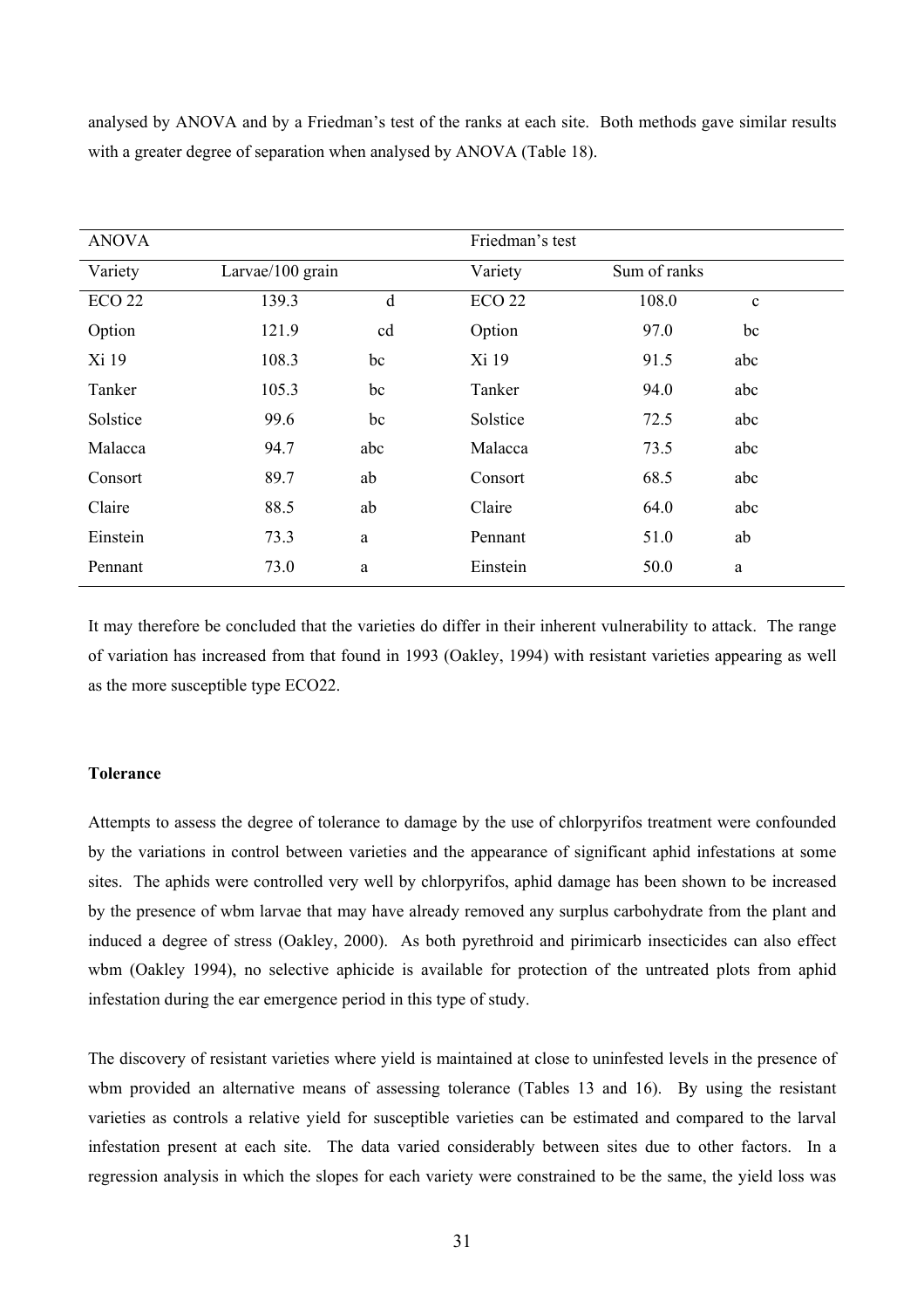analysed by ANOVA and by a Friedman's test of the ranks at each site. Both methods gave similar results with a greater degree of separation when analysed by ANOVA (Table 18).

| ANOVA | | | Friedman's test | | |
|---|---|---|---|---|---|
| Variety | Larvae/100 grain | | Variety | Sum of ranks | |
| ECO 22 | 139.3 | d | ECO 22 | 108.0 | c |
| Option | 121.9 | cd | Option | 97.0 | bc |
| Xi 19 | 108.3 | bc | Xi 19 | 91.5 | abc |
| Tanker | 105.3 | bc | Tanker | 94.0 | abc |
| Solstice | 99.6 | bc | Solstice | 72.5 | abc |
| Malacca | 94.7 | abc | Malacca | 73.5 | abc |
| Consort | 89.7 | ab | Consort | 68.5 | abc |
| Claire | 88.5 | ab | Claire | 64.0 | abc |
| Einstein | 73.3 | a | Pennant | 51.0 | ab |
| Pennant | 73.0 | a | Einstein | 50.0 | a |

It may therefore be concluded that the varieties do differ in their inherent vulnerability to attack. The range of variation has increased from that found in 1993 (Oakley, 1994) with resistant varieties appearing as well as the more susceptible type ECO22.

**Tolerance**

Attempts to assess the degree of tolerance to damage by the use of chlorpyrifos treatment were confounded by the variations in control between varieties and the appearance of significant aphid infestations at some sites. The aphids were controlled very well by chlorpyrifos, aphid damage has been shown to be increased by the presence of wbm larvae that may have already removed any surplus carbohydrate from the plant and induced a degree of stress (Oakley, 2000). As both pyrethroid and pirimicarb insecticides can also effect wbm (Oakley 1994), no selective aphicide is available for protection of the untreated plots from aphid infestation during the ear emergence period in this type of study.

The discovery of resistant varieties where yield is maintained at close to uninfested levels in the presence of wbm provided an alternative means of assessing tolerance (Tables 13 and 16). By using the resistant varieties as controls a relative yield for susceptible varieties can be estimated and compared to the larval infestation present at each site. The data varied considerably between sites due to other factors. In a regression analysis in which the slopes for each variety were constrained to be the same, the yield loss was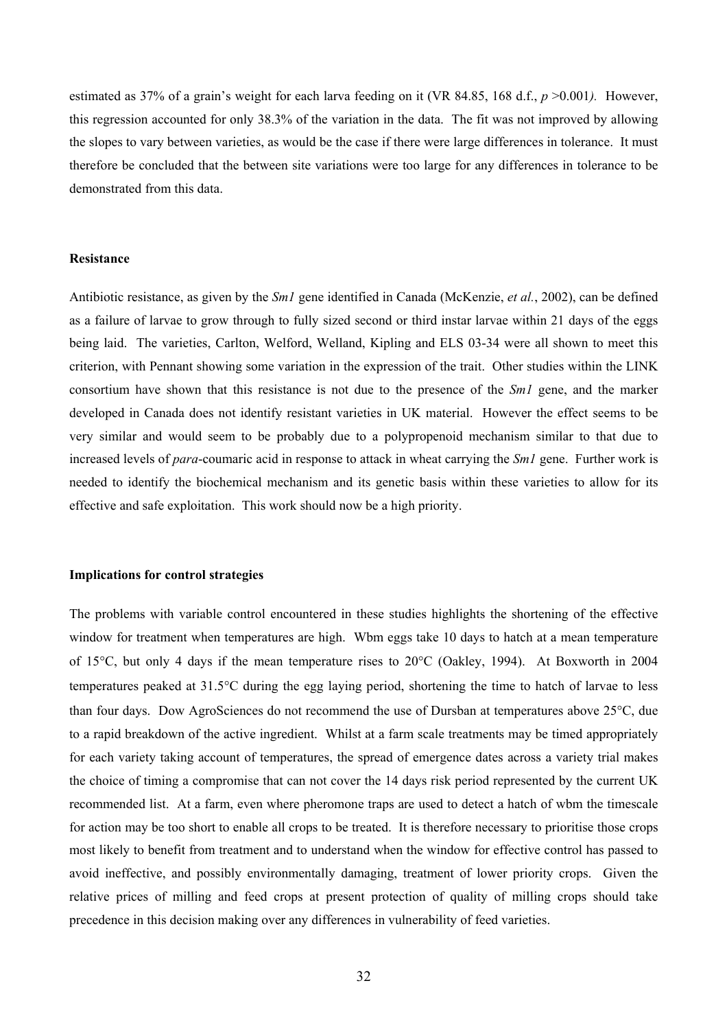estimated as 37% of a grain's weight for each larva feeding on it (VR 84.85, 168 d.f., $p$ >0.001*)*. However, this regression accounted for only 38.3% of the variation in the data. The fit was not improved by allowing the slopes to vary between varieties, as would be the case if there were large differences in tolerance. It must therefore be concluded that the between site variations were too large for any differences in tolerance to be demonstrated from this data.

**Resistance**

Antibiotic resistance, as given by the *Sm1* gene identified in Canada (McKenzie, *et al.*, 2002), can be defined as a failure of larvae to grow through to fully sized second or third instar larvae within 21 days of the eggs being laid. The varieties, Carlton, Welford, Welland, Kipling and ELS 03-34 were all shown to meet this criterion, with Pennant showing some variation in the expression of the trait. Other studies within the LINK consortium have shown that this resistance is not due to the presence of the *Sm1* gene, and the marker developed in Canada does not identify resistant varieties in UK material. However the effect seems to be very similar and would seem to be probably due to a polypropenoid mechanism similar to that due to increased levels of *para*-coumaric acid in response to attack in wheat carrying the *Sm1* gene. Further work is needed to identify the biochemical mechanism and its genetic basis within these varieties to allow for its effective and safe exploitation. This work should now be a high priority.

**Implications for control strategies**

The problems with variable control encountered in these studies highlights the shortening of the effective window for treatment when temperatures are high. Wbm eggs take 10 days to hatch at a mean temperature of 15°C, but only 4 days if the mean temperature rises to 20°C (Oakley, 1994). At Boxworth in 2004 temperatures peaked at 31.5°C during the egg laying period, shortening the time to hatch of larvae to less than four days. Dow AgroSciences do not recommend the use of Dursban at temperatures above 25°C, due to a rapid breakdown of the active ingredient. Whilst at a farm scale treatments may be timed appropriately for each variety taking account of temperatures, the spread of emergence dates across a variety trial makes the choice of timing a compromise that can not cover the 14 days risk period represented by the current UK recommended list. At a farm, even where pheromone traps are used to detect a hatch of wbm the timescale for action may be too short to enable all crops to be treated. It is therefore necessary to prioritise those crops most likely to benefit from treatment and to understand when the window for effective control has passed to avoid ineffective, and possibly environmentally damaging, treatment of lower priority crops. Given the relative prices of milling and feed crops at present protection of quality of milling crops should take precedence in this decision making over any differences in vulnerability of feed varieties.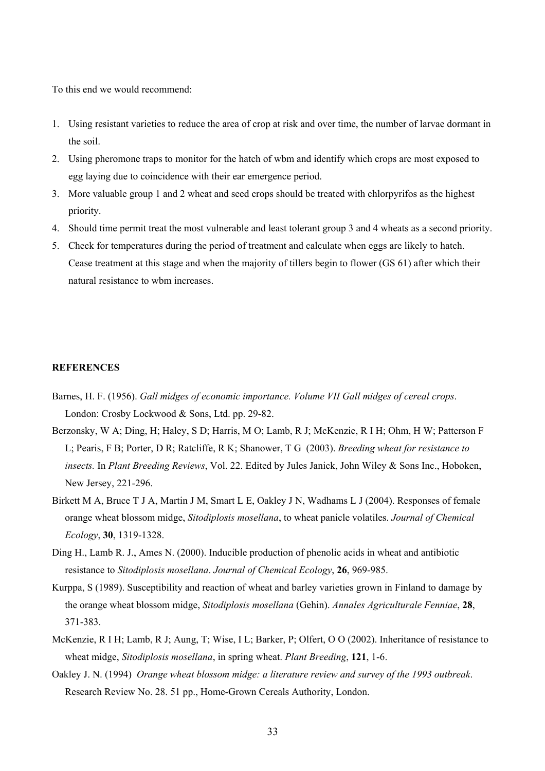To this end we would recommend:

1. Using resistant varieties to reduce the area of crop at risk and over time, the number of larvae dormant in the soil.
2. Using pheromone traps to monitor for the hatch of wbm and identify which crops are most exposed to egg laying due to coincidence with their ear emergence period.
3. More valuable group 1 and 2 wheat and seed crops should be treated with chlorpyrifos as the highest priority.
4. Should time permit treat the most vulnerable and least tolerant group 3 and 4 wheats as a second priority.
5. Check for temperatures during the period of treatment and calculate when eggs are likely to hatch. Cease treatment at this stage and when the majority of tillers begin to flower (GS 61) after which their natural resistance to wbm increases.

## REFERENCES

Barnes, H. F. (1956). *Gall midges of economic importance. Volume VII Gall midges of cereal crops*. London: Crosby Lockwood & Sons, Ltd. pp. 29-82.

Berzonsky, W A; Ding, H; Haley, S D; Harris, M O; Lamb, R J; McKenzie, R I H; Ohm, H W; Patterson F L; Pearis, F B; Porter, D R; Ratcliffe, R K; Shanower, T G (2003). *Breeding wheat for resistance to insects.* In *Plant Breeding Reviews*, Vol. 22. Edited by Jules Janick, John Wiley & Sons Inc., Hoboken, New Jersey, 221-296.

Birkett M A, Bruce T J A, Martin J M, Smart L E, Oakley J N, Wadhams L J (2004). Responses of female orange wheat blossom midge, *Sitodiplosis mosellana*, to wheat panicle volatiles. *Journal of Chemical Ecology*, **30**, 1319-1328.

Ding H., Lamb R. J., Ames N. (2000). Inducible production of phenolic acids in wheat and antibiotic resistance to *Sitodiplosis mosellana*. *Journal of Chemical Ecology*, **26**, 969-985.

Kurppa, S (1989). Susceptibility and reaction of wheat and barley varieties grown in Finland to damage by the orange wheat blossom midge, *Sitodiplosis mosellana* (Gehin). *Annales Agriculturale Fenniae*, **28**, 371-383.

McKenzie, R I H; Lamb, R J; Aung, T; Wise, I L; Barker, P; Olfert, O O (2002). Inheritance of resistance to wheat midge, *Sitodiplosis mosellana*, in spring wheat. *Plant Breeding*, **121**, 1-6.

Oakley J. N. (1994) *Orange wheat blossom midge: a literature review and survey of the 1993 outbreak*. Research Review No. 28. 51 pp., Home-Grown Cereals Authority, London.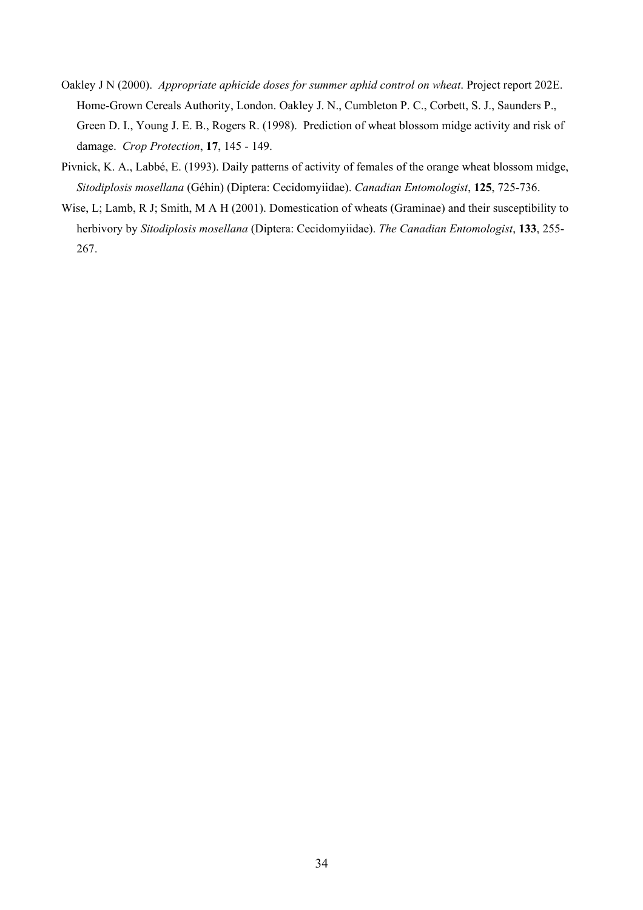Oakley J N (2000). *Appropriate aphicide doses for summer aphid control on wheat*. Project report 202E. Home-Grown Cereals Authority, London. Oakley J. N., Cumbleton P. C., Corbett, S. J., Saunders P., Green D. I., Young J. E. B., Rogers R. (1998). Prediction of wheat blossom midge activity and risk of damage. *Crop Protection*, **17**, 145 - 149.

Pivnick, K. A., Labbé, E. (1993). Daily patterns of activity of females of the orange wheat blossom midge, *Sitodiplosis mosellana* (Géhin) (Diptera: Cecidomyiidae). *Canadian Entomologist*, **125**, 725-736.

Wise, L; Lamb, R J; Smith, M A H (2001). Domestication of wheats (Graminae) and their susceptibility to herbivory by *Sitodiplosis mosellana* (Diptera: Cecidomyiidae). *The Canadian Entomologist*, **133**, 255-267.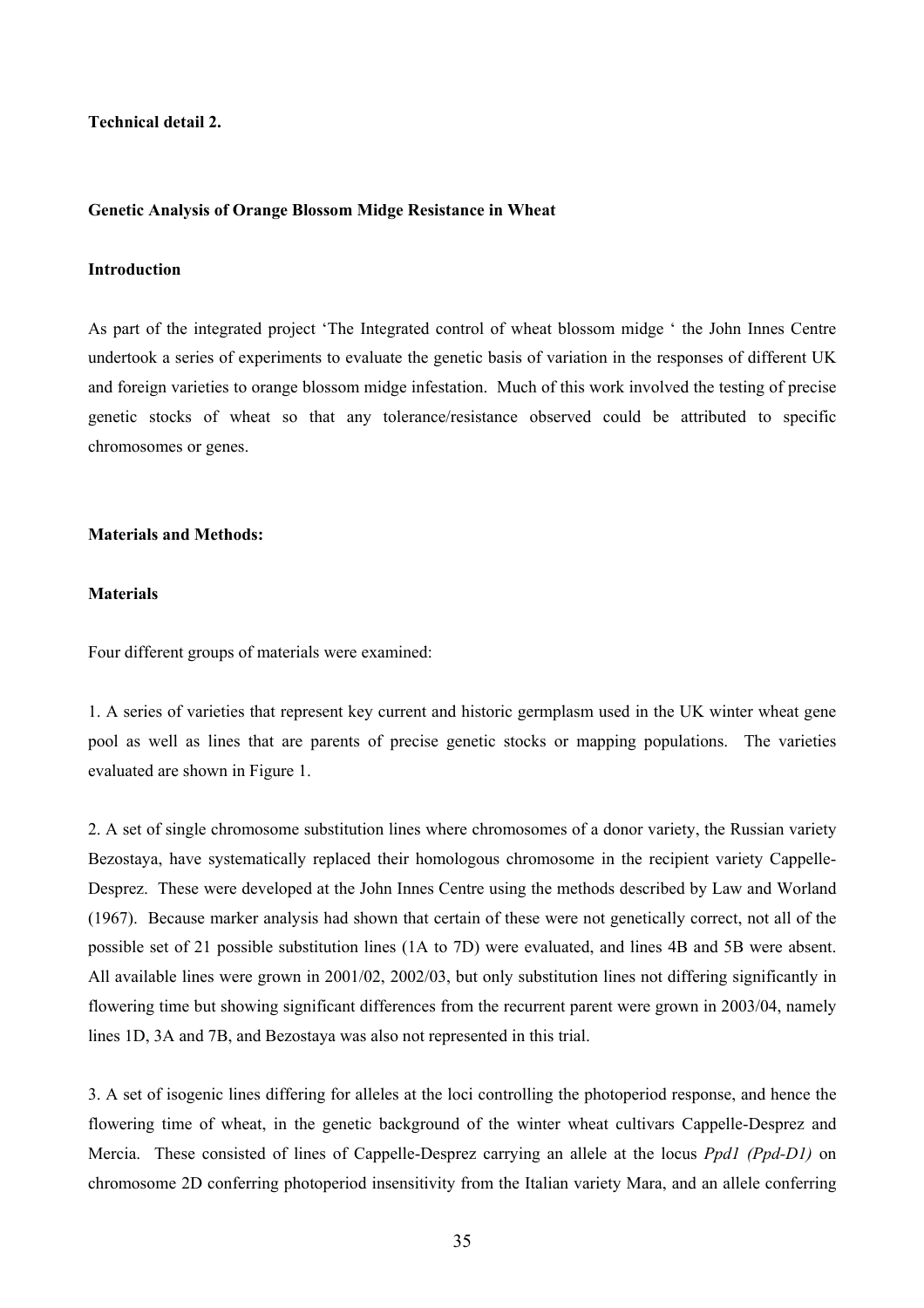**Technical detail 2.**

**Genetic Analysis of Orange Blossom Midge Resistance in Wheat**

**Introduction**

As part of the integrated project 'The Integrated control of wheat blossom midge ' the John Innes Centre undertook a series of experiments to evaluate the genetic basis of variation in the responses of different UK and foreign varieties to orange blossom midge infestation. Much of this work involved the testing of precise genetic stocks of wheat so that any tolerance/resistance observed could be attributed to specific chromosomes or genes.

**Materials and Methods:**

**Materials**

Four different groups of materials were examined:

1. A series of varieties that represent key current and historic germplasm used in the UK winter wheat gene pool as well as lines that are parents of precise genetic stocks or mapping populations. The varieties evaluated are shown in Figure 1.

2. A set of single chromosome substitution lines where chromosomes of a donor variety, the Russian variety Bezostaya, have systematically replaced their homologous chromosome in the recipient variety Cappelle-Desprez. These were developed at the John Innes Centre using the methods described by Law and Worland (1967). Because marker analysis had shown that certain of these were not genetically correct, not all of the possible set of 21 possible substitution lines (1A to 7D) were evaluated, and lines 4B and 5B were absent. All available lines were grown in 2001/02, 2002/03, but only substitution lines not differing significantly in flowering time but showing significant differences from the recurrent parent were grown in 2003/04, namely lines 1D, 3A and 7B, and Bezostaya was also not represented in this trial.

3. A set of isogenic lines differing for alleles at the loci controlling the photoperiod response, and hence the flowering time of wheat, in the genetic background of the winter wheat cultivars Cappelle-Desprez and Mercia. These consisted of lines of Cappelle-Desprez carrying an allele at the locus *Ppd1 (Ppd-D1)* on chromosome 2D conferring photoperiod insensitivity from the Italian variety Mara, and an allele conferring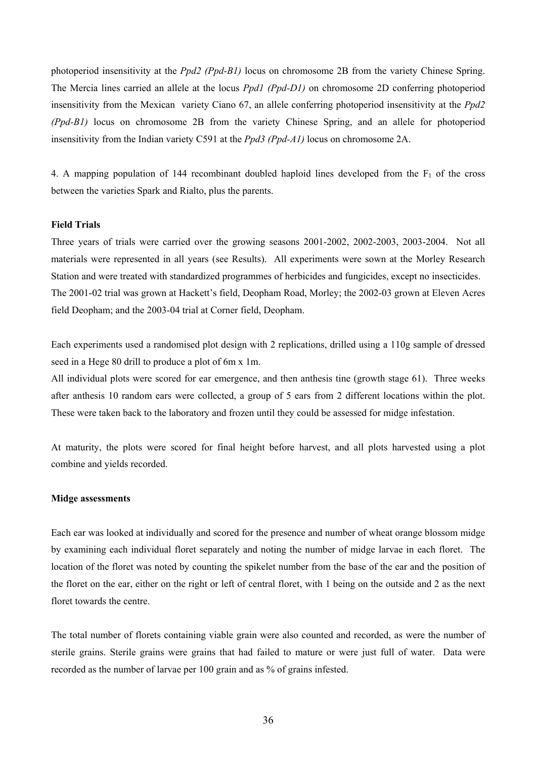photoperiod insensitivity at the *Ppd2 (Ppd-B1)* locus on chromosome 2B from the variety Chinese Spring. The Mercia lines carried an allele at the locus *Ppd1 (Ppd-D1)* on chromosome 2D conferring photoperiod insensitivity from the Mexican variety Ciano 67, an allele conferring photoperiod insensitivity at the *Ppd2 (Ppd-B1)* locus on chromosome 2B from the variety Chinese Spring, and an allele for photoperiod insensitivity from the Indian variety C591 at the *Ppd3 (Ppd-A1)* locus on chromosome 2A.

4. A mapping population of 144 recombinant doubled haploid lines developed from the $F_1$ of the cross between the varieties Spark and Rialto, plus the parents.

**Field Trials**

Three years of trials were carried over the growing seasons 2001-2002, 2002-2003, 2003-2004. Not all materials were represented in all years (see Results). All experiments were sown at the Morley Research Station and were treated with standardized programmes of herbicides and fungicides, except no insecticides. The 2001-02 trial was grown at Hackett's field, Deopham Road, Morley; the 2002-03 grown at Eleven Acres field Deopham; and the 2003-04 trial at Corner field, Deopham.

Each experiments used a randomised plot design with 2 replications, drilled using a 110g sample of dressed seed in a Hege 80 drill to produce a plot of 6m x 1m.

All individual plots were scored for ear emergence, and then anthesis tine (growth stage 61). Three weeks after anthesis 10 random ears were collected, a group of 5 ears from 2 different locations within the plot. These were taken back to the laboratory and frozen until they could be assessed for midge infestation.

At maturity, the plots were scored for final height before harvest, and all plots harvested using a plot combine and yields recorded.

**Midge assessments**

Each ear was looked at individually and scored for the presence and number of wheat orange blossom midge by examining each individual floret separately and noting the number of midge larvae in each floret. The location of the floret was noted by counting the spikelet number from the base of the ear and the position of the floret on the ear, either on the right or left of central floret, with 1 being on the outside and 2 as the next floret towards the centre.

The total number of florets containing viable grain were also counted and recorded, as were the number of sterile grains. Sterile grains were grains that had failed to mature or were just full of water. Data were recorded as the number of larvae per 100 grain and as % of grains infested.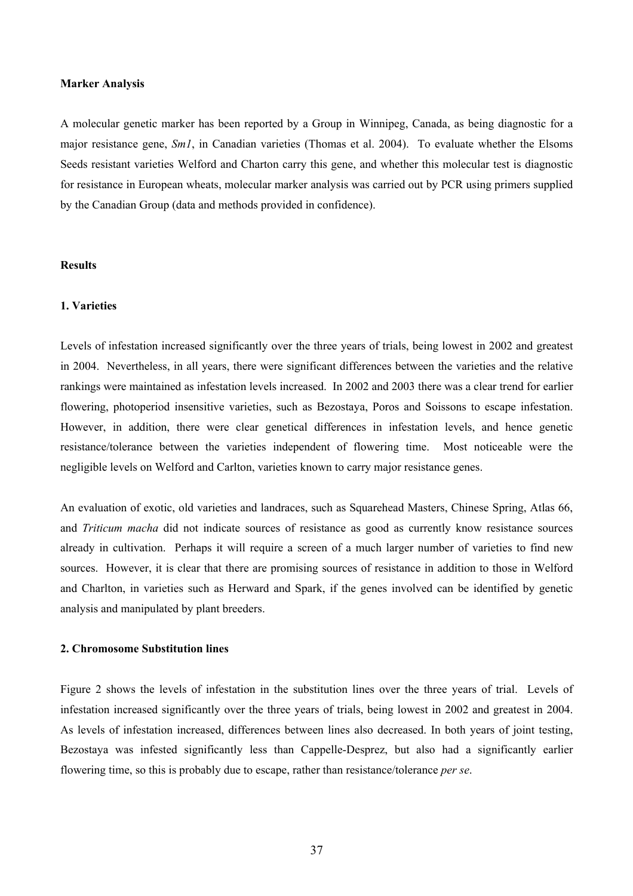**Marker Analysis**

A molecular genetic marker has been reported by a Group in Winnipeg, Canada, as being diagnostic for a major resistance gene, *Sm1*, in Canadian varieties (Thomas et al. 2004). To evaluate whether the Elsoms Seeds resistant varieties Welford and Charton carry this gene, and whether this molecular test is diagnostic for resistance in European wheats, molecular marker analysis was carried out by PCR using primers supplied by the Canadian Group (data and methods provided in confidence).

**Results**

**1. Varieties**

Levels of infestation increased significantly over the three years of trials, being lowest in 2002 and greatest in 2004. Nevertheless, in all years, there were significant differences between the varieties and the relative rankings were maintained as infestation levels increased. In 2002 and 2003 there was a clear trend for earlier flowering, photoperiod insensitive varieties, such as Bezostaya, Poros and Soissons to escape infestation. However, in addition, there were clear genetical differences in infestation levels, and hence genetic resistance/tolerance between the varieties independent of flowering time. Most noticeable were the negligible levels on Welford and Carlton, varieties known to carry major resistance genes.

An evaluation of exotic, old varieties and landraces, such as Squarehead Masters, Chinese Spring, Atlas 66, and *Triticum macha* did not indicate sources of resistance as good as currently know resistance sources already in cultivation. Perhaps it will require a screen of a much larger number of varieties to find new sources. However, it is clear that there are promising sources of resistance in addition to those in Welford and Charlton, in varieties such as Herward and Spark, if the genes involved can be identified by genetic analysis and manipulated by plant breeders.

**2. Chromosome Substitution lines**

Figure 2 shows the levels of infestation in the substitution lines over the three years of trial. Levels of infestation increased significantly over the three years of trials, being lowest in 2002 and greatest in 2004. As levels of infestation increased, differences between lines also decreased. In both years of joint testing, Bezostaya was infested significantly less than Cappelle-Desprez, but also had a significantly earlier flowering time, so this is probably due to escape, rather than resistance/tolerance *per se*.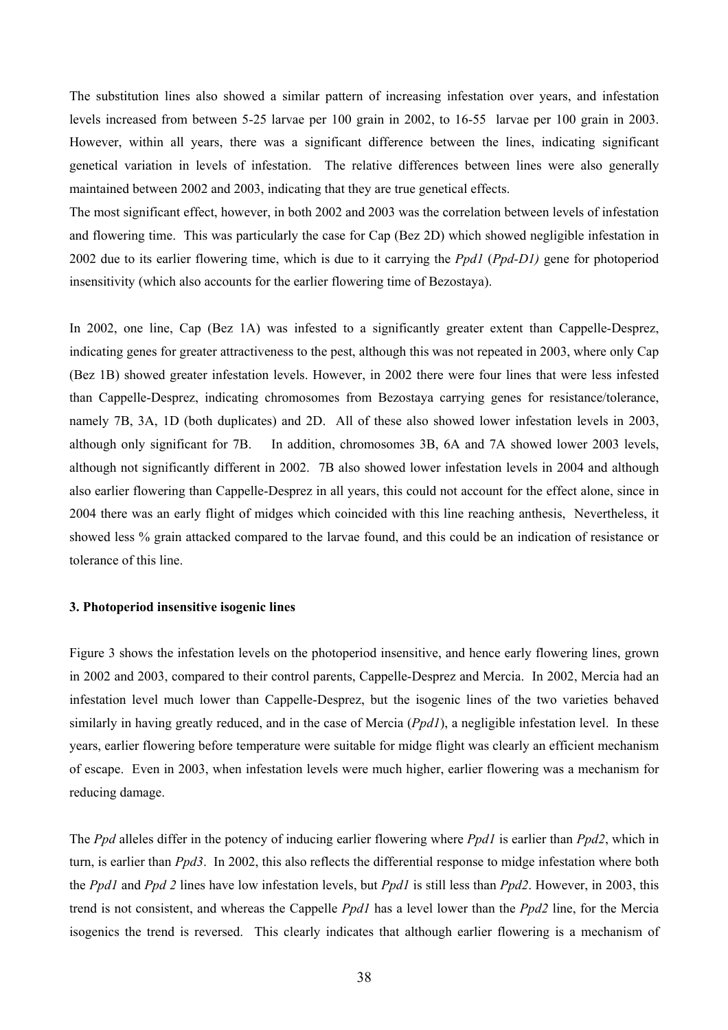The substitution lines also showed a similar pattern of increasing infestation over years, and infestation levels increased from between 5-25 larvae per 100 grain in 2002, to 16-55 larvae per 100 grain in 2003. However, within all years, there was a significant difference between the lines, indicating significant genetical variation in levels of infestation. The relative differences between lines were also generally maintained between 2002 and 2003, indicating that they are true genetical effects.

The most significant effect, however, in both 2002 and 2003 was the correlation between levels of infestation and flowering time. This was particularly the case for Cap (Bez 2D) which showed negligible infestation in 2002 due to its earlier flowering time, which is due to it carrying the *Ppd1* (*Ppd-D1)* gene for photoperiod insensitivity (which also accounts for the earlier flowering time of Bezostaya).

In 2002, one line, Cap (Bez 1A) was infested to a significantly greater extent than Cappelle-Desprez, indicating genes for greater attractiveness to the pest, although this was not repeated in 2003, where only Cap (Bez 1B) showed greater infestation levels. However, in 2002 there were four lines that were less infested than Cappelle-Desprez, indicating chromosomes from Bezostaya carrying genes for resistance/tolerance, namely 7B, 3A, 1D (both duplicates) and 2D. All of these also showed lower infestation levels in 2003, although only significant for 7B. In addition, chromosomes 3B, 6A and 7A showed lower 2003 levels, although not significantly different in 2002. 7B also showed lower infestation levels in 2004 and although also earlier flowering than Cappelle-Desprez in all years, this could not account for the effect alone, since in 2004 there was an early flight of midges which coincided with this line reaching anthesis, Nevertheless, it showed less % grain attacked compared to the larvae found, and this could be an indication of resistance or tolerance of this line.

### 3. Photoperiod insensitive isogenic lines

Figure 3 shows the infestation levels on the photoperiod insensitive, and hence early flowering lines, grown in 2002 and 2003, compared to their control parents, Cappelle-Desprez and Mercia. In 2002, Mercia had an infestation level much lower than Cappelle-Desprez, but the isogenic lines of the two varieties behaved similarly in having greatly reduced, and in the case of Mercia (*Ppd1*), a negligible infestation level. In these years, earlier flowering before temperature were suitable for midge flight was clearly an efficient mechanism of escape. Even in 2003, when infestation levels were much higher, earlier flowering was a mechanism for reducing damage.

The *Ppd* alleles differ in the potency of inducing earlier flowering where *Ppd1* is earlier than *Ppd2*, which in turn, is earlier than *Ppd3*. In 2002, this also reflects the differential response to midge infestation where both the *Ppd1* and *Ppd 2* lines have low infestation levels, but *Ppd1* is still less than *Ppd2*. However, in 2003, this trend is not consistent, and whereas the Cappelle *Ppd1* has a level lower than the *Ppd2* line, for the Mercia isogenics the trend is reversed. This clearly indicates that although earlier flowering is a mechanism of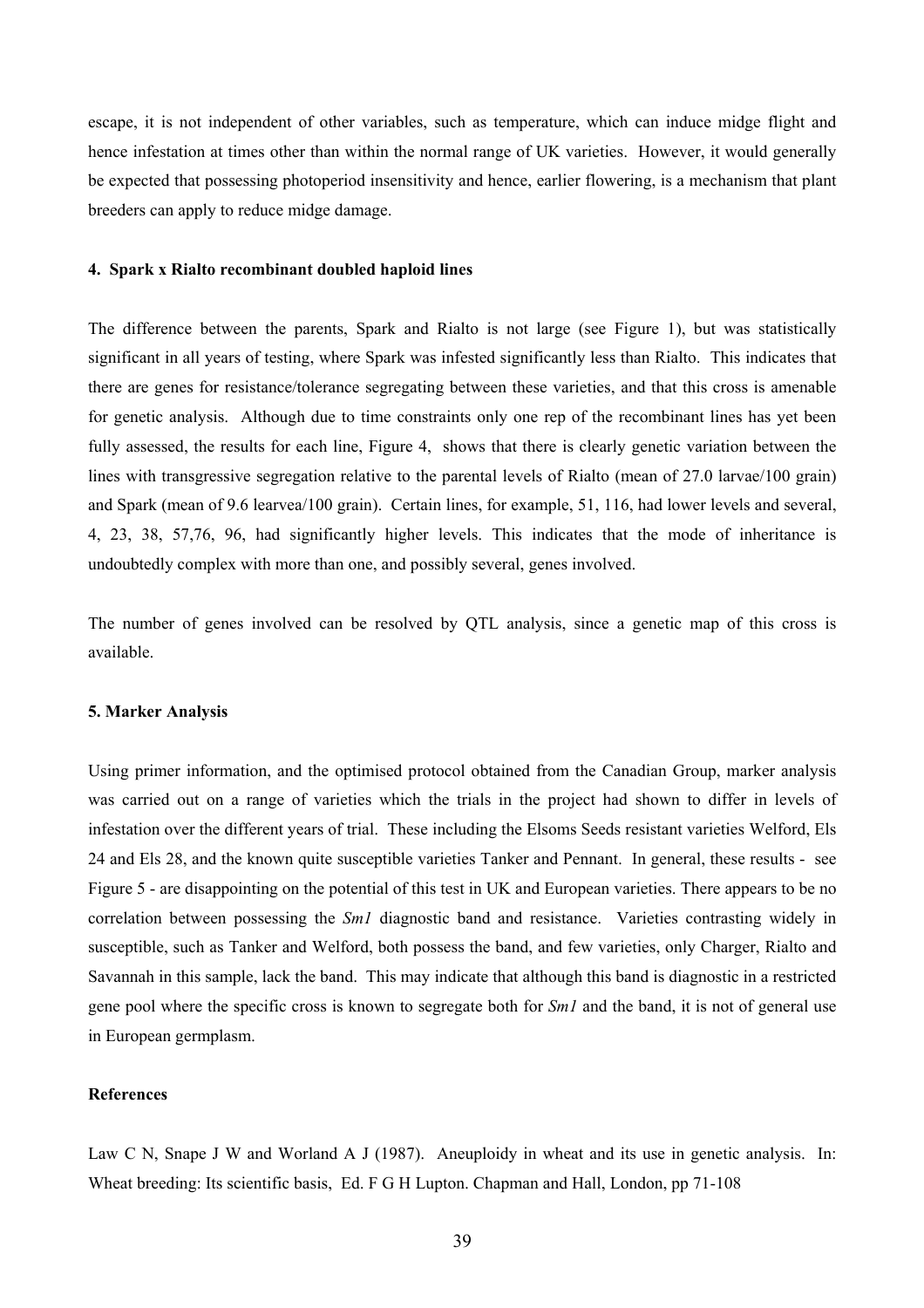escape, it is not independent of other variables, such as temperature, which can induce midge flight and hence infestation at times other than within the normal range of UK varieties. However, it would generally be expected that possessing photoperiod insensitivity and hence, earlier flowering, is a mechanism that plant breeders can apply to reduce midge damage.

#### 4. Spark x Rialto recombinant doubled haploid lines

The difference between the parents, Spark and Rialto is not large (see Figure 1), but was statistically significant in all years of testing, where Spark was infested significantly less than Rialto. This indicates that there are genes for resistance/tolerance segregating between these varieties, and that this cross is amenable for genetic analysis. Although due to time constraints only one rep of the recombinant lines has yet been fully assessed, the results for each line, Figure 4, shows that there is clearly genetic variation between the lines with transgressive segregation relative to the parental levels of Rialto (mean of 27.0 larvae/100 grain) and Spark (mean of 9.6 learvea/100 grain). Certain lines, for example, 51, 116, had lower levels and several, 4, 23, 38, 57,76, 96, had significantly higher levels. This indicates that the mode of inheritance is undoubtedly complex with more than one, and possibly several, genes involved.

The number of genes involved can be resolved by QTL analysis, since a genetic map of this cross is available.

#### 5. Marker Analysis

Using primer information, and the optimised protocol obtained from the Canadian Group, marker analysis was carried out on a range of varieties which the trials in the project had shown to differ in levels of infestation over the different years of trial. These including the Elsoms Seeds resistant varieties Welford, Els 24 and Els 28, and the known quite susceptible varieties Tanker and Pennant. In general, these results - see Figure 5 - are disappointing on the potential of this test in UK and European varieties. There appears to be no correlation between possessing the *Sm1* diagnostic band and resistance. Varieties contrasting widely in susceptible, such as Tanker and Welford, both possess the band, and few varieties, only Charger, Rialto and Savannah in this sample, lack the band. This may indicate that although this band is diagnostic in a restricted gene pool where the specific cross is known to segregate both for *Sm1* and the band, it is not of general use in European germplasm.

#### References

Law C N, Snape J W and Worland A J (1987). Aneuploidy in wheat and its use in genetic analysis. In: Wheat breeding: Its scientific basis, Ed. F G H Lupton. Chapman and Hall, London, pp 71-108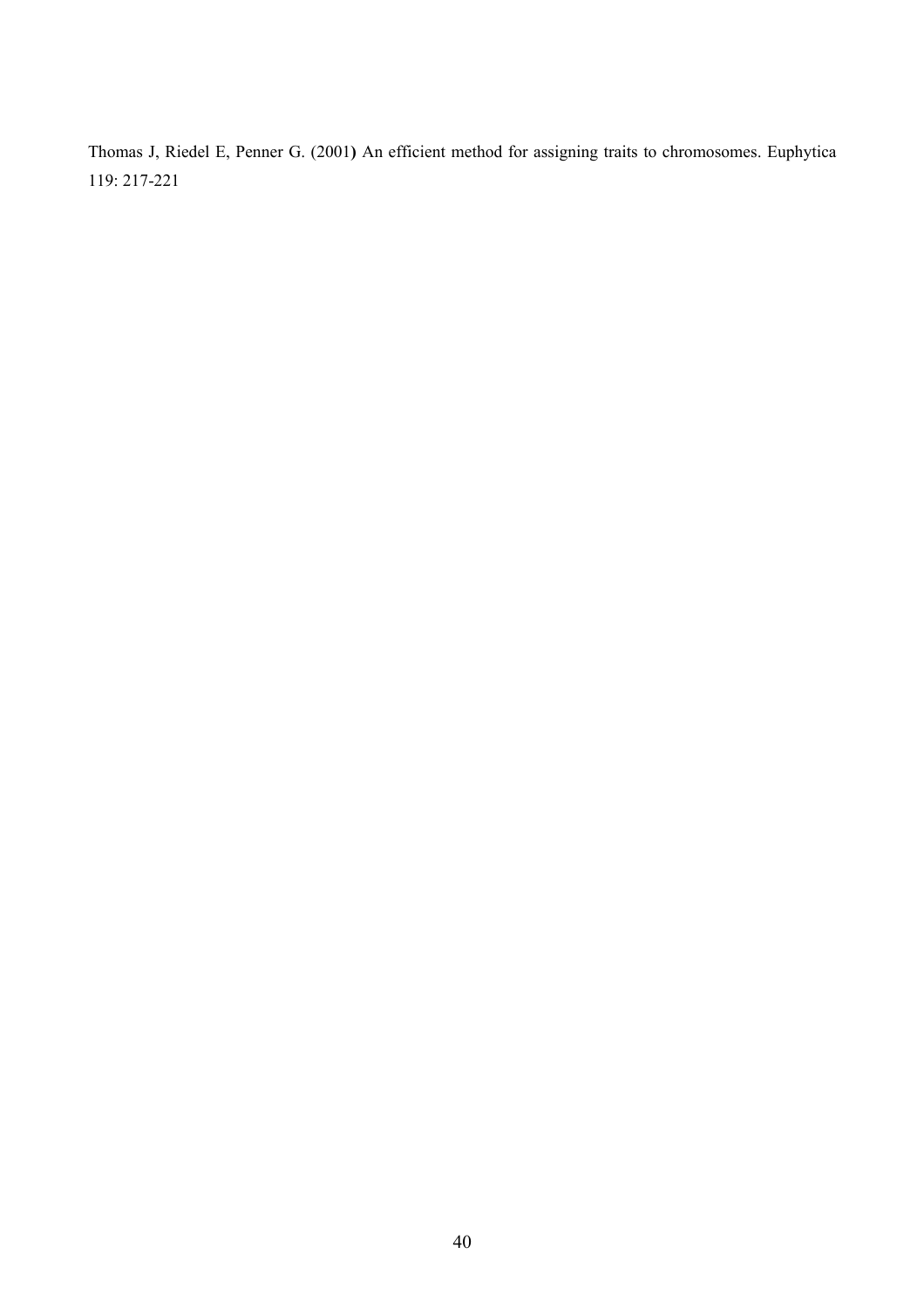Thomas J, Riedel E, Penner G. (2001) An efficient method for assigning traits to chromosomes. Euphytica 119: 217-221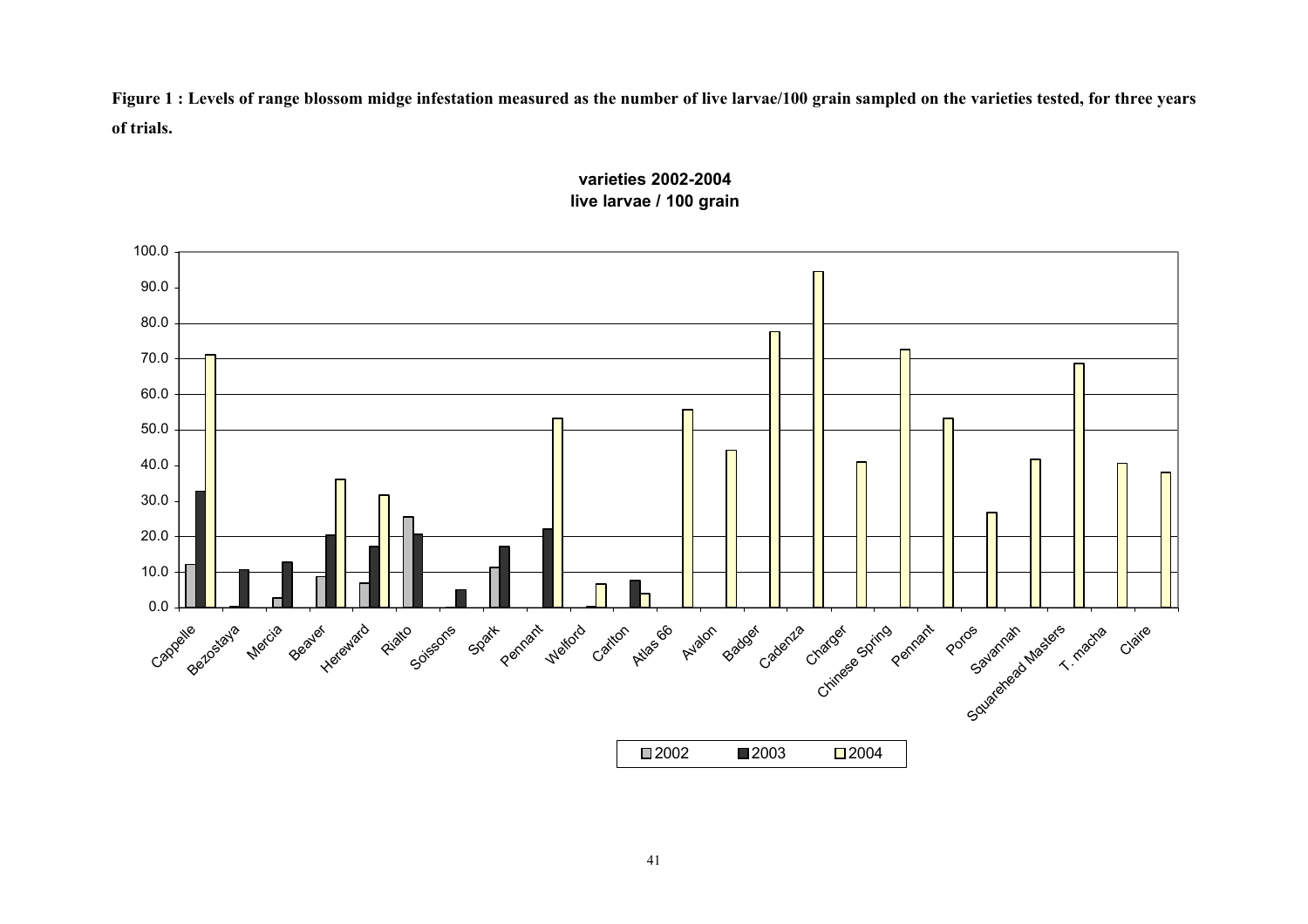**Figure 1 : Levels of range blossom midge infestation measured as the number of live larvae/100 grain sampled on the varieties tested, for three years of trials.**

**varieties 2002-2004**
**live larvae / 100 grain**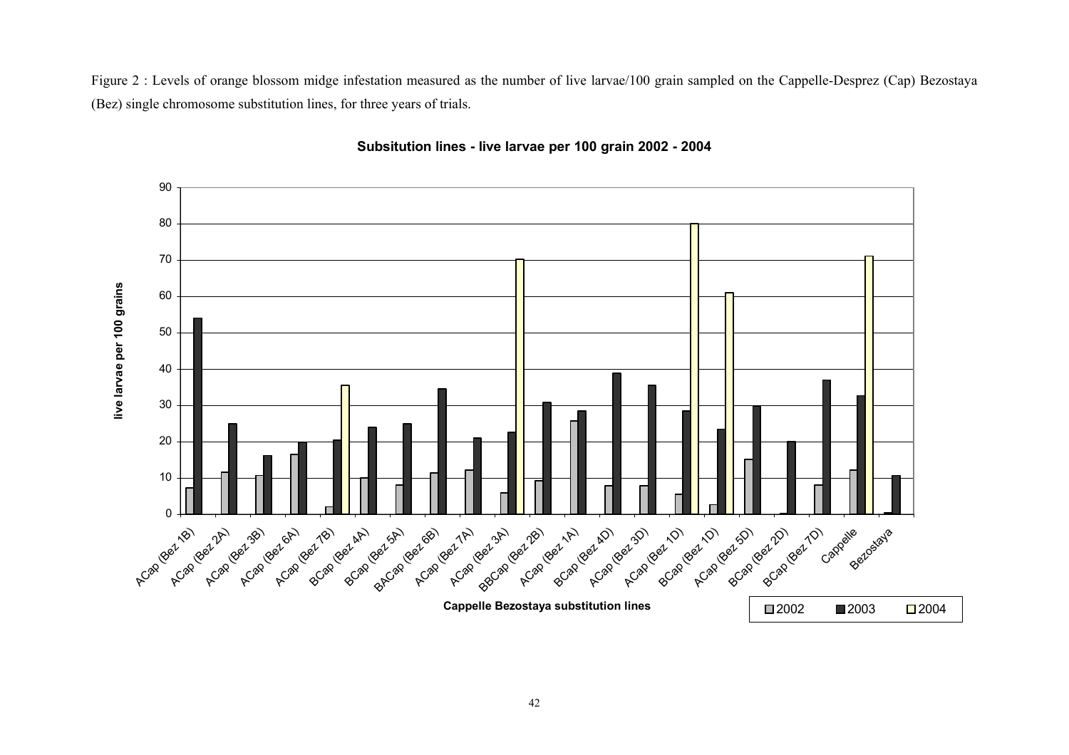Figure 2 : Levels of orange blossom midge infestation measured as the number of live larvae/100 grain sampled on the Cappelle-Desprez (Cap) Bezostaya (Bez) single chromosome substitution lines, for three years of trials.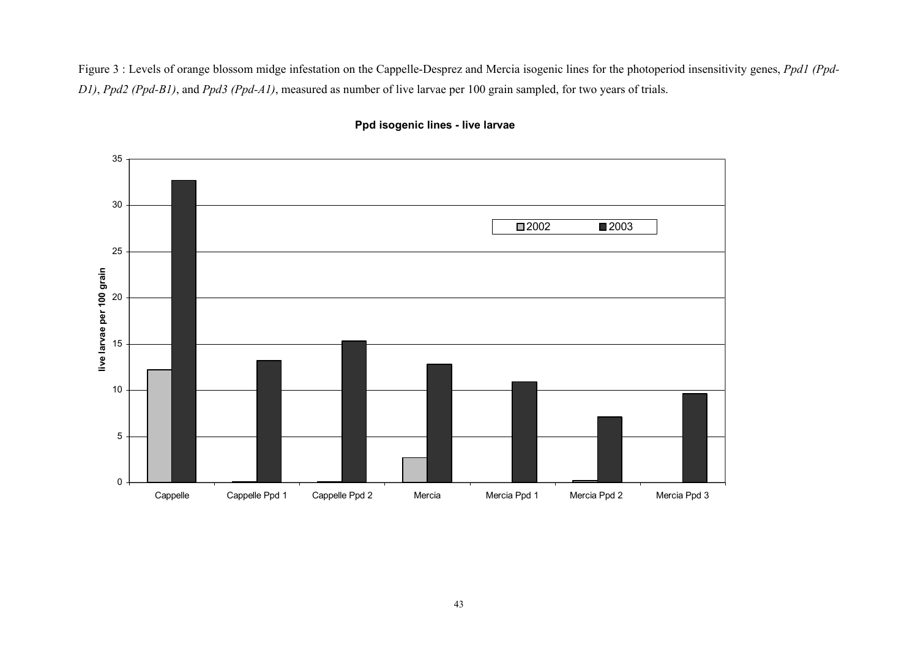Figure 3 : Levels of orange blossom midge infestation on the Cappelle-Desprez and Mercia isogenic lines for the photoperiod insensitivity genes, *Ppd1 (Ppd-D1)*, *Ppd2 (Ppd-B1)*, and *Ppd3 (Ppd-A1)*, measured as number of live larvae per 100 grain sampled, for two years of trials.

**Ppd isogenic lines - live larvae**

| | 2002 | 2003 |
|---|---|---|
| Cappelle | 12.2 | 32.7 |
| Cappelle Ppd 1 | 0.1 | 13.2 |
| Cappelle Ppd 2 | 0.1 | 15.3 |
| Mercia | 2.7 | 12.8 |
| Mercia Ppd 1 | 0 | 10.9 |
| Mercia Ppd 2 | 0.2 | 7.1 |
| Mercia Ppd 3 | 0 | 9.6 |

*Values are approximate, read from the bar chart (y-axis: live larvae per 100 grain, 0–35).*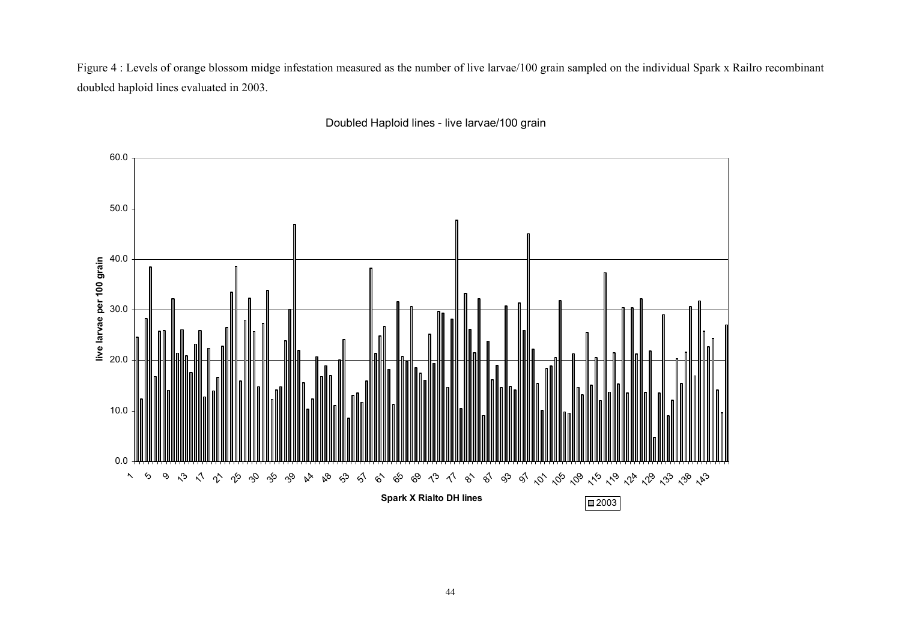Figure 4 : Levels of orange blossom midge infestation measured as the number of live larvae/100 grain sampled on the individual Spark x Railro recombinant doubled haploid lines evaluated in 2003.

Doubled Haploid lines - live larvae/100 grain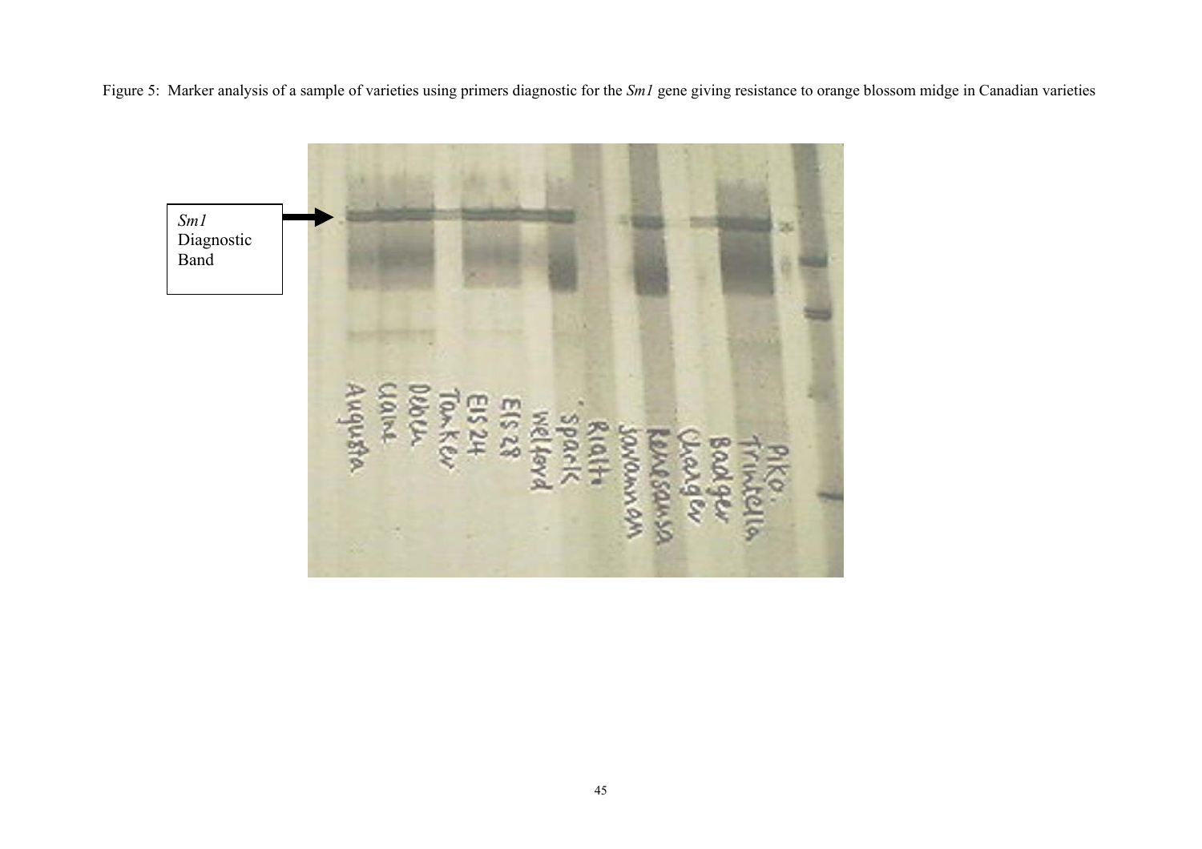Figure 5: Marker analysis of a sample of varieties using primers diagnostic for the *Sm1* gene giving resistance to orange blossom midge in Canadian varieties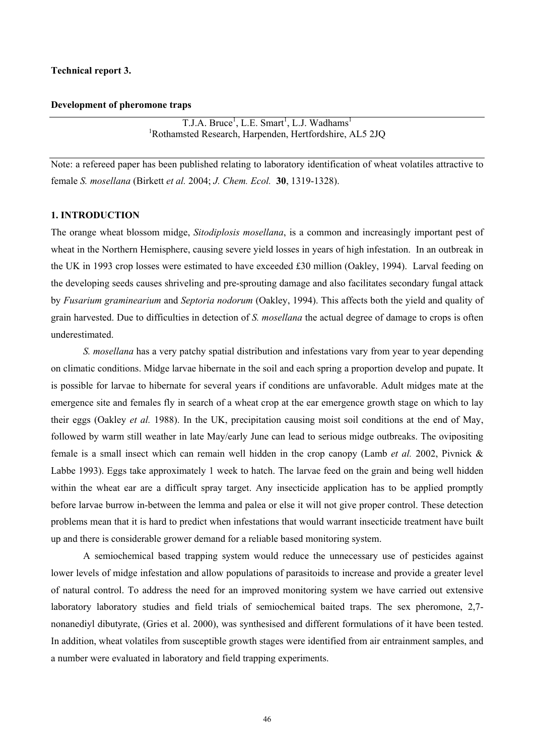**Technical report 3.**

**Development of pheromone traps**

T.J.A. Bruce[1], L.E. Smart[1], L.J. Wadhams[1]
[1]Rothamsted Research, Harpenden, Hertfordshire, AL5 2JQ

Note: a refereed paper has been published relating to laboratory identification of wheat volatiles attractive to female *S. mosellana* (Birkett *et al.* 2004; *J. Chem. Ecol.* **30**, 1319-1328).

**1. INTRODUCTION**

The orange wheat blossom midge, *Sitodiplosis mosellana*, is a common and increasingly important pest of wheat in the Northern Hemisphere, causing severe yield losses in years of high infestation. In an outbreak in the UK in 1993 crop losses were estimated to have exceeded £30 million (Oakley, 1994). Larval feeding on the developing seeds causes shriveling and pre-sprouting damage and also facilitates secondary fungal attack by *Fusarium graminearium* and *Septoria nodorum* (Oakley, 1994). This affects both the yield and quality of grain harvested. Due to difficulties in detection of *S. mosellana* the actual degree of damage to crops is often underestimated.

*S. mosellana* has a very patchy spatial distribution and infestations vary from year to year depending on climatic conditions. Midge larvae hibernate in the soil and each spring a proportion develop and pupate. It is possible for larvae to hibernate for several years if conditions are unfavorable. Adult midges mate at the emergence site and females fly in search of a wheat crop at the ear emergence growth stage on which to lay their eggs (Oakley *et al.* 1988). In the UK, precipitation causing moist soil conditions at the end of May, followed by warm still weather in late May/early June can lead to serious midge outbreaks. The ovipositing female is a small insect which can remain well hidden in the crop canopy (Lamb *et al.* 2002, Pivnick & Labbe 1993). Eggs take approximately 1 week to hatch. The larvae feed on the grain and being well hidden within the wheat ear are a difficult spray target. Any insecticide application has to be applied promptly before larvae burrow in-between the lemma and palea or else it will not give proper control. These detection problems mean that it is hard to predict when infestations that would warrant insecticide treatment have built up and there is considerable grower demand for a reliable based monitoring system.

A semiochemical based trapping system would reduce the unnecessary use of pesticides against lower levels of midge infestation and allow populations of parasitoids to increase and provide a greater level of natural control. To address the need for an improved monitoring system we have carried out extensive laboratory laboratory studies and field trials of semiochemical baited traps. The sex pheromone, 2,7-nonanediyl dibutyrate, (Gries et al. 2000), was synthesised and different formulations of it have been tested. In addition, wheat volatiles from susceptible growth stages were identified from air entrainment samples, and a number were evaluated in laboratory and field trapping experiments.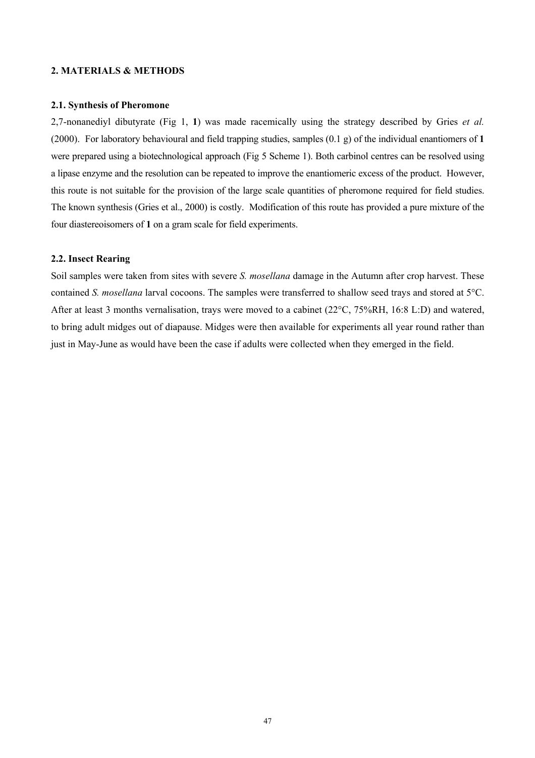## 2. MATERIALS & METHODS

### 2.1. Synthesis of Pheromone

2,7-nonanediyl dibutyrate (Fig 1, **1**) was made racemically using the strategy described by Gries *et al.* (2000). For laboratory behavioural and field trapping studies, samples (0.1 g) of the individual enantiomers of **1** were prepared using a biotechnological approach (Fig 5 Scheme 1). Both carbinol centres can be resolved using a lipase enzyme and the resolution can be repeated to improve the enantiomeric excess of the product. However, this route is not suitable for the provision of the large scale quantities of pheromone required for field studies. The known synthesis (Gries et al., 2000) is costly. Modification of this route has provided a pure mixture of the four diastereoisomers of **1** on a gram scale for field experiments.

### 2.2. Insect Rearing

Soil samples were taken from sites with severe *S. mosellana* damage in the Autumn after crop harvest. These contained *S. mosellana* larval cocoons. The samples were transferred to shallow seed trays and stored at 5°C. After at least 3 months vernalisation, trays were moved to a cabinet (22°C, 75%RH, 16:8 L:D) and watered, to bring adult midges out of diapause. Midges were then available for experiments all year round rather than just in May-June as would have been the case if adults were collected when they emerged in the field.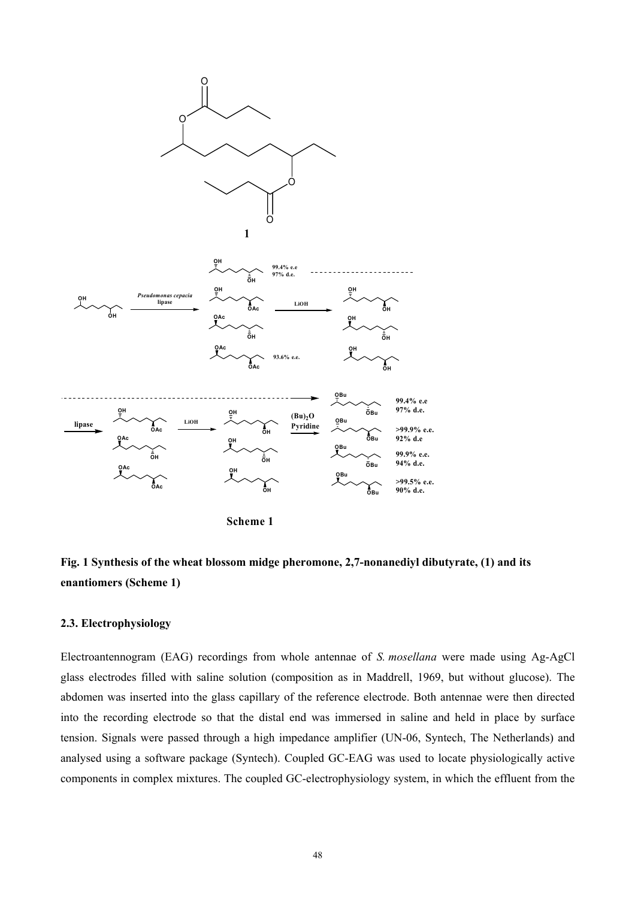**Fig. 1 Synthesis of the wheat blossom midge pheromone, 2,7-nonanediyl dibutyrate, (1) and its enantiomers (Scheme 1)**

### 2.3. Electrophysiology

Electroantennogram (EAG) recordings from whole antennae of *S. mosellana* were made using Ag-AgCl glass electrodes filled with saline solution (composition as in Maddrell, 1969, but without glucose). The abdomen was inserted into the glass capillary of the reference electrode. Both antennae were then directed into the recording electrode so that the distal end was immersed in saline and held in place by surface tension. Signals were passed through a high impedance amplifier (UN-06, Syntech, The Netherlands) and analysed using a software package (Syntech). Coupled GC-EAG was used to locate physiologically active components in complex mixtures. The coupled GC-electrophysiology system, in which the effluent from the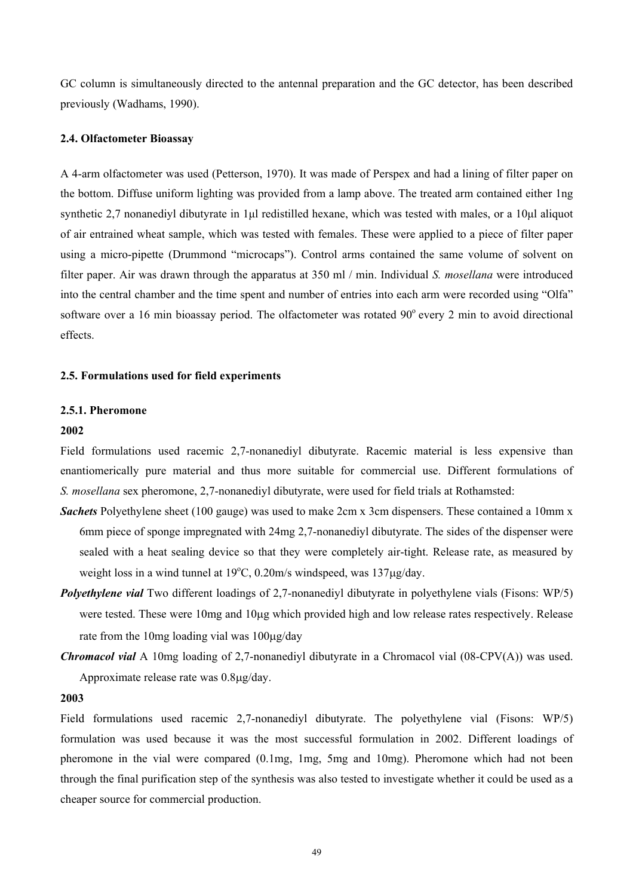GC column is simultaneously directed to the antennal preparation and the GC detector, has been described previously (Wadhams, 1990).

### 2.4. Olfactometer Bioassay

A 4-arm olfactometer was used (Petterson, 1970). It was made of Perspex and had a lining of filter paper on the bottom. Diffuse uniform lighting was provided from a lamp above. The treated arm contained either 1ng synthetic 2,7 nonanediyl dibutyrate in 1μl redistilled hexane, which was tested with males, or a 10μl aliquot of air entrained wheat sample, which was tested with females. These were applied to a piece of filter paper using a micro-pipette (Drummond "microcaps"). Control arms contained the same volume of solvent on filter paper. Air was drawn through the apparatus at 350 ml / min. Individual *S. mosellana* were introduced into the central chamber and the time spent and number of entries into each arm were recorded using "Olfa" software over a 16 min bioassay period. The olfactometer was rotated 90$^o$ every 2 min to avoid directional effects.

### 2.5. Formulations used for field experiments

#### 2.5.1. Pheromone

**2002**

Field formulations used racemic 2,7-nonanediyl dibutyrate. Racemic material is less expensive than enantiomerically pure material and thus more suitable for commercial use. Different formulations of *S. mosellana* sex pheromone, 2,7-nonanediyl dibutyrate, were used for field trials at Rothamsted:

- ***Sachets*** Polyethylene sheet (100 gauge) was used to make 2cm x 3cm dispensers. These contained a 10mm x 6mm piece of sponge impregnated with 24mg 2,7-nonanediyl dibutyrate. The sides of the dispenser were sealed with a heat sealing device so that they were completely air-tight. Release rate, as measured by weight loss in a wind tunnel at 19$^o$C, 0.20m/s windspeed, was 137μg/day.
- ***Polyethylene vial*** Two different loadings of 2,7-nonanediyl dibutyrate in polyethylene vials (Fisons: WP/5) were tested. These were 10mg and 10μg which provided high and low release rates respectively. Release rate from the 10mg loading vial was 100μg/day
- ***Chromacol vial*** A 10mg loading of 2,7-nonanediyl dibutyrate in a Chromacol vial (08-CPV(A)) was used. Approximate release rate was 0.8μg/day.

**2003**

Field formulations used racemic 2,7-nonanediyl dibutyrate. The polyethylene vial (Fisons: WP/5) formulation was used because it was the most successful formulation in 2002. Different loadings of pheromone in the vial were compared (0.1mg, 1mg, 5mg and 10mg). Pheromone which had not been through the final purification step of the synthesis was also tested to investigate whether it could be used as a cheaper source for commercial production.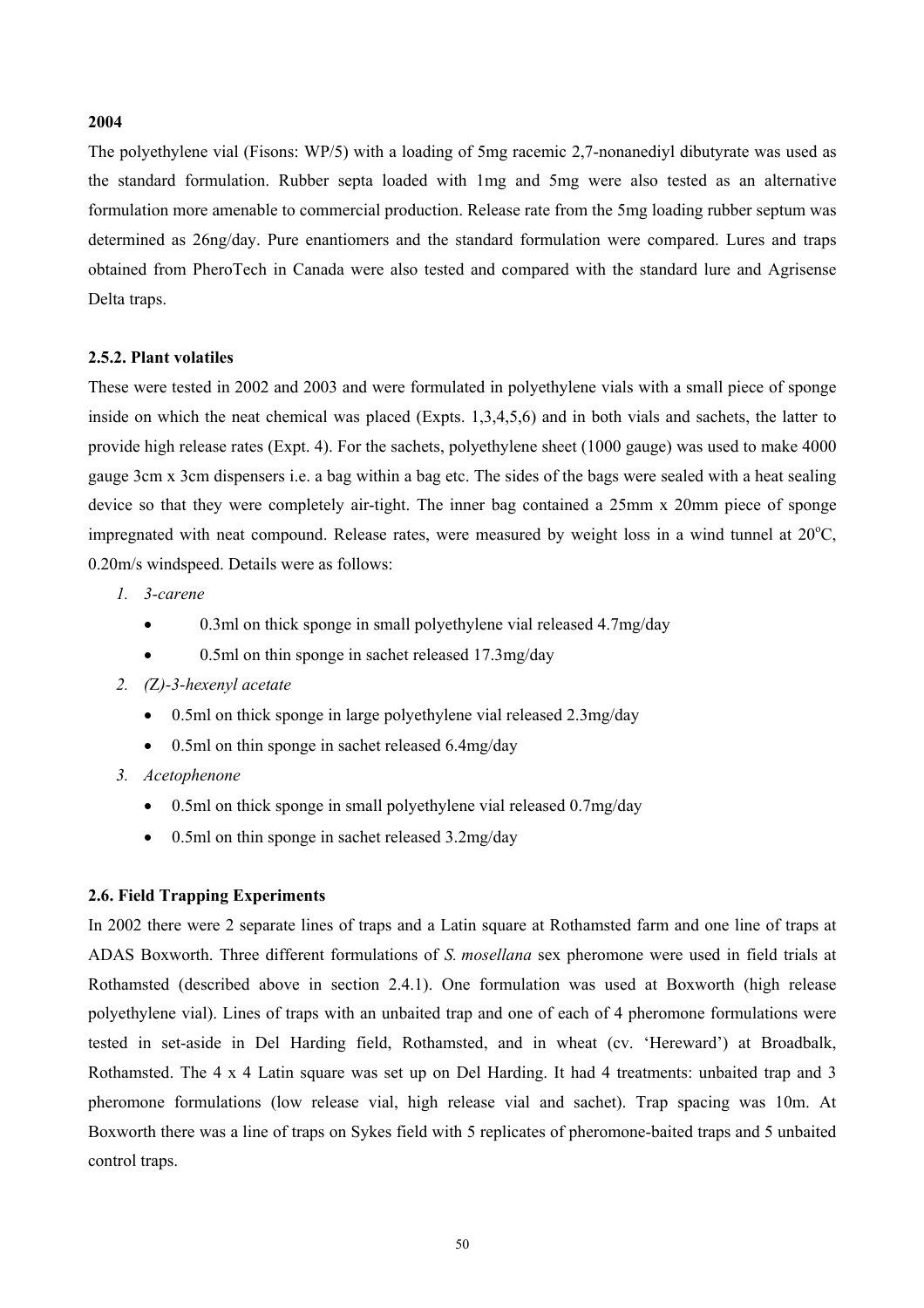**2004**

The polyethylene vial (Fisons: WP/5) with a loading of 5mg racemic 2,7-nonanediyl dibutyrate was used as the standard formulation. Rubber septa loaded with 1mg and 5mg were also tested as an alternative formulation more amenable to commercial production. Release rate from the 5mg loading rubber septum was determined as 26ng/day. Pure enantiomers and the standard formulation were compared. Lures and traps obtained from PheroTech in Canada were also tested and compared with the standard lure and Agrisense Delta traps.

### 2.5.2. Plant volatiles

These were tested in 2002 and 2003 and were formulated in polyethylene vials with a small piece of sponge inside on which the neat chemical was placed (Expts. 1,3,4,5,6) and in both vials and sachets, the latter to provide high release rates (Expt. 4). For the sachets, polyethylene sheet (1000 gauge) was used to make 4000 gauge 3cm x 3cm dispensers i.e. a bag within a bag etc. The sides of the bags were sealed with a heat sealing device so that they were completely air-tight. The inner bag contained a 25mm x 20mm piece of sponge impregnated with neat compound. Release rates, were measured by weight loss in a wind tunnel at 20$^{o}$C, 0.20m/s windspeed. Details were as follows:

1. *3-carene*
   - 0.3ml on thick sponge in small polyethylene vial released 4.7mg/day
   - 0.5ml on thin sponge in sachet released 17.3mg/day
2. *(Z)-3-hexenyl acetate*
   - 0.5ml on thick sponge in large polyethylene vial released 2.3mg/day
   - 0.5ml on thin sponge in sachet released 6.4mg/day
3. *Acetophenone*
   - 0.5ml on thick sponge in small polyethylene vial released 0.7mg/day
   - 0.5ml on thin sponge in sachet released 3.2mg/day

## 2.6. Field Trapping Experiments

In 2002 there were 2 separate lines of traps and a Latin square at Rothamsted farm and one line of traps at ADAS Boxworth. Three different formulations of *S. mosellana* sex pheromone were used in field trials at Rothamsted (described above in section 2.4.1). One formulation was used at Boxworth (high release polyethylene vial). Lines of traps with an unbaited trap and one of each of 4 pheromone formulations were tested in set-aside in Del Harding field, Rothamsted, and in wheat (cv. 'Hereward') at Broadbalk, Rothamsted. The 4 x 4 Latin square was set up on Del Harding. It had 4 treatments: unbaited trap and 3 pheromone formulations (low release vial, high release vial and sachet). Trap spacing was 10m. At Boxworth there was a line of traps on Sykes field with 5 replicates of pheromone-baited traps and 5 unbaited control traps.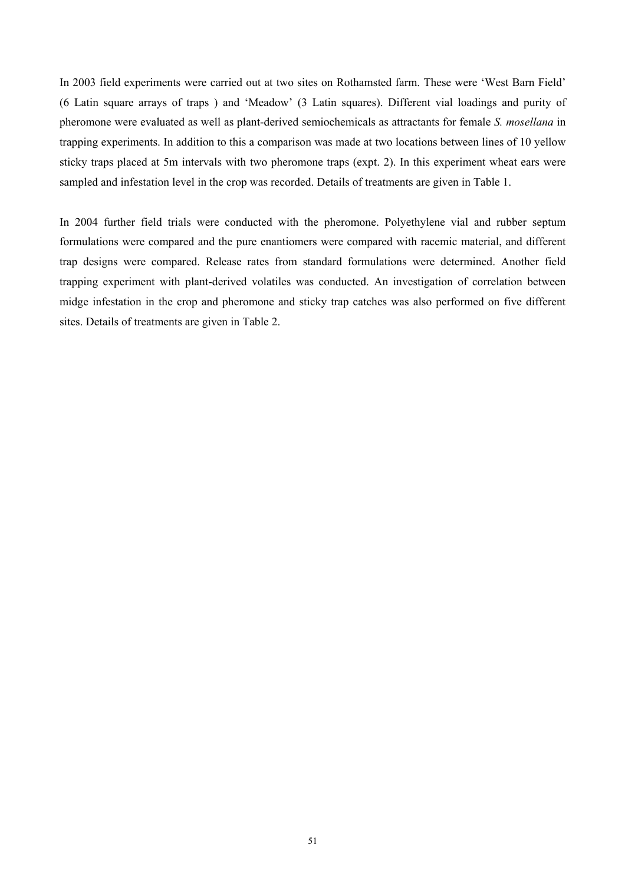In 2003 field experiments were carried out at two sites on Rothamsted farm. These were 'West Barn Field' (6 Latin square arrays of traps ) and 'Meadow' (3 Latin squares). Different vial loadings and purity of pheromone were evaluated as well as plant-derived semiochemicals as attractants for female *S. mosellana* in trapping experiments. In addition to this a comparison was made at two locations between lines of 10 yellow sticky traps placed at 5m intervals with two pheromone traps (expt. 2). In this experiment wheat ears were sampled and infestation level in the crop was recorded. Details of treatments are given in Table 1.

In 2004 further field trials were conducted with the pheromone. Polyethylene vial and rubber septum formulations were compared and the pure enantiomers were compared with racemic material, and different trap designs were compared. Release rates from standard formulations were determined. Another field trapping experiment with plant-derived volatiles was conducted. An investigation of correlation between midge infestation in the crop and pheromone and sticky trap catches was also performed on five different sites. Details of treatments are given in Table 2.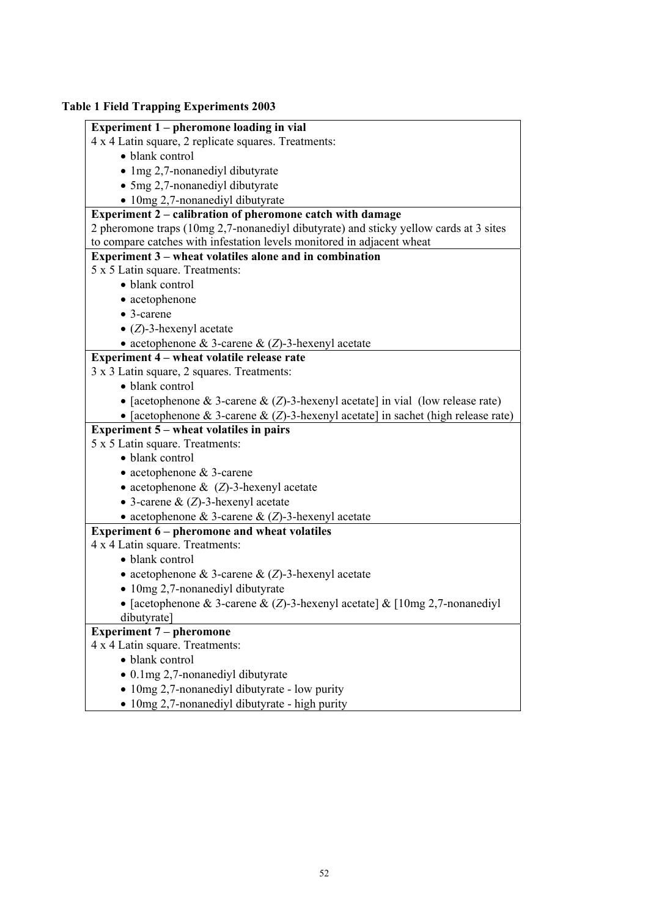**Table 1 Field Trapping Experiments 2003**

| |
|---|
| **Experiment 1 – pheromone loading in vial** |
| 4 x 4 Latin square, 2 replicate squares. Treatments:<br>• blank control<br>• 1mg 2,7-nonanediyl dibutyrate<br>• 5mg 2,7-nonanediyl dibutyrate<br>• 10mg 2,7-nonanediyl dibutyrate |
| **Experiment 2 – calibration of pheromone catch with damage** |
| 2 pheromone traps (10mg 2,7-nonanediyl dibutyrate) and sticky yellow cards at 3 sites to compare catches with infestation levels monitored in adjacent wheat |
| **Experiment 3 – wheat volatiles alone and in combination** |
| 5 x 5 Latin square. Treatments:<br>• blank control<br>• acetophenone<br>• 3-carene<br>• (*Z*)-3-hexenyl acetate<br>• acetophenone & 3-carene & (*Z*)-3-hexenyl acetate |
| **Experiment 4 – wheat volatile release rate** |
| 3 x 3 Latin square, 2 squares. Treatments:<br>• blank control<br>• [acetophenone & 3-carene & (*Z*)-3-hexenyl acetate] in vial (low release rate)<br>• [acetophenone & 3-carene & (*Z*)-3-hexenyl acetate] in sachet (high release rate) |
| **Experiment 5 – wheat volatiles in pairs** |
| 5 x 5 Latin square. Treatments:<br>• blank control<br>• acetophenone & 3-carene<br>• acetophenone & (*Z*)-3-hexenyl acetate<br>• 3-carene & (*Z*)-3-hexenyl acetate<br>• acetophenone & 3-carene & (*Z*)-3-hexenyl acetate |
| **Experiment 6 – pheromone and wheat volatiles** |
| 4 x 4 Latin square. Treatments:<br>• blank control<br>• acetophenone & 3-carene & (*Z*)-3-hexenyl acetate<br>• 10mg 2,7-nonanediyl dibutyrate<br>• [acetophenone & 3-carene & (*Z*)-3-hexenyl acetate] & [10mg 2,7-nonanediyl dibutyrate] |
| **Experiment 7 – pheromone** |
| 4 x 4 Latin square. Treatments:<br>• blank control<br>• 0.1mg 2,7-nonanediyl dibutyrate<br>• 10mg 2,7-nonanediyl dibutyrate - low purity<br>• 10mg 2,7-nonanediyl dibutyrate - high purity |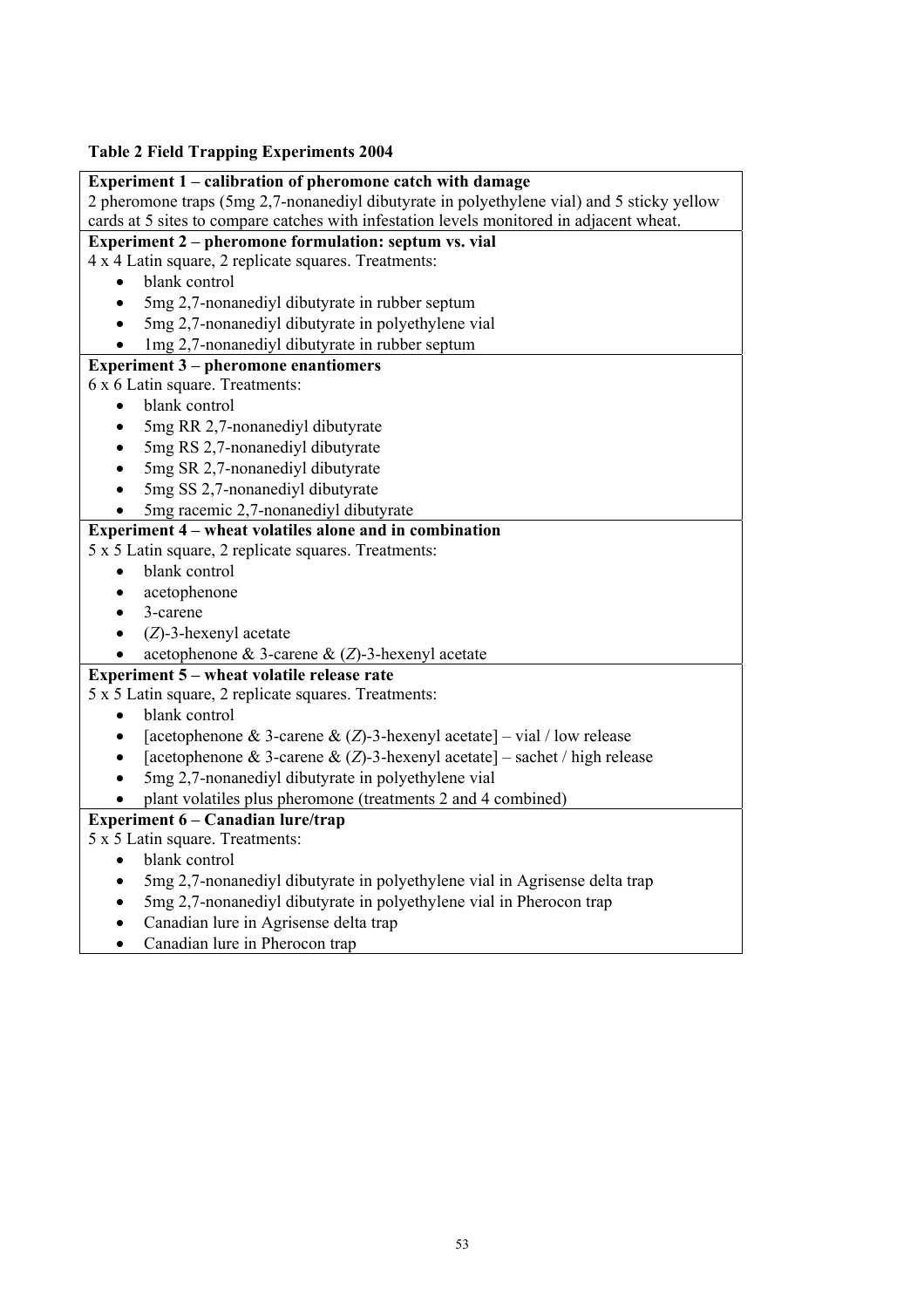**Table 2 Field Trapping Experiments 2004**

**Experiment 1 – calibration of pheromone catch with damage**

2 pheromone traps (5mg 2,7-nonanediyl dibutyrate in polyethylene vial) and 5 sticky yellow cards at 5 sites to compare catches with infestation levels monitored in adjacent wheat.

**Experiment 2 – pheromone formulation: septum vs. vial**

4 x 4 Latin square, 2 replicate squares. Treatments:

- blank control
- 5mg 2,7-nonanediyl dibutyrate in rubber septum
- 5mg 2,7-nonanediyl dibutyrate in polyethylene vial
- 1mg 2,7-nonanediyl dibutyrate in rubber septum

**Experiment 3 – pheromone enantiomers**

6 x 6 Latin square. Treatments:

- blank control
- 5mg RR 2,7-nonanediyl dibutyrate
- 5mg RS 2,7-nonanediyl dibutyrate
- 5mg SR 2,7-nonanediyl dibutyrate
- 5mg SS 2,7-nonanediyl dibutyrate
- 5mg racemic 2,7-nonanediyl dibutyrate

**Experiment 4 – wheat volatiles alone and in combination**

5 x 5 Latin square, 2 replicate squares. Treatments:

- blank control
- acetophenone
- 3-carene
- (*Z*)-3-hexenyl acetate
- acetophenone & 3-carene & (*Z*)-3-hexenyl acetate

**Experiment 5 – wheat volatile release rate**

5 x 5 Latin square, 2 replicate squares. Treatments:

- blank control
- [acetophenone & 3-carene & (*Z*)-3-hexenyl acetate] – vial / low release
- [acetophenone & 3-carene & (*Z*)-3-hexenyl acetate] – sachet / high release
- 5mg 2,7-nonanediyl dibutyrate in polyethylene vial
- plant volatiles plus pheromone (treatments 2 and 4 combined)

**Experiment 6 – Canadian lure/trap**

5 x 5 Latin square. Treatments:

- blank control
- 5mg 2,7-nonanediyl dibutyrate in polyethylene vial in Agrisense delta trap
- 5mg 2,7-nonanediyl dibutyrate in polyethylene vial in Pherocon trap
- Canadian lure in Agrisense delta trap
- Canadian lure in Pherocon trap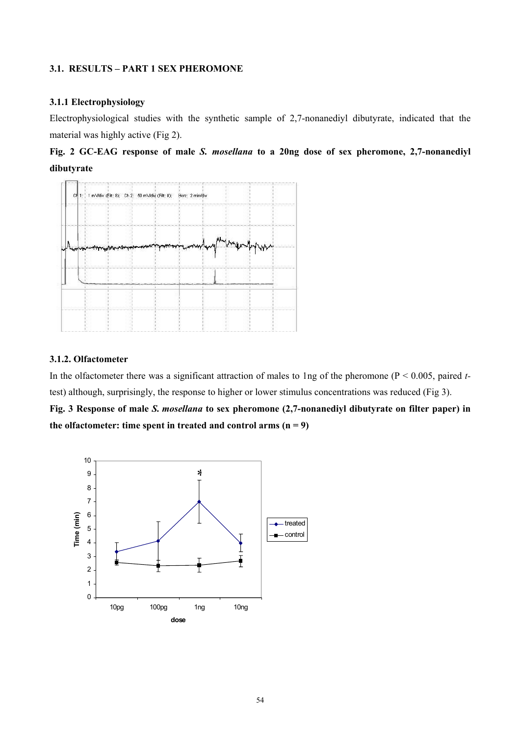### 3.1. RESULTS – PART 1 SEX PHEROMONE

#### 3.1.1 Electrophysiology

Electrophysiological studies with the synthetic sample of 2,7-nonanediyl dibutyrate, indicated that the material was highly active (Fig 2).

**Fig. 2 GC-EAG response of male *S. mosellana* to a 20ng dose of sex pheromone, 2,7-nonanediyl dibutyrate**

#### 3.1.2. Olfactometer

In the olfactometer there was a significant attraction of males to 1ng of the pheromone ($P < 0.005$, paired *t*-test) although, surprisingly, the response to higher or lower stimulus concentrations was reduced (Fig 3).

**Fig. 3 Response of male *S. mosellana* to sex pheromone (2,7-nonanediyl dibutyrate on filter paper) in the olfactometer: time spent in treated and control arms (n = 9)**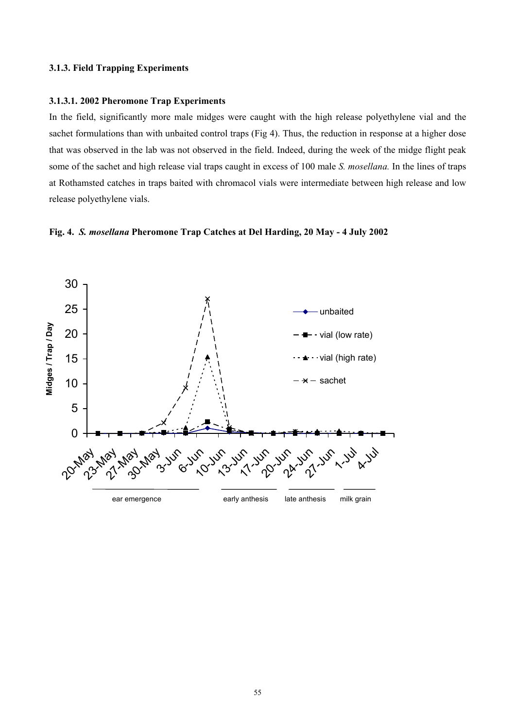### 3.1.3. Field Trapping Experiments

#### 3.1.3.1. 2002 Pheromone Trap Experiments

In the field, significantly more male midges were caught with the high release polyethylene vial and the sachet formulations than with unbaited control traps (Fig 4). Thus, the reduction in response at a higher dose that was observed in the lab was not observed in the field. Indeed, during the week of the midge flight peak some of the sachet and high release vial traps caught in excess of 100 male *S. mosellana.* In the lines of traps at Rothamsted catches in traps baited with chromacol vials were intermediate between high release and low release polyethylene vials.

**Fig. 4.** ***S. mosellana*** **Pheromone Trap Catches at Del Harding, 20 May - 4 July 2002**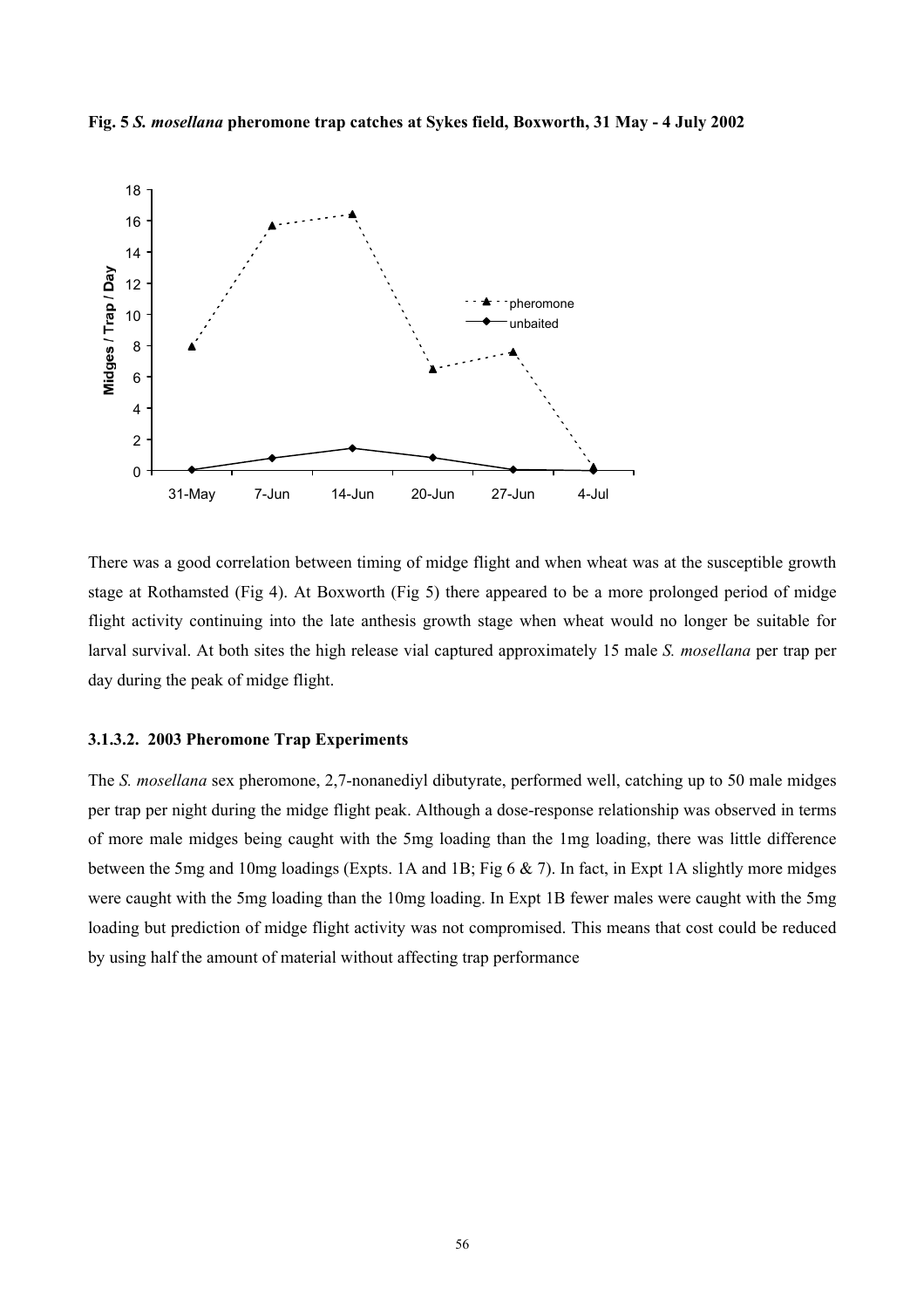**Fig. 5 *S. mosellana* pheromone trap catches at Sykes field, Boxworth, 31 May - 4 July 2002**

There was a good correlation between timing of midge flight and when wheat was at the susceptible growth stage at Rothamsted (Fig 4). At Boxworth (Fig 5) there appeared to be a more prolonged period of midge flight activity continuing into the late anthesis growth stage when wheat would no longer be suitable for larval survival. At both sites the high release vial captured approximately 15 male *S. mosellana* per trap per day during the peak of midge flight.

### 3.1.3.2. 2003 Pheromone Trap Experiments

The *S. mosellana* sex pheromone, 2,7-nonanediyl dibutyrate, performed well, catching up to 50 male midges per trap per night during the midge flight peak. Although a dose-response relationship was observed in terms of more male midges being caught with the 5mg loading than the 1mg loading, there was little difference between the 5mg and 10mg loadings (Expts. 1A and 1B; Fig 6 & 7). In fact, in Expt 1A slightly more midges were caught with the 5mg loading than the 10mg loading. In Expt 1B fewer males were caught with the 5mg loading but prediction of midge flight activity was not compromised. This means that cost could be reduced by using half the amount of material without affecting trap performance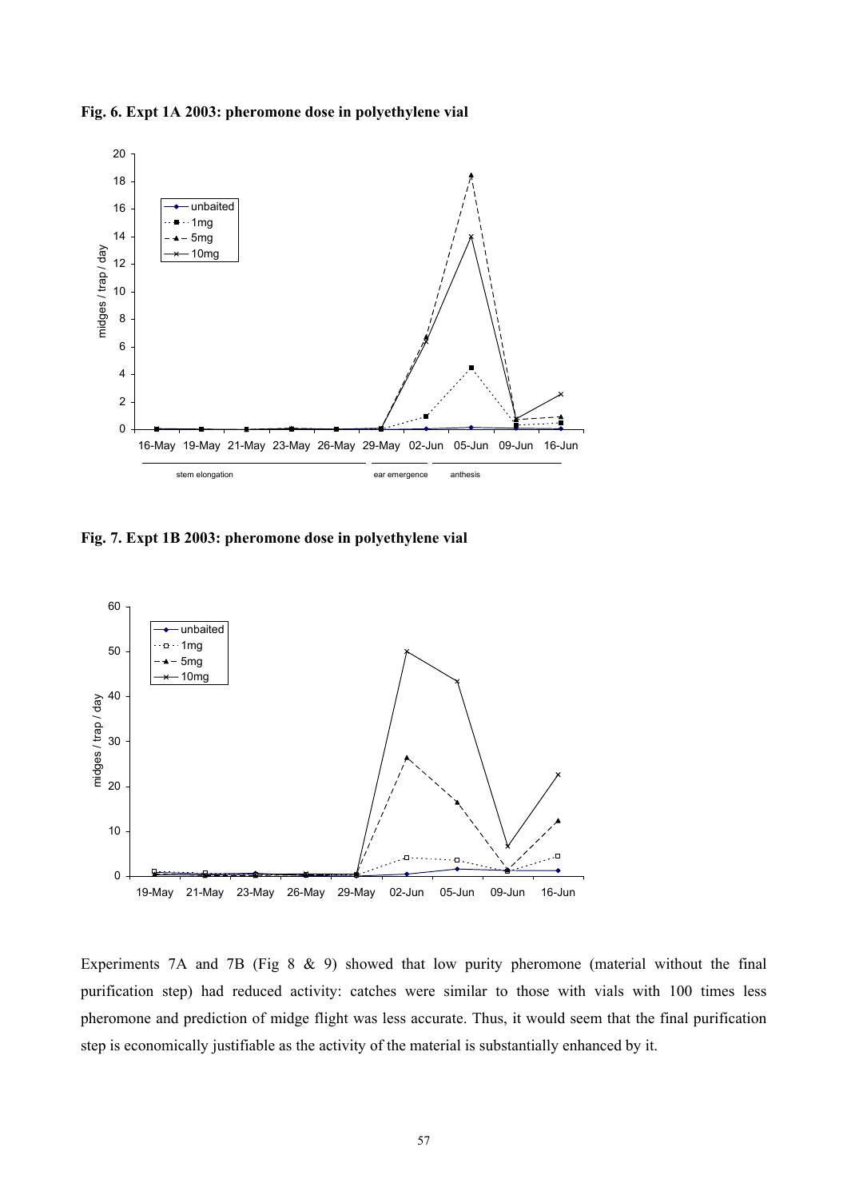**Fig. 6. Expt 1A 2003: pheromone dose in polyethylene vial**

**Fig. 7. Expt 1B 2003: pheromone dose in polyethylene vial**

Experiments 7A and 7B (Fig 8 & 9) showed that low purity pheromone (material without the final purification step) had reduced activity: catches were similar to those with vials with 100 times less pheromone and prediction of midge flight was less accurate. Thus, it would seem that the final purification step is economically justifiable as the activity of the material is substantially enhanced by it.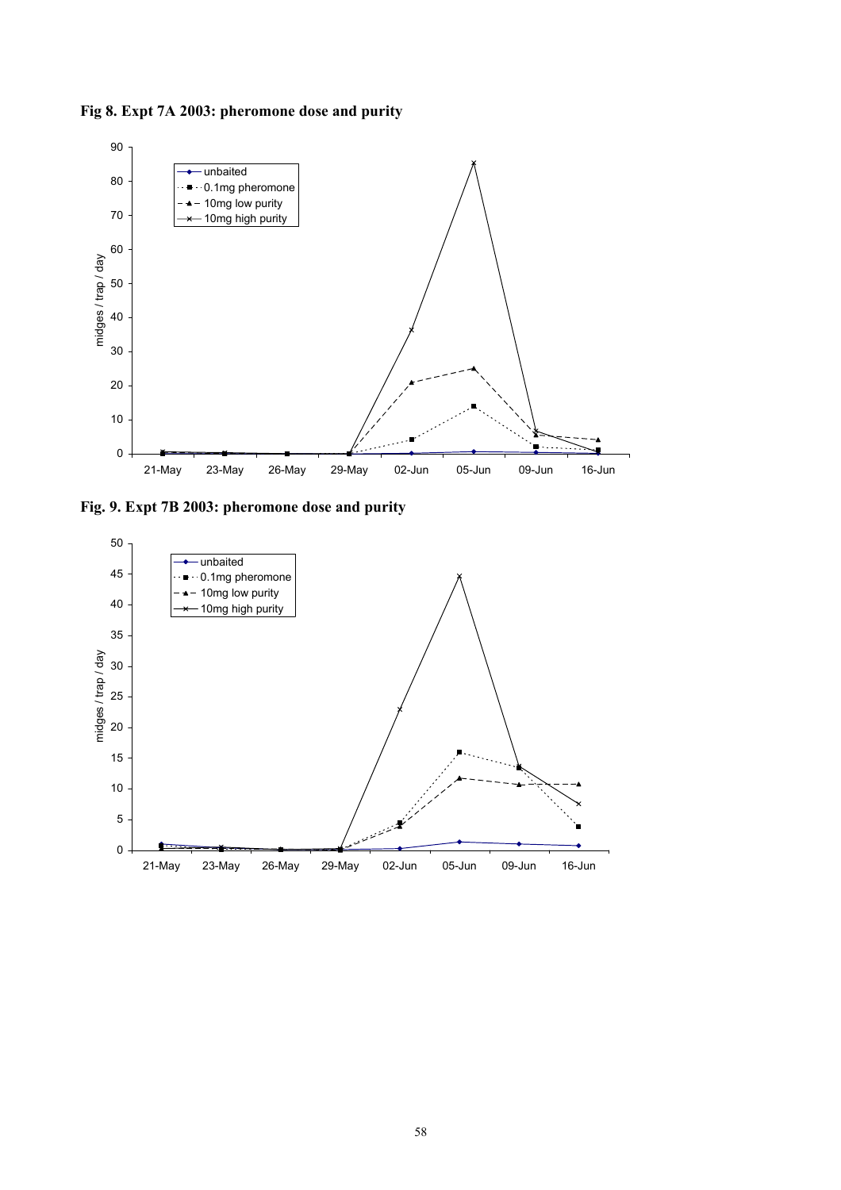**Fig 8. Expt 7A 2003: pheromone dose and purity**

**Fig. 9. Expt 7B 2003: pheromone dose and purity**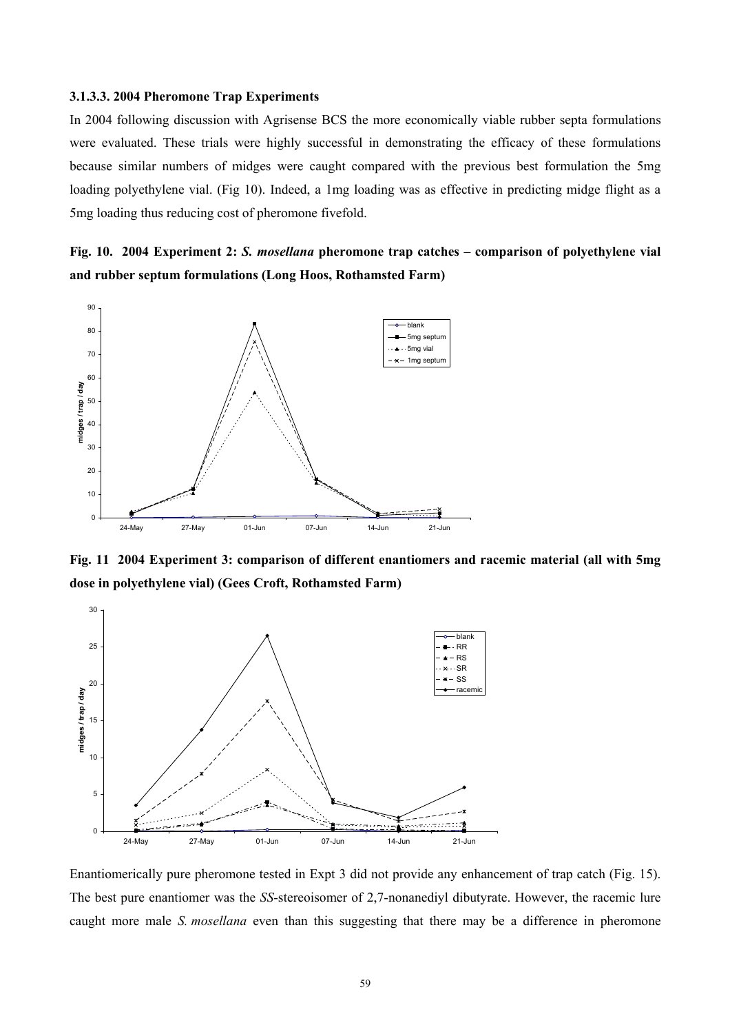### 3.1.3.3. 2004 Pheromone Trap Experiments

In 2004 following discussion with Agrisense BCS the more economically viable rubber septa formulations were evaluated. These trials were highly successful in demonstrating the efficacy of these formulations because similar numbers of midges were caught compared with the previous best formulation the 5mg loading polyethylene vial. (Fig 10). Indeed, a 1mg loading was as effective in predicting midge flight as a 5mg loading thus reducing cost of pheromone fivefold.

**Fig. 10. 2004 Experiment 2: *S. mosellana* pheromone trap catches – comparison of polyethylene vial and rubber septum formulations (Long Hoos, Rothamsted Farm)**

**Fig. 11 2004 Experiment 3: comparison of different enantiomers and racemic material (all with 5mg dose in polyethylene vial) (Gees Croft, Rothamsted Farm)**

Enantiomerically pure pheromone tested in Expt 3 did not provide any enhancement of trap catch (Fig. 15). The best pure enantiomer was the *SS*-stereoisomer of 2,7-nonanediyl dibutyrate. However, the racemic lure caught more male *S. mosellana* even than this suggesting that there may be a difference in pheromone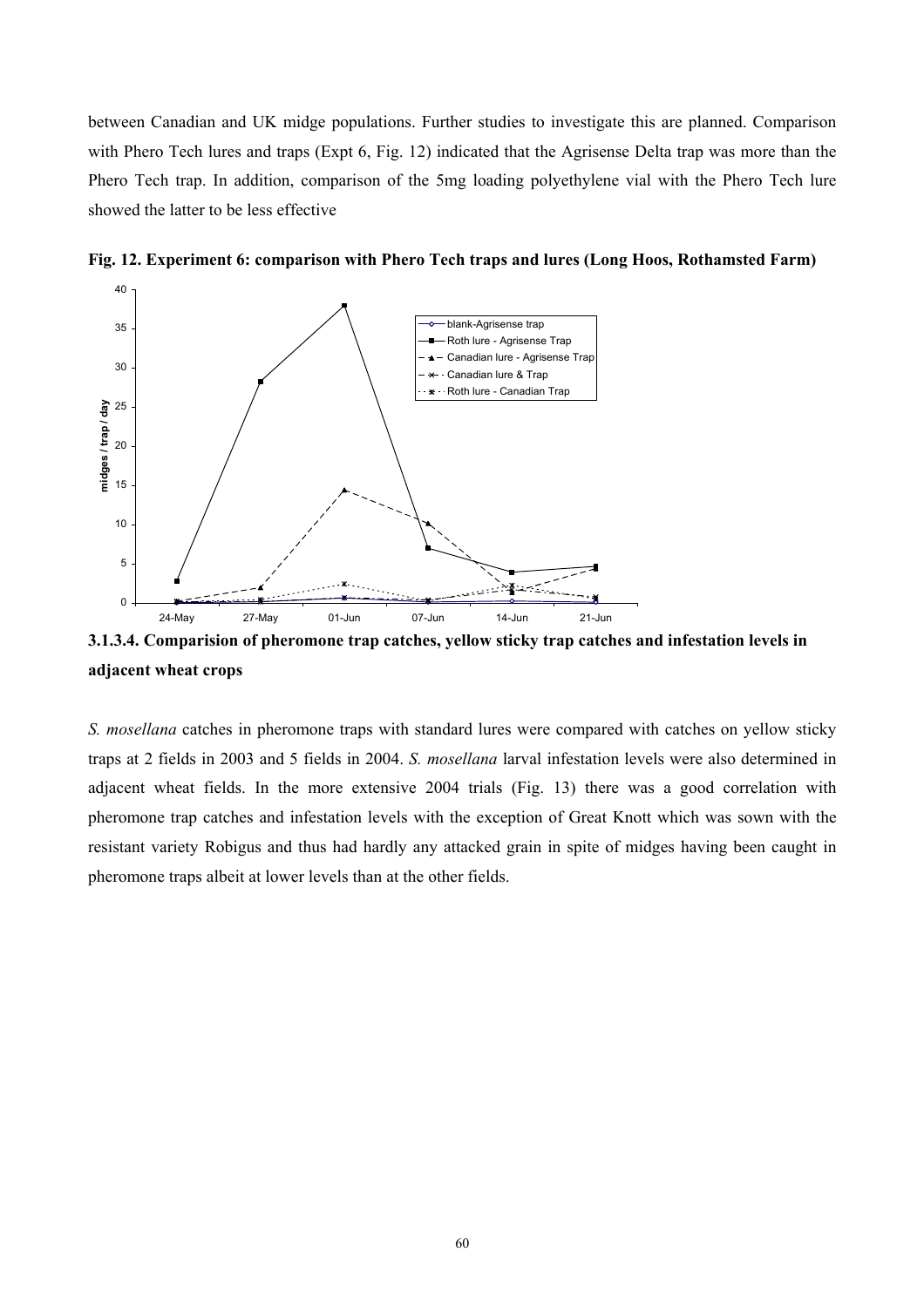between Canadian and UK midge populations. Further studies to investigate this are planned. Comparison with Phero Tech lures and traps (Expt 6, Fig. 12) indicated that the Agrisense Delta trap was more than the Phero Tech trap. In addition, comparison of the 5mg loading polyethylene vial with the Phero Tech lure showed the latter to be less effective

**Fig. 12. Experiment 6: comparison with Phero Tech traps and lures (Long Hoos, Rothamsted Farm)**

#### 3.1.3.4. Comparision of pheromone trap catches, yellow sticky trap catches and infestation levels in adjacent wheat crops

*S. mosellana* catches in pheromone traps with standard lures were compared with catches on yellow sticky traps at 2 fields in 2003 and 5 fields in 2004. *S. mosellana* larval infestation levels were also determined in adjacent wheat fields. In the more extensive 2004 trials (Fig. 13) there was a good correlation with pheromone trap catches and infestation levels with the exception of Great Knott which was sown with the resistant variety Robigus and thus had hardly any attacked grain in spite of midges having been caught in pheromone traps albeit at lower levels than at the other fields.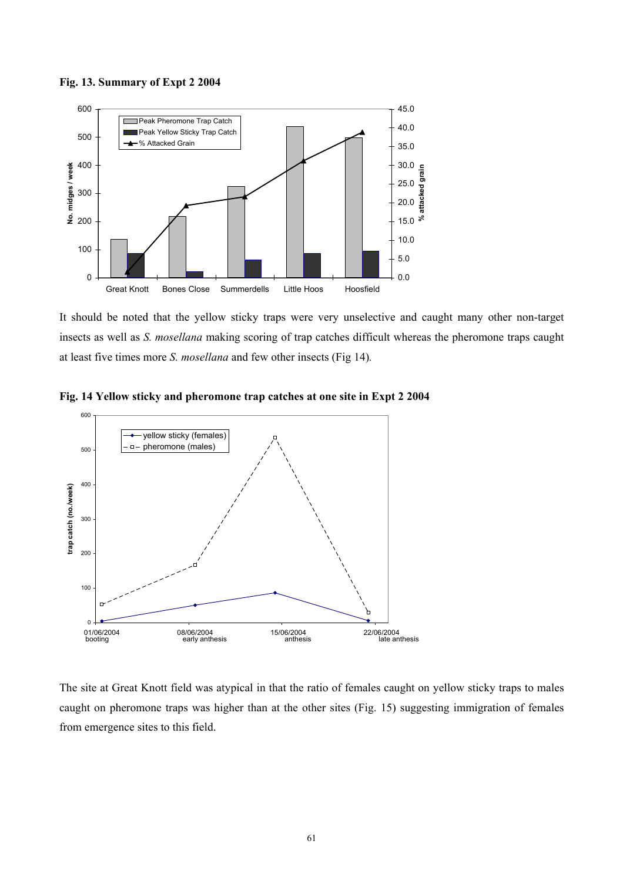**Fig. 13. Summary of Expt 2 2004**

It should be noted that the yellow sticky traps were very unselective and caught many other non-target insects as well as *S. mosellana* making scoring of trap catches difficult whereas the pheromone traps caught at least five times more *S. mosellana* and few other insects (Fig 14).

**Fig. 14 Yellow sticky and pheromone trap catches at one site in Expt 2 2004**

The site at Great Knott field was atypical in that the ratio of females caught on yellow sticky traps to males caught on pheromone traps was higher than at the other sites (Fig. 15) suggesting immigration of females from emergence sites to this field.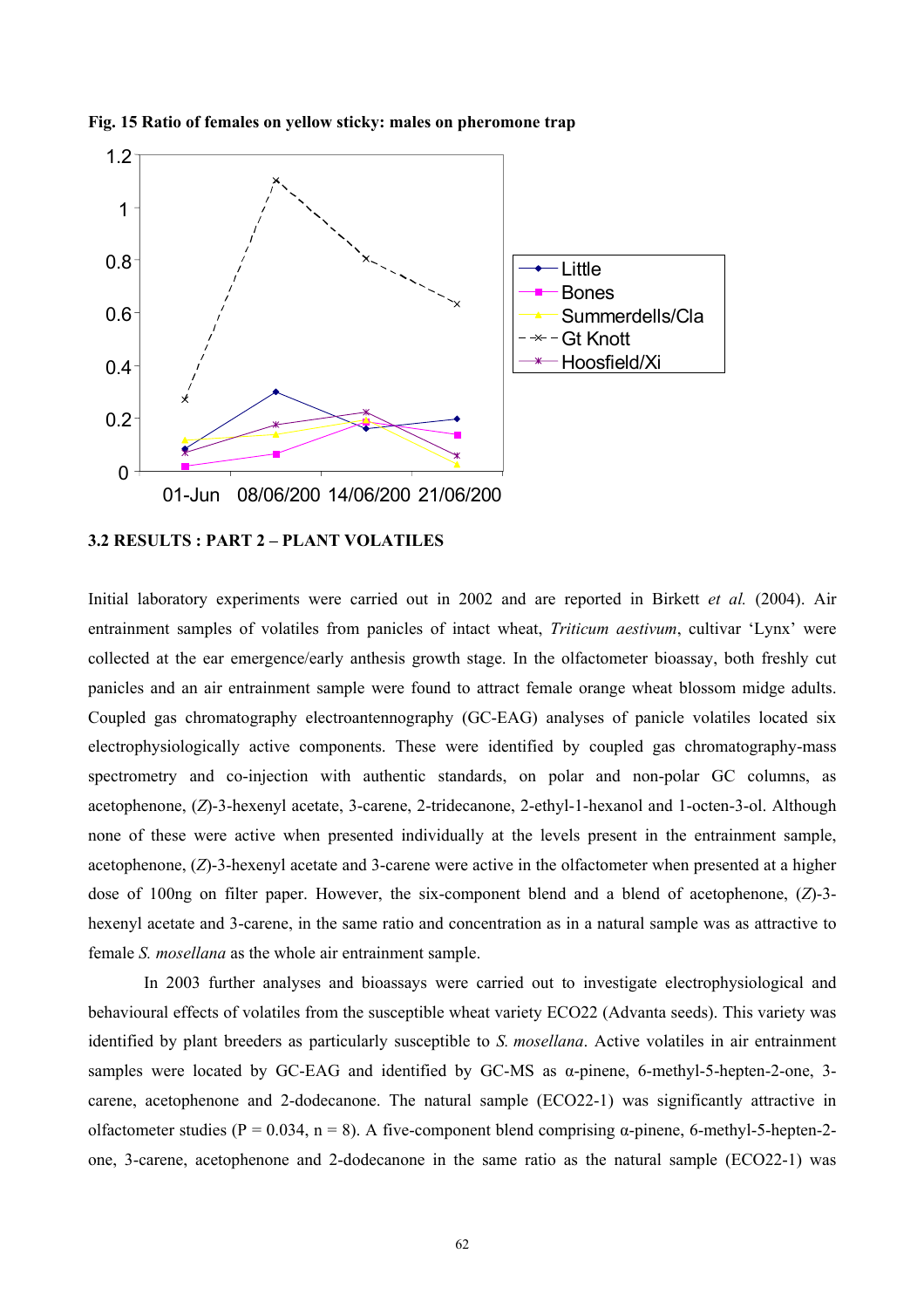**Fig. 15 Ratio of females on yellow sticky: males on pheromone trap**

### 3.2 RESULTS : PART 2 – PLANT VOLATILES

Initial laboratory experiments were carried out in 2002 and are reported in Birkett *et al.* (2004). Air entrainment samples of volatiles from panicles of intact wheat, *Triticum aestivum*, cultivar 'Lynx' were collected at the ear emergence/early anthesis growth stage. In the olfactometer bioassay, both freshly cut panicles and an air entrainment sample were found to attract female orange wheat blossom midge adults. Coupled gas chromatography electroantennography (GC-EAG) analyses of panicle volatiles located six electrophysiologically active components. These were identified by coupled gas chromatography-mass spectrometry and co-injection with authentic standards, on polar and non-polar GC columns, as acetophenone, (*Z*)-3-hexenyl acetate, 3-carene, 2-tridecanone, 2-ethyl-1-hexanol and 1-octen-3-ol. Although none of these were active when presented individually at the levels present in the entrainment sample, acetophenone, (*Z*)-3-hexenyl acetate and 3-carene were active in the olfactometer when presented at a higher dose of 100ng on filter paper. However, the six-component blend and a blend of acetophenone, (*Z*)-3-hexenyl acetate and 3-carene, in the same ratio and concentration as in a natural sample was as attractive to female *S. mosellana* as the whole air entrainment sample.

In 2003 further analyses and bioassays were carried out to investigate electrophysiological and behavioural effects of volatiles from the susceptible wheat variety ECO22 (Advanta seeds). This variety was identified by plant breeders as particularly susceptible to *S. mosellana*. Active volatiles in air entrainment samples were located by GC-EAG and identified by GC-MS as α-pinene, 6-methyl-5-hepten-2-one, 3-carene, acetophenone and 2-dodecanone. The natural sample (ECO22-1) was significantly attractive in olfactometer studies ($P = 0.034$, $n = 8$). A five-component blend comprising α-pinene, 6-methyl-5-hepten-2-one, 3-carene, acetophenone and 2-dodecanone in the same ratio as the natural sample (ECO22-1) was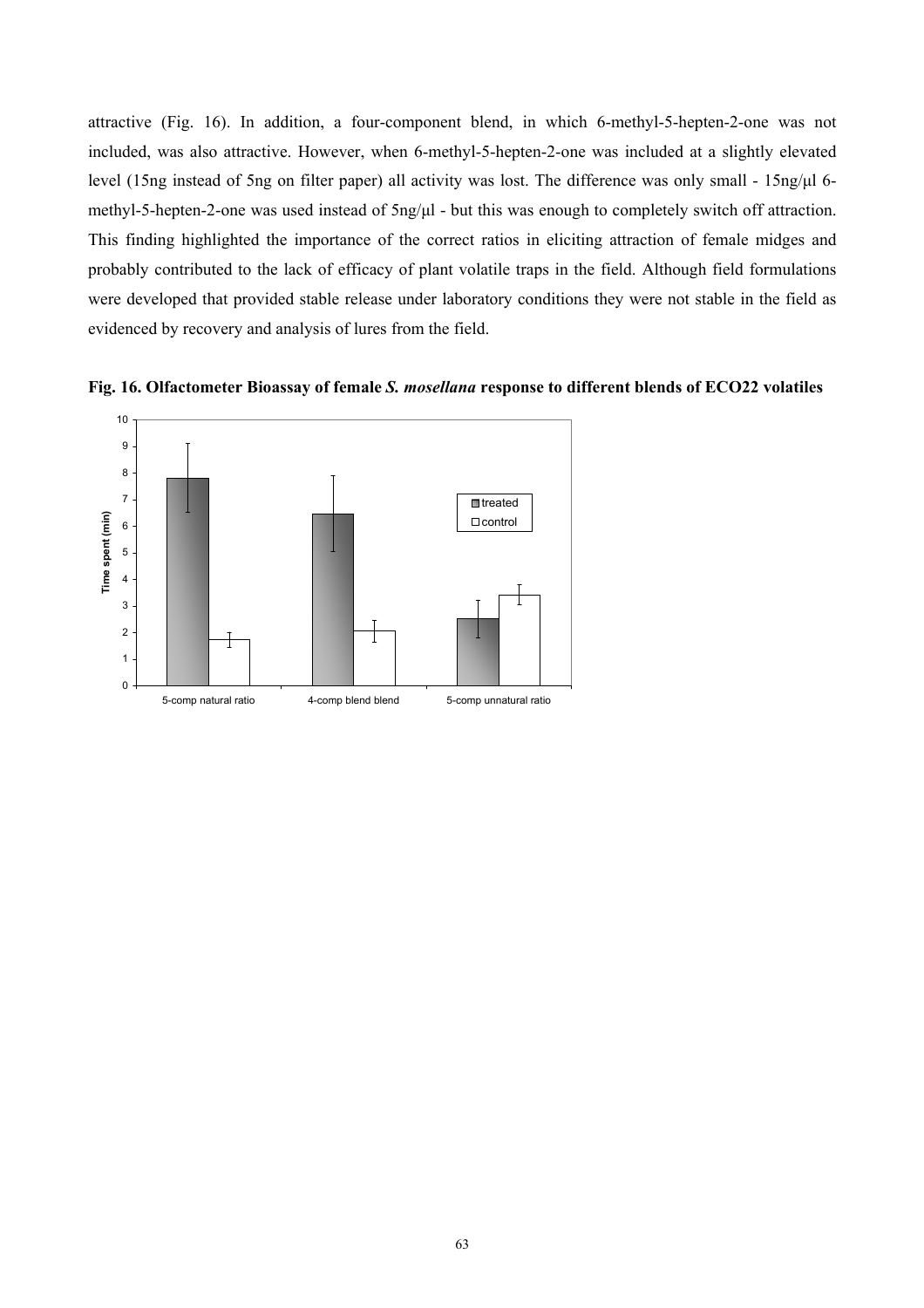attractive (Fig. 16). In addition, a four-component blend, in which 6-methyl-5-hepten-2-one was not included, was also attractive. However, when 6-methyl-5-hepten-2-one was included at a slightly elevated level (15ng instead of 5ng on filter paper) all activity was lost. The difference was only small - 15ng/μl 6-methyl-5-hepten-2-one was used instead of 5ng/μl - but this was enough to completely switch off attraction. This finding highlighted the importance of the correct ratios in eliciting attraction of female midges and probably contributed to the lack of efficacy of plant volatile traps in the field. Although field formulations were developed that provided stable release under laboratory conditions they were not stable in the field as evidenced by recovery and analysis of lures from the field.

**Fig. 16. Olfactometer Bioassay of female *S. mosellana* response to different blends of ECO22 volatiles**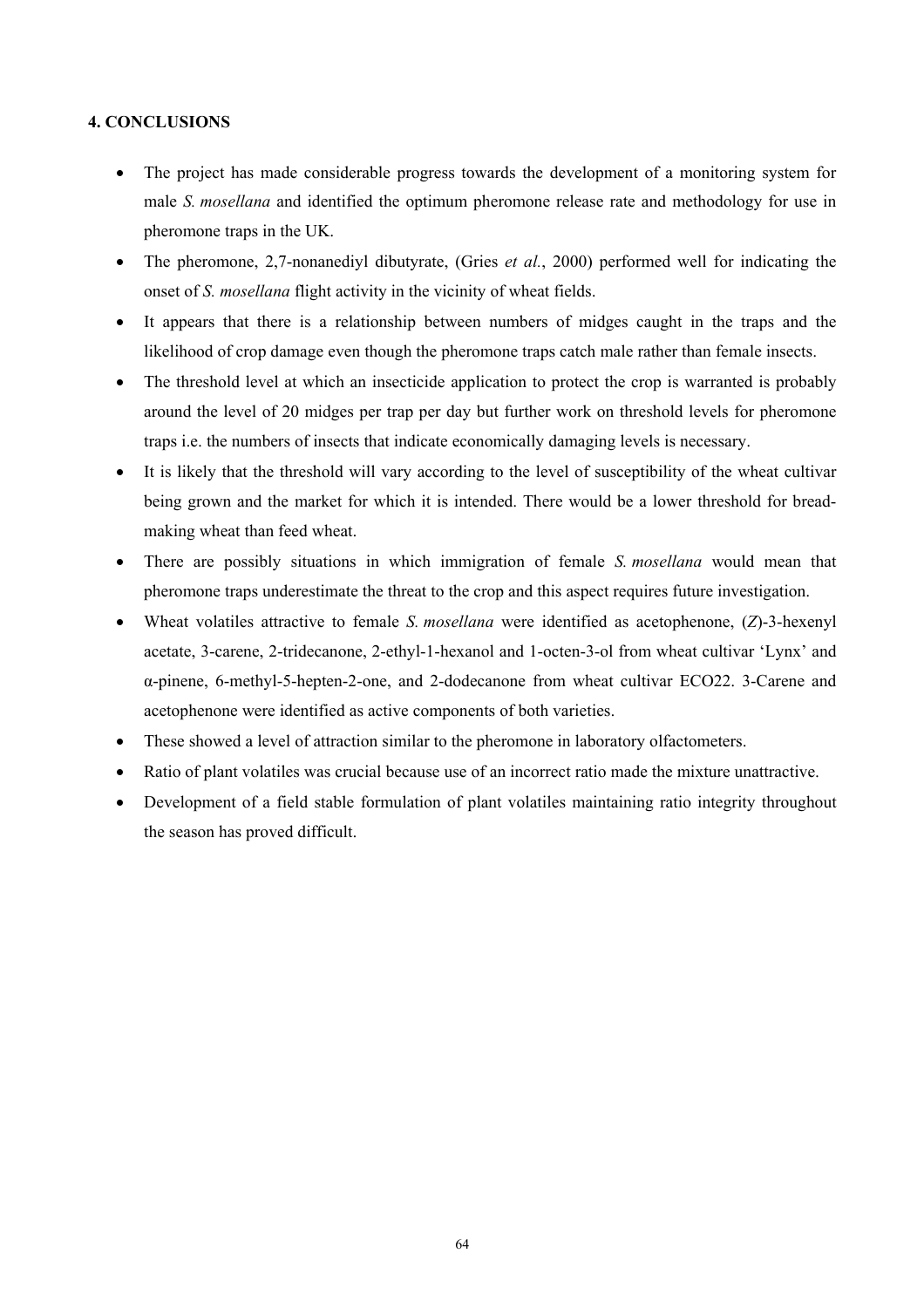### 4. CONCLUSIONS

- The project has made considerable progress towards the development of a monitoring system for male *S. mosellana* and identified the optimum pheromone release rate and methodology for use in pheromone traps in the UK.
- The pheromone, 2,7-nonanediyl dibutyrate, (Gries *et al.*, 2000) performed well for indicating the onset of *S. mosellana* flight activity in the vicinity of wheat fields.
- It appears that there is a relationship between numbers of midges caught in the traps and the likelihood of crop damage even though the pheromone traps catch male rather than female insects.
- The threshold level at which an insecticide application to protect the crop is warranted is probably around the level of 20 midges per trap per day but further work on threshold levels for pheromone traps i.e. the numbers of insects that indicate economically damaging levels is necessary.
- It is likely that the threshold will vary according to the level of susceptibility of the wheat cultivar being grown and the market for which it is intended. There would be a lower threshold for bread-making wheat than feed wheat.
- There are possibly situations in which immigration of female *S. mosellana* would mean that pheromone traps underestimate the threat to the crop and this aspect requires future investigation.
- Wheat volatiles attractive to female *S. mosellana* were identified as acetophenone, (*Z*)-3-hexenyl acetate, 3-carene, 2-tridecanone, 2-ethyl-1-hexanol and 1-octen-3-ol from wheat cultivar 'Lynx' and α-pinene, 6-methyl-5-hepten-2-one, and 2-dodecanone from wheat cultivar ECO22. 3-Carene and acetophenone were identified as active components of both varieties.
- These showed a level of attraction similar to the pheromone in laboratory olfactometers.
- Ratio of plant volatiles was crucial because use of an incorrect ratio made the mixture unattractive.
- Development of a field stable formulation of plant volatiles maintaining ratio integrity throughout the season has proved difficult.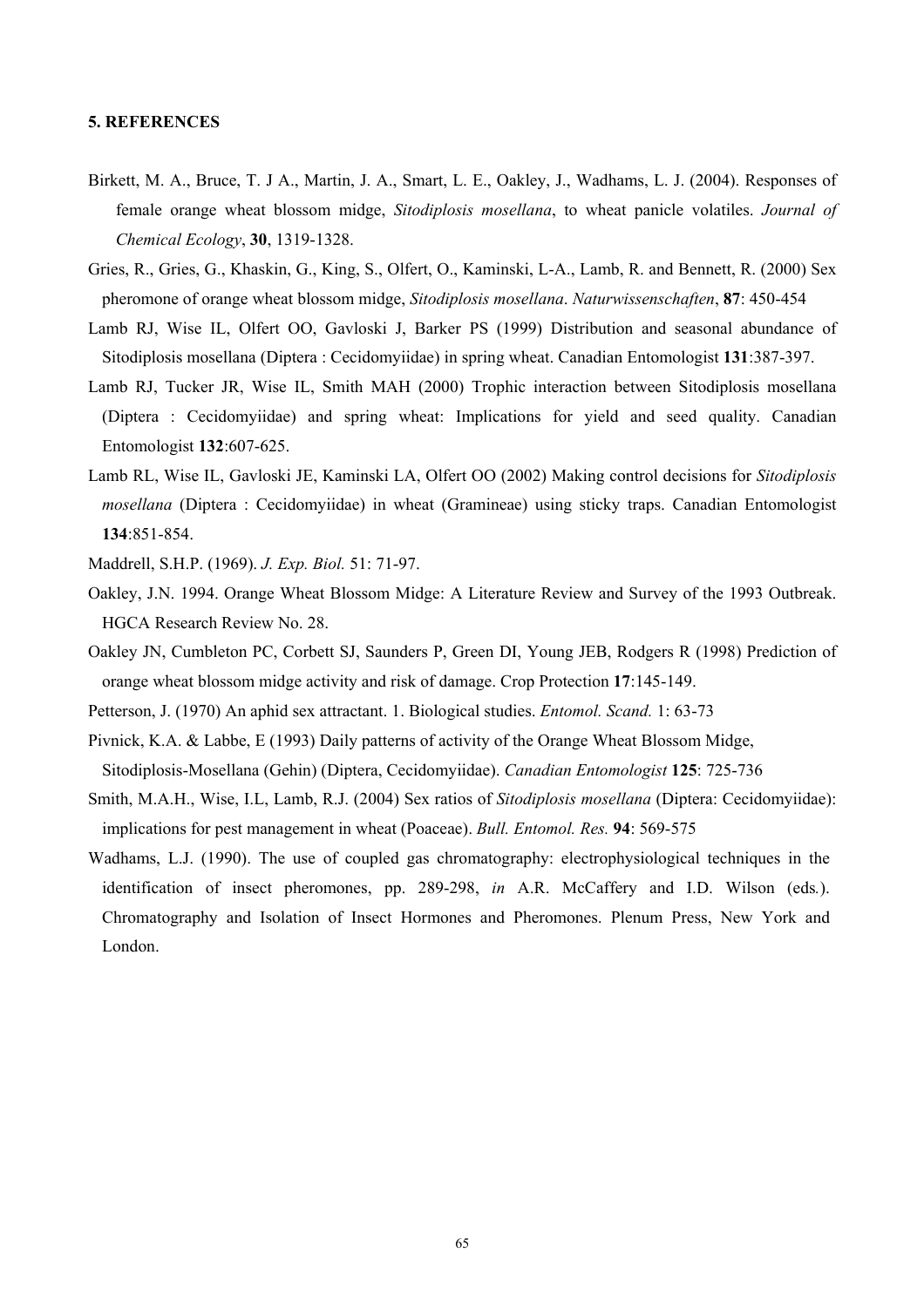### 5. REFERENCES

Birkett, M. A., Bruce, T. J A., Martin, J. A., Smart, L. E., Oakley, J., Wadhams, L. J. (2004). Responses of female orange wheat blossom midge, *Sitodiplosis mosellana*, to wheat panicle volatiles. *Journal of Chemical Ecology*, **30**, 1319-1328.

Gries, R., Gries, G., Khaskin, G., King, S., Olfert, O., Kaminski, L-A., Lamb, R. and Bennett, R. (2000) Sex pheromone of orange wheat blossom midge, *Sitodiplosis mosellana*. *Naturwissenschaften*, **87**: 450-454

Lamb RJ, Wise IL, Olfert OO, Gavloski J, Barker PS (1999) Distribution and seasonal abundance of Sitodiplosis mosellana (Diptera : Cecidomyiidae) in spring wheat. Canadian Entomologist **131**:387-397.

Lamb RJ, Tucker JR, Wise IL, Smith MAH (2000) Trophic interaction between Sitodiplosis mosellana (Diptera : Cecidomyiidae) and spring wheat: Implications for yield and seed quality. Canadian Entomologist **132**:607-625.

Lamb RL, Wise IL, Gavloski JE, Kaminski LA, Olfert OO (2002) Making control decisions for *Sitodiplosis mosellana* (Diptera : Cecidomyiidae) in wheat (Gramineae) using sticky traps. Canadian Entomologist **134**:851-854.

Maddrell, S.H.P. (1969). *J. Exp. Biol.* 51: 71-97.

Oakley, J.N. 1994. Orange Wheat Blossom Midge: A Literature Review and Survey of the 1993 Outbreak. HGCA Research Review No. 28.

Oakley JN, Cumbleton PC, Corbett SJ, Saunders P, Green DI, Young JEB, Rodgers R (1998) Prediction of orange wheat blossom midge activity and risk of damage. Crop Protection **17**:145-149.

Petterson, J. (1970) An aphid sex attractant. 1. Biological studies. *Entomol. Scand.* 1: 63-73

Pivnick, K.A. & Labbe, E (1993) Daily patterns of activity of the Orange Wheat Blossom Midge, Sitodiplosis-Mosellana (Gehin) (Diptera, Cecidomyiidae). *Canadian Entomologist* **125**: 725-736

Smith, M.A.H., Wise, I.L, Lamb, R.J. (2004) Sex ratios of *Sitodiplosis mosellana* (Diptera: Cecidomyiidae): implications for pest management in wheat (Poaceae). *Bull. Entomol. Res.* **94**: 569-575

Wadhams, L.J. (1990). The use of coupled gas chromatography: electrophysiological techniques in the identification of insect pheromones, pp. 289-298, *in* A.R. McCaffery and I.D. Wilson (eds.). Chromatography and Isolation of Insect Hormones and Pheromones. Plenum Press, New York and London.